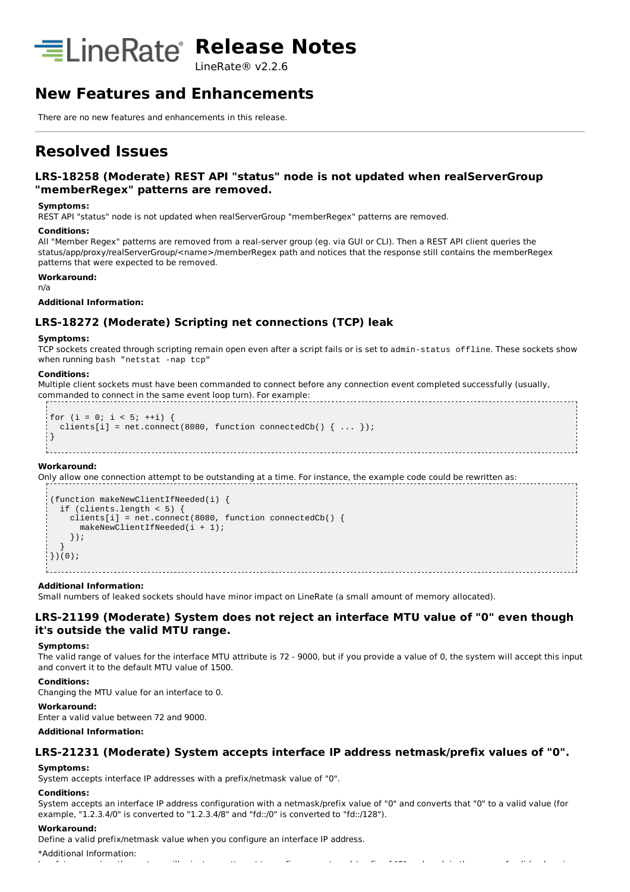# Release Notes

LineRate® v2.2.6

## New Features and Enhancements

There are no new features and enhancements in this release.

## Resolved Issues

### LRS-18258 (Moderate) REST API "status" node is not updated when realServerGroup "memberRegex" patterns are removed.

**Symptoms:**

REST API "status" node is not updated when realServerGroup "memberRegex" patterns are removed.

**Conditions:**

All "Member Regex" patterns are removed from a real-server group (eg. via GUI or CLI). Then a REST API client queries the status/app/proxy/realServerGroup/<name>/memberRegex path and notices that the response still contains the memberRegex patterns that were expected to be removed.

**Workaround:**

n/a

**Additional Information:**

### LRS-18272 (Moderate) Scripting net connections (TCP) leak

**Symptoms:**

TCP sockets created through scripting remain open even after a script fails or is set to `admin-status offline`. These sockets show when running `bash "netstat -nap tcp"`

**Conditions:**

Multiple client sockets must have been commanded to connect before any connection event completed successfully (usually, commanded to connect in the same event loop turn). For example:

```
for (i = 0; i < 5; ++i) {
  clients[i] = net.connect(8080, function connectedCb() { ... });
}
```

**Workaround:**

Only allow one connection attempt to be outstanding at a time. For instance, the example code could be rewritten as:

```
(function makeNewClientIfNeeded(i) {
  if (clients.length < 5) {
    clients[i] = net.connect(8080, function connectedCb() {
      makeNewClientIfNeeded(i + 1);
    });
  }
})(0);
```

**Additional Information:**

Small numbers of leaked sockets should have minor impact on LineRate (a small amount of memory allocated).

### LRS-21199 (Moderate) System does not reject an interface MTU value of "0" even though it's outside the valid MTU range.

**Symptoms:**

The valid range of values for the interface MTU attribute is 72 - 9000, but if you provide a value of 0, the system will accept this input and convert it to the default MTU value of 1500.

**Conditions:**

Changing the MTU value for an interface to 0.

**Workaround:**

Enter a valid value between 72 and 9000.

**Additional Information:**

### LRS-21231 (Moderate) System accepts interface IP address netmask/prefix values of "0".

**Symptoms:**

System accepts interface IP addresses with a prefix/netmask value of "0".

**Conditions:**

System accepts an interface IP address configuration with a netmask/prefix value of "0" and converts that "0" to a valid value (for example, "1.2.3.4/0" is converted to "1.2.3.4/8" and "fd::/0" is converted to "fd::/128").

**Workaround:**

Define a valid prefix/netmask value when you configure an interface IP address.

*Additional Information: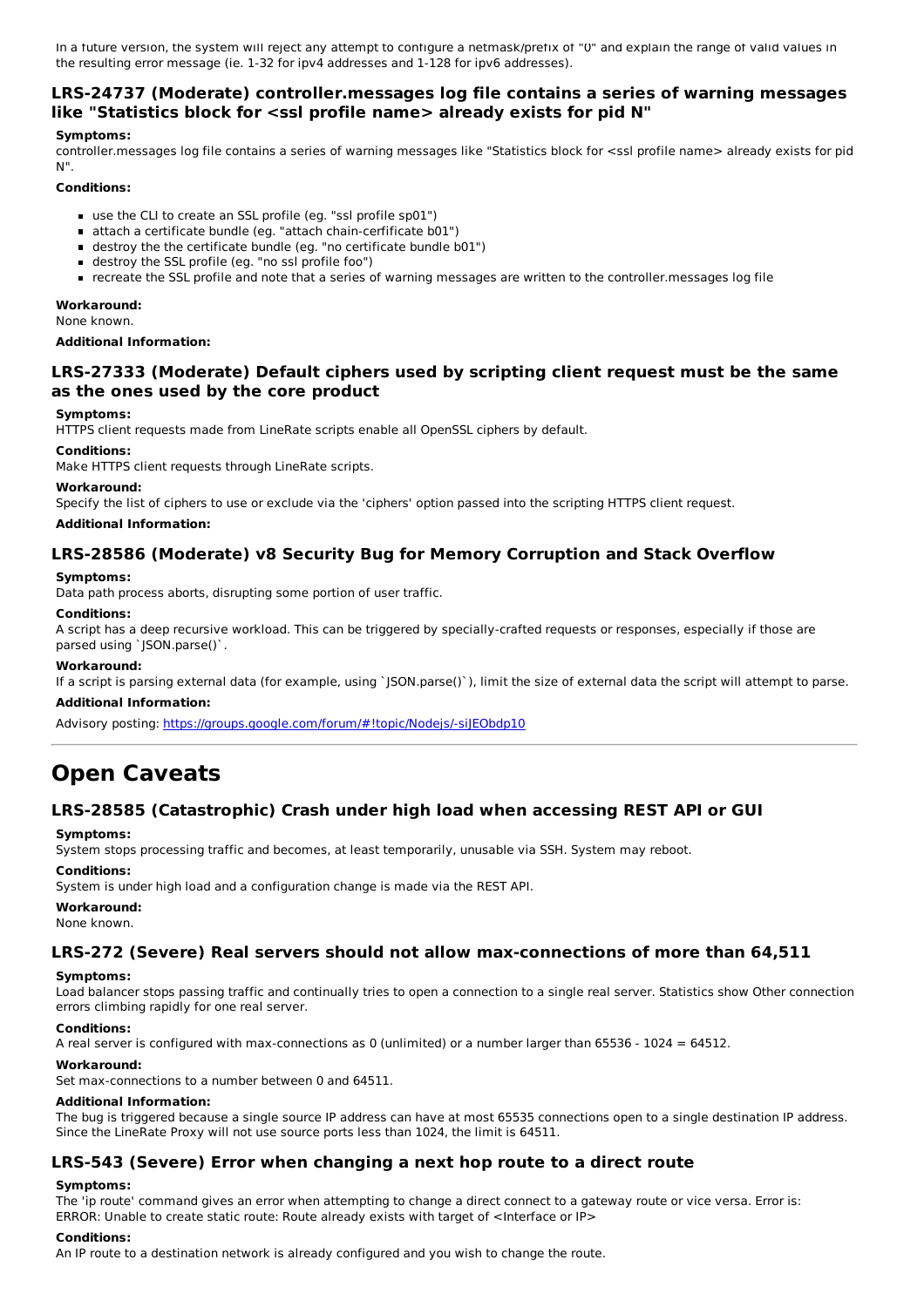In a future version, the system will reject any attempt to configure a netmask/prefix of "0" and explain the range of valid values in the resulting error message (ie. 1-32 for ipv4 addresses and 1-128 for ipv6 addresses).

### LRS-24737 (Moderate) controller.messages log file contains a series of warning messages like "Statistics block for <ssl profile name> already exists for pid N"

**Symptoms:**

controller.messages log file contains a series of warning messages like "Statistics block for <ssl profile name> already exists for pid N".

**Conditions:**

- use the CLI to create an SSL profile (eg. "ssl profile sp01")
- attach a certificate bundle (eg. "attach chain-cerfificate b01")
- destroy the the certificate bundle (eg. "no certificate bundle b01")
- destroy the SSL profile (eg. "no ssl profile foo")
- recreate the SSL profile and note that a series of warning messages are written to the controller.messages log file

**Workaround:**

None known.

**Additional Information:**

### LRS-27333 (Moderate) Default ciphers used by scripting client request must be the same as the ones used by the core product

**Symptoms:**

HTTPS client requests made from LineRate scripts enable all OpenSSL ciphers by default.

**Conditions:**

Make HTTPS client requests through LineRate scripts.

**Workaround:**

Specify the list of ciphers to use or exclude via the 'ciphers' option passed into the scripting HTTPS client request.

**Additional Information:**

### LRS-28586 (Moderate) v8 Security Bug for Memory Corruption and Stack Overflow

**Symptoms:**

Data path process aborts, disrupting some portion of user traffic.

**Conditions:**

A script has a deep recursive workload. This can be triggered by specially-crafted requests or responses, especially if those are parsed using `JSON.parse()`.

**Workaround:**

If a script is parsing external data (for example, using `JSON.parse()`), limit the size of external data the script will attempt to parse.

**Additional Information:**

Advisory posting: https://groups.google.com/forum/#!topic/Nodejs/-siJEObdp10

---

## Open Caveats

### LRS-28585 (Catastrophic) Crash under high load when accessing REST API or GUI

**Symptoms:**

System stops processing traffic and becomes, at least temporarily, unusable via SSH. System may reboot.

**Conditions:**

System is under high load and a configuration change is made via the REST API.

**Workaround:**

None known.

### LRS-272 (Severe) Real servers should not allow max-connections of more than 64,511

**Symptoms:**

Load balancer stops passing traffic and continually tries to open a connection to a single real server. Statistics show Other connection errors climbing rapidly for one real server.

**Conditions:**

A real server is configured with max-connections as 0 (unlimited) or a number larger than 65536 - 1024 = 64512.

**Workaround:**

Set max-connections to a number between 0 and 64511.

**Additional Information:**

The bug is triggered because a single source IP address can have at most 65535 connections open to a single destination IP address. Since the LineRate Proxy will not use source ports less than 1024, the limit is 64511.

### LRS-543 (Severe) Error when changing a next hop route to a direct route

**Symptoms:**

The 'ip route' command gives an error when attempting to change a direct connect to a gateway route or vice versa. Error is:
ERROR: Unable to create static route: Route already exists with target of <Interface or IP>

**Conditions:**

An IP route to a destination network is already configured and you wish to change the route.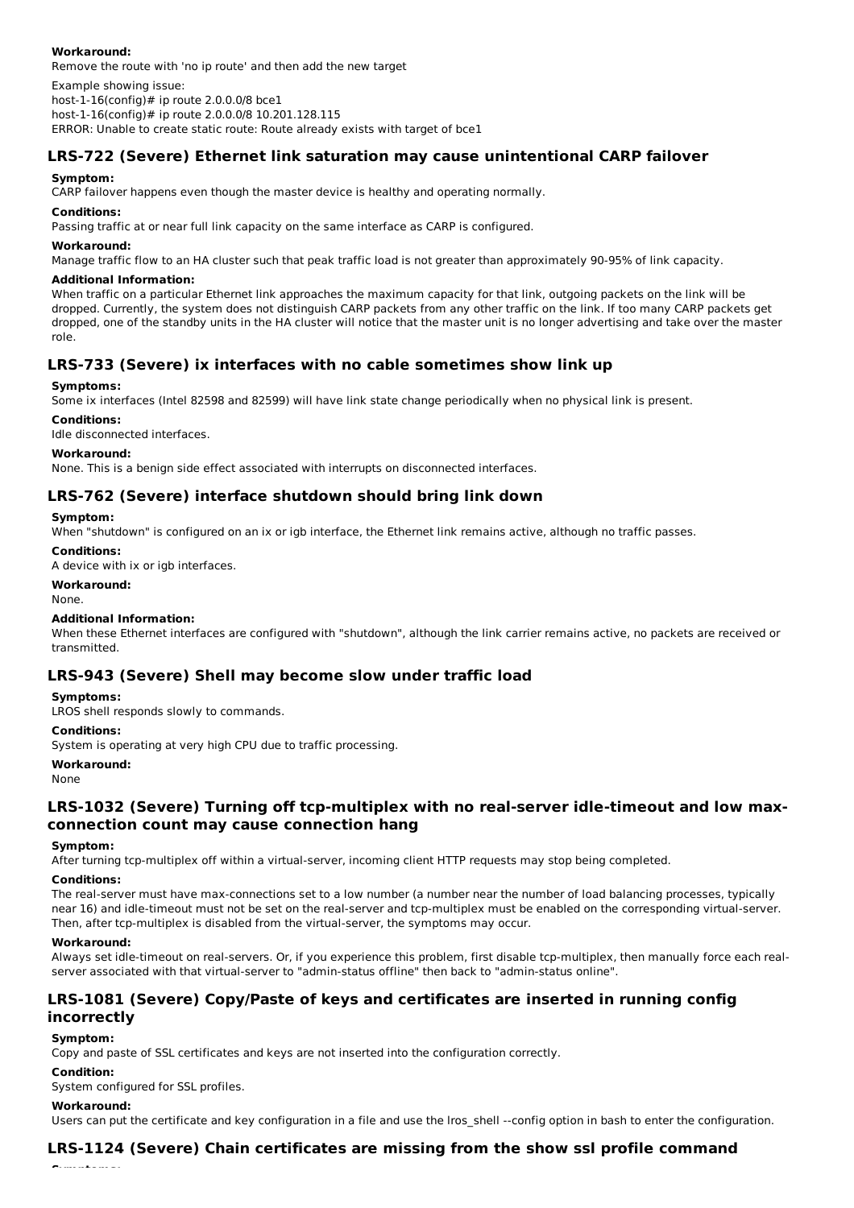**Workaround:**

Remove the route with 'no ip route' and then add the new target

Example showing issue:
host-1-16(config)# ip route 2.0.0.0/8 bce1
host-1-16(config)# ip route 2.0.0.0/8 10.201.128.115
ERROR: Unable to create static route: Route already exists with target of bce1

## LRS-722 (Severe) Ethernet link saturation may cause unintentional CARP failover

**Symptom:**

CARP failover happens even though the master device is healthy and operating normally.

**Conditions:**

Passing traffic at or near full link capacity on the same interface as CARP is configured.

**Workaround:**

Manage traffic flow to an HA cluster such that peak traffic load is not greater than approximately 90-95% of link capacity.

**Additional Information:**

When traffic on a particular Ethernet link approaches the maximum capacity for that link, outgoing packets on the link will be dropped. Currently, the system does not distinguish CARP packets from any other traffic on the link. If too many CARP packets get dropped, one of the standby units in the HA cluster will notice that the master unit is no longer advertising and take over the master role.

## LRS-733 (Severe) ix interfaces with no cable sometimes show link up

**Symptoms:**

Some ix interfaces (Intel 82598 and 82599) will have link state change periodically when no physical link is present.

**Conditions:**

Idle disconnected interfaces.

**Workaround:**

None. This is a benign side effect associated with interrupts on disconnected interfaces.

## LRS-762 (Severe) interface shutdown should bring link down

**Symptom:**

When "shutdown" is configured on an ix or igb interface, the Ethernet link remains active, although no traffic passes.

**Conditions:**

A device with ix or igb interfaces.

**Workaround:**

None.

**Additional Information:**

When these Ethernet interfaces are configured with "shutdown", although the link carrier remains active, no packets are received or transmitted.

## LRS-943 (Severe) Shell may become slow under traffic load

**Symptoms:**

LROS shell responds slowly to commands.

**Conditions:**

System is operating at very high CPU due to traffic processing.

**Workaround:**

None

## LRS-1032 (Severe) Turning off tcp-multiplex with no real-server idle-timeout and low max-connection count may cause connection hang

**Symptom:**

After turning tcp-multiplex off within a virtual-server, incoming client HTTP requests may stop being completed.

**Conditions:**

The real-server must have max-connections set to a low number (a number near the number of load balancing processes, typically near 16) and idle-timeout must not be set on the real-server and tcp-multiplex must be enabled on the corresponding virtual-server. Then, after tcp-multiplex is disabled from the virtual-server, the symptoms may occur.

**Workaround:**

Always set idle-timeout on real-servers. Or, if you experience this problem, first disable tcp-multiplex, then manually force each real-server associated with that virtual-server to "admin-status offline" then back to "admin-status online".

## LRS-1081 (Severe) Copy/Paste of keys and certificates are inserted in running config incorrectly

**Symptom:**

Copy and paste of SSL certificates and keys are not inserted into the configuration correctly.

**Condition:**

System configured for SSL profiles.

**Workaround:**

Users can put the certificate and key configuration in a file and use the lros_shell --config option in bash to enter the configuration.

## LRS-1124 (Severe) Chain certificates are missing from the show ssl profile command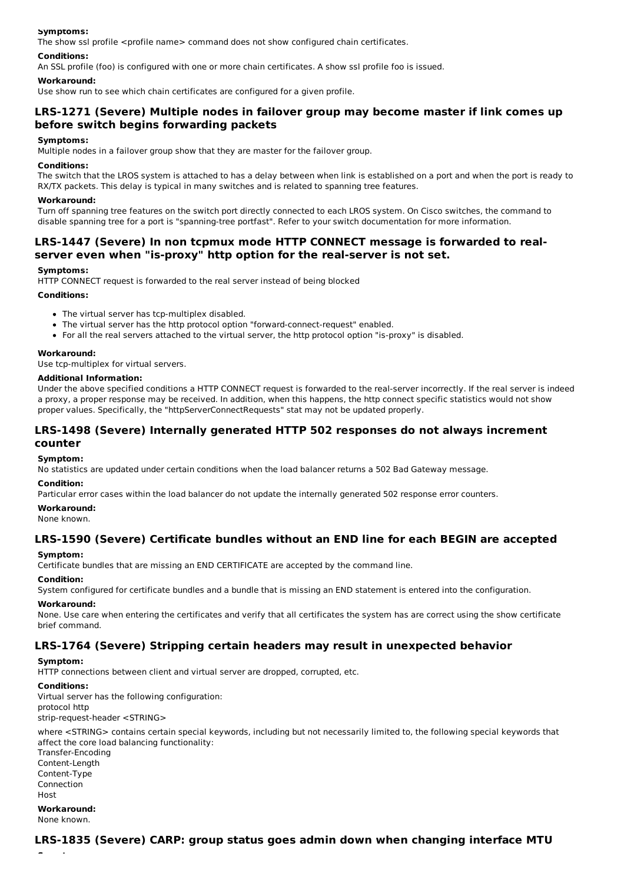**Symptoms:**

The show ssl profile <profile name> command does not show configured chain certificates.

**Conditions:**

An SSL profile (foo) is configured with one or more chain certificates. A show ssl profile foo is issued.

**Workaround:**

Use show run to see which chain certificates are configured for a given profile.

## LRS-1271 (Severe) Multiple nodes in failover group may become master if link comes up before switch begins forwarding packets

**Symptoms:**

Multiple nodes in a failover group show that they are master for the failover group.

**Conditions:**

The switch that the LROS system is attached to has a delay between when link is established on a port and when the port is ready to RX/TX packets. This delay is typical in many switches and is related to spanning tree features.

**Workaround:**

Turn off spanning tree features on the switch port directly connected to each LROS system. On Cisco switches, the command to disable spanning tree for a port is "spanning-tree portfast". Refer to your switch documentation for more information.

## LRS-1447 (Severe) In non tcpmux mode HTTP CONNECT message is forwarded to real-server even when "is-proxy" http option for the real-server is not set.

**Symptoms:**

HTTP CONNECT request is forwarded to the real server instead of being blocked

**Conditions:**

- The virtual server has tcp-multiplex disabled.
- The virtual server has the http protocol option "forward-connect-request" enabled.
- For all the real servers attached to the virtual server, the http protocol option "is-proxy" is disabled.

**Workaround:**

Use tcp-multiplex for virtual servers.

**Additional Information:**

Under the above specified conditions a HTTP CONNECT request is forwarded to the real-server incorrectly. If the real server is indeed a proxy, a proper response may be received. In addition, when this happens, the http connect specific statistics would not show proper values. Specifically, the "httpServerConnectRequests" stat may not be updated properly.

## LRS-1498 (Severe) Internally generated HTTP 502 responses do not always increment counter

**Symptom:**

No statistics are updated under certain conditions when the load balancer returns a 502 Bad Gateway message.

**Condition:**

Particular error cases within the load balancer do not update the internally generated 502 response error counters.

**Workaround:**

None known.

## LRS-1590 (Severe) Certificate bundles without an END line for each BEGIN are accepted

**Symptom:**

Certificate bundles that are missing an END CERTIFICATE are accepted by the command line.

**Condition:**

System configured for certificate bundles and a bundle that is missing an END statement is entered into the configuration.

**Workaround:**

None. Use care when entering the certificates and verify that all certificates the system has are correct using the show certificate brief command.

## LRS-1764 (Severe) Stripping certain headers may result in unexpected behavior

**Symptom:**

HTTP connections between client and virtual server are dropped, corrupted, etc.

**Conditions:**

Virtual server has the following configuration:
protocol http
strip-request-header <STRING>

where <STRING> contains certain special keywords, including but not necessarily limited to, the following special keywords that affect the core load balancing functionality:
Transfer-Encoding
Content-Length
Content-Type
Connection
Host

**Workaround:**

None known.

## LRS-1835 (Severe) CARP: group status goes admin down when changing interface MTU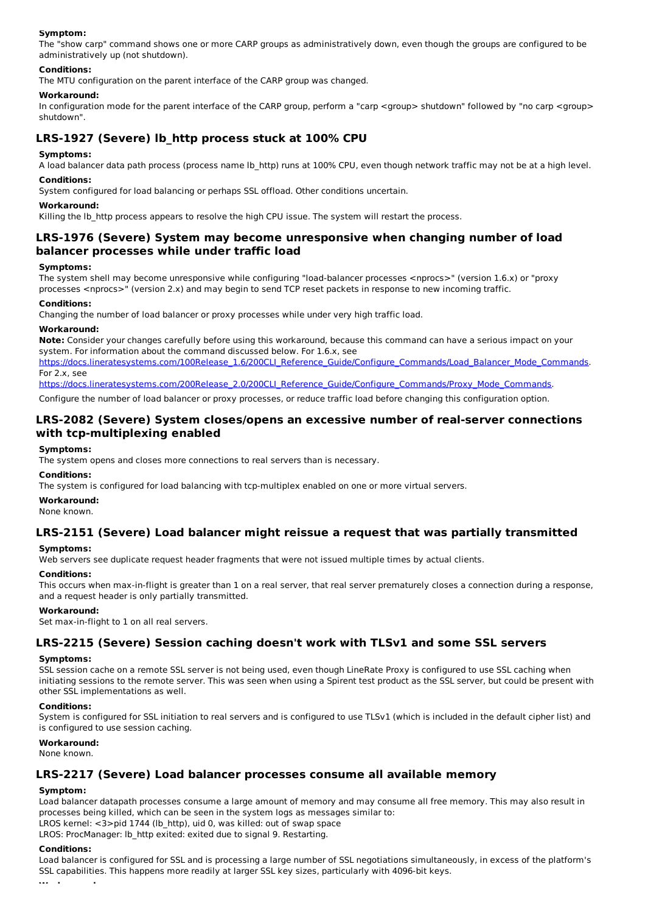**Symptom:**

The "show carp" command shows one or more CARP groups as administratively down, even though the groups are configured to be administratively up (not shutdown).

**Conditions:**

The MTU configuration on the parent interface of the CARP group was changed.

**Workaround:**

In configuration mode for the parent interface of the CARP group, perform a "carp <group> shutdown" followed by "no carp <group> shutdown".

## LRS-1927 (Severe) lb_http process stuck at 100% CPU

**Symptoms:**

A load balancer data path process (process name lb_http) runs at 100% CPU, even though network traffic may not be at a high level.

**Conditions:**

System configured for load balancing or perhaps SSL offload. Other conditions uncertain.

**Workaround:**

Killing the lb_http process appears to resolve the high CPU issue. The system will restart the process.

## LRS-1976 (Severe) System may become unresponsive when changing number of load balancer processes while under traffic load

**Symptoms:**

The system shell may become unresponsive while configuring "load-balancer processes <nprocs>" (version 1.6.x) or "proxy processes <nprocs>" (version 2.x) and may begin to send TCP reset packets in response to new incoming traffic.

**Conditions:**

Changing the number of load balancer or proxy processes while under very high traffic load.

**Workaround:**

**Note:** Consider your changes carefully before using this workaround, because this command can have a serious impact on your system. For information about the command discussed below. For 1.6.x, see [https://docs.lineratesystems.com/100Release_1.6/200CLI_Reference_Guide/Configure_Commands/Load_Balancer_Mode_Commands](https://docs.lineratesystems.com/100Release_1.6/200CLI_Reference_Guide/Configure_Commands/Load_Balancer_Mode_Commands). For 2.x, see [https://docs.lineratesystems.com/200Release_2.0/200CLI_Reference_Guide/Configure_Commands/Proxy_Mode_Commands](https://docs.lineratesystems.com/200Release_2.0/200CLI_Reference_Guide/Configure_Commands/Proxy_Mode_Commands).

Configure the number of load balancer or proxy processes, or reduce traffic load before changing this configuration option.

## LRS-2082 (Severe) System closes/opens an excessive number of real-server connections with tcp-multiplexing enabled

**Symptoms:**

The system opens and closes more connections to real servers than is necessary.

**Conditions:**

The system is configured for load balancing with tcp-multiplex enabled on one or more virtual servers.

**Workaround:**

None known.

## LRS-2151 (Severe) Load balancer might reissue a request that was partially transmitted

**Symptoms:**

Web servers see duplicate request header fragments that were not issued multiple times by actual clients.

**Conditions:**

This occurs when max-in-flight is greater than 1 on a real server, that real server prematurely closes a connection during a response, and a request header is only partially transmitted.

**Workaround:**

Set max-in-flight to 1 on all real servers.

## LRS-2215 (Severe) Session caching doesn't work with TLSv1 and some SSL servers

**Symptoms:**

SSL session cache on a remote SSL server is not being used, even though LineRate Proxy is configured to use SSL caching when initiating sessions to the remote server. This was seen when using a Spirent test product as the SSL server, but could be present with other SSL implementations as well.

**Conditions:**

System is configured for SSL initiation to real servers and is configured to use TLSv1 (which is included in the default cipher list) and is configured to use session caching.

**Workaround:**

None known.

## LRS-2217 (Severe) Load balancer processes consume all available memory

**Symptom:**

Load balancer datapath processes consume a large amount of memory and may consume all free memory. This may also result in processes being killed, which can be seen in the system logs as messages similar to:
LROS kernel: <3>pid 1744 (lb_http), uid 0, was killed: out of swap space
LROS: ProcManager: lb_http exited: exited due to signal 9. Restarting.

**Conditions:**

Load balancer is configured for SSL and is processing a large number of SSL negotiations simultaneously, in excess of the platform's SSL capabilities. This happens more readily at larger SSL key sizes, particularly with 4096-bit keys.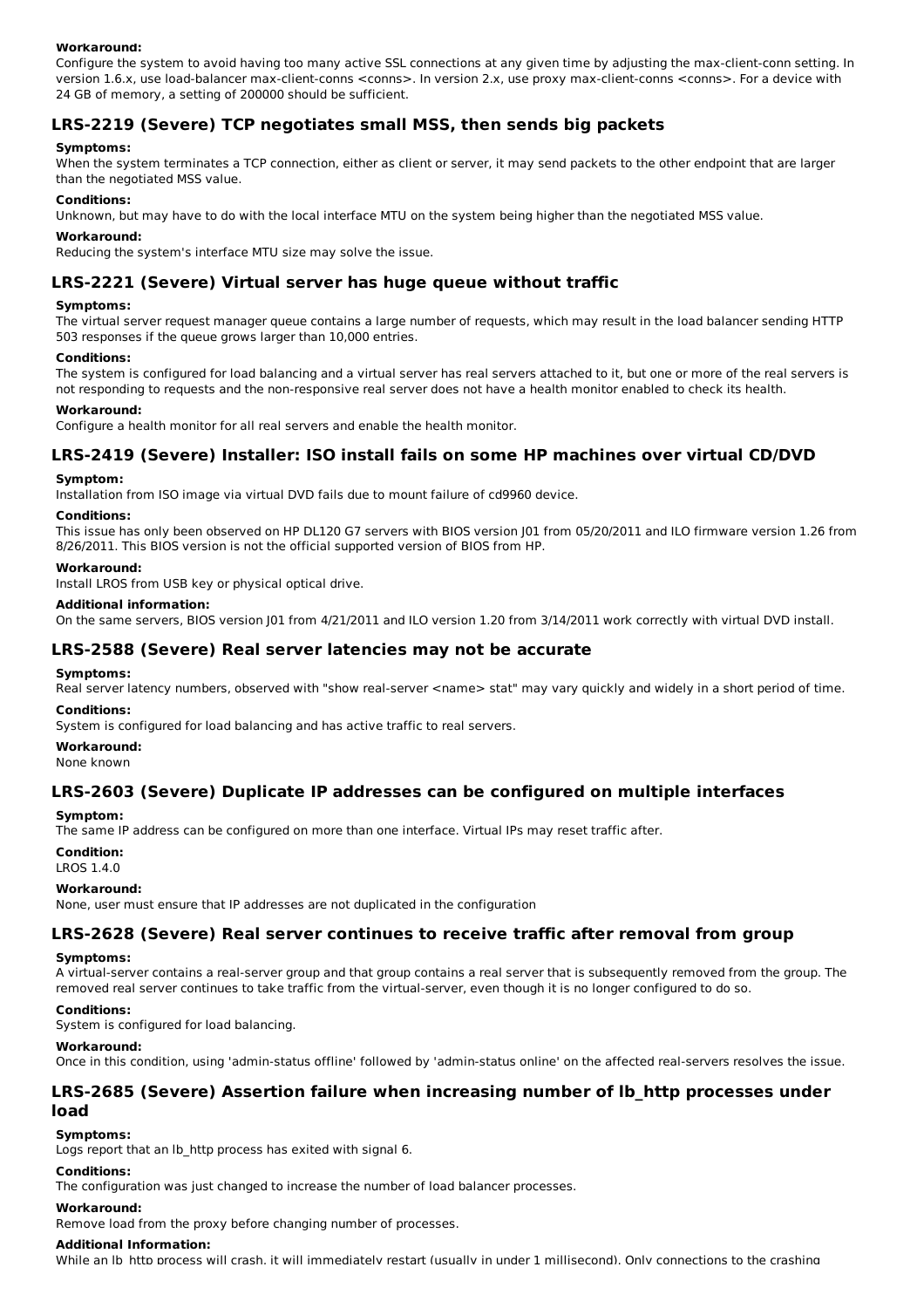#### Workaround:

Configure the system to avoid having too many active SSL connections at any given time by adjusting the max-client-conn setting. In version 1.6.x, use load-balancer max-client-conns <conns>. In version 2.x, use proxy max-client-conns <conns>. For a device with 24 GB of memory, a setting of 200000 should be sufficient.

## LRS-2219 (Severe) TCP negotiates small MSS, then sends big packets

#### Symptoms:

When the system terminates a TCP connection, either as client or server, it may send packets to the other endpoint that are larger than the negotiated MSS value.

#### Conditions:

Unknown, but may have to do with the local interface MTU on the system being higher than the negotiated MSS value.

#### Workaround:

Reducing the system's interface MTU size may solve the issue.

## LRS-2221 (Severe) Virtual server has huge queue without traffic

#### Symptoms:

The virtual server request manager queue contains a large number of requests, which may result in the load balancer sending HTTP 503 responses if the queue grows larger than 10,000 entries.

#### Conditions:

The system is configured for load balancing and a virtual server has real servers attached to it, but one or more of the real servers is not responding to requests and the non-responsive real server does not have a health monitor enabled to check its health.

#### Workaround:

Configure a health monitor for all real servers and enable the health monitor.

## LRS-2419 (Severe) Installer: ISO install fails on some HP machines over virtual CD/DVD

#### Symptom:

Installation from ISO image via virtual DVD fails due to mount failure of cd9960 device.

#### Conditions:

This issue has only been observed on HP DL120 G7 servers with BIOS version J01 from 05/20/2011 and ILO firmware version 1.26 from 8/26/2011. This BIOS version is not the official supported version of BIOS from HP.

#### Workaround:

Install LROS from USB key or physical optical drive.

#### Additional information:

On the same servers, BIOS version J01 from 4/21/2011 and ILO version 1.20 from 3/14/2011 work correctly with virtual DVD install.

## LRS-2588 (Severe) Real server latencies may not be accurate

#### Symptoms:

Real server latency numbers, observed with "show real-server <name> stat" may vary quickly and widely in a short period of time.

#### Conditions:

System is configured for load balancing and has active traffic to real servers.

#### Workaround:

None known

## LRS-2603 (Severe) Duplicate IP addresses can be configured on multiple interfaces

#### Symptom:

The same IP address can be configured on more than one interface. Virtual IPs may reset traffic after.

#### Condition:

LROS 1.4.0

#### Workaround:

None, user must ensure that IP addresses are not duplicated in the configuration

## LRS-2628 (Severe) Real server continues to receive traffic after removal from group

#### Symptoms:

A virtual-server contains a real-server group and that group contains a real server that is subsequently removed from the group. The removed real server continues to take traffic from the virtual-server, even though it is no longer configured to do so.

#### Conditions:

System is configured for load balancing.

#### Workaround:

Once in this condition, using 'admin-status offline' followed by 'admin-status online' on the affected real-servers resolves the issue.

## LRS-2685 (Severe) Assertion failure when increasing number of lb_http processes under load

#### Symptoms:

Logs report that an lb_http process has exited with signal 6.

#### Conditions:

The configuration was just changed to increase the number of load balancer processes.

#### Workaround:

Remove load from the proxy before changing number of processes.

#### Additional Information:

While an lb_http process will crash, it will immediately restart (usually in under 1 millisecond). Only connections to the crashing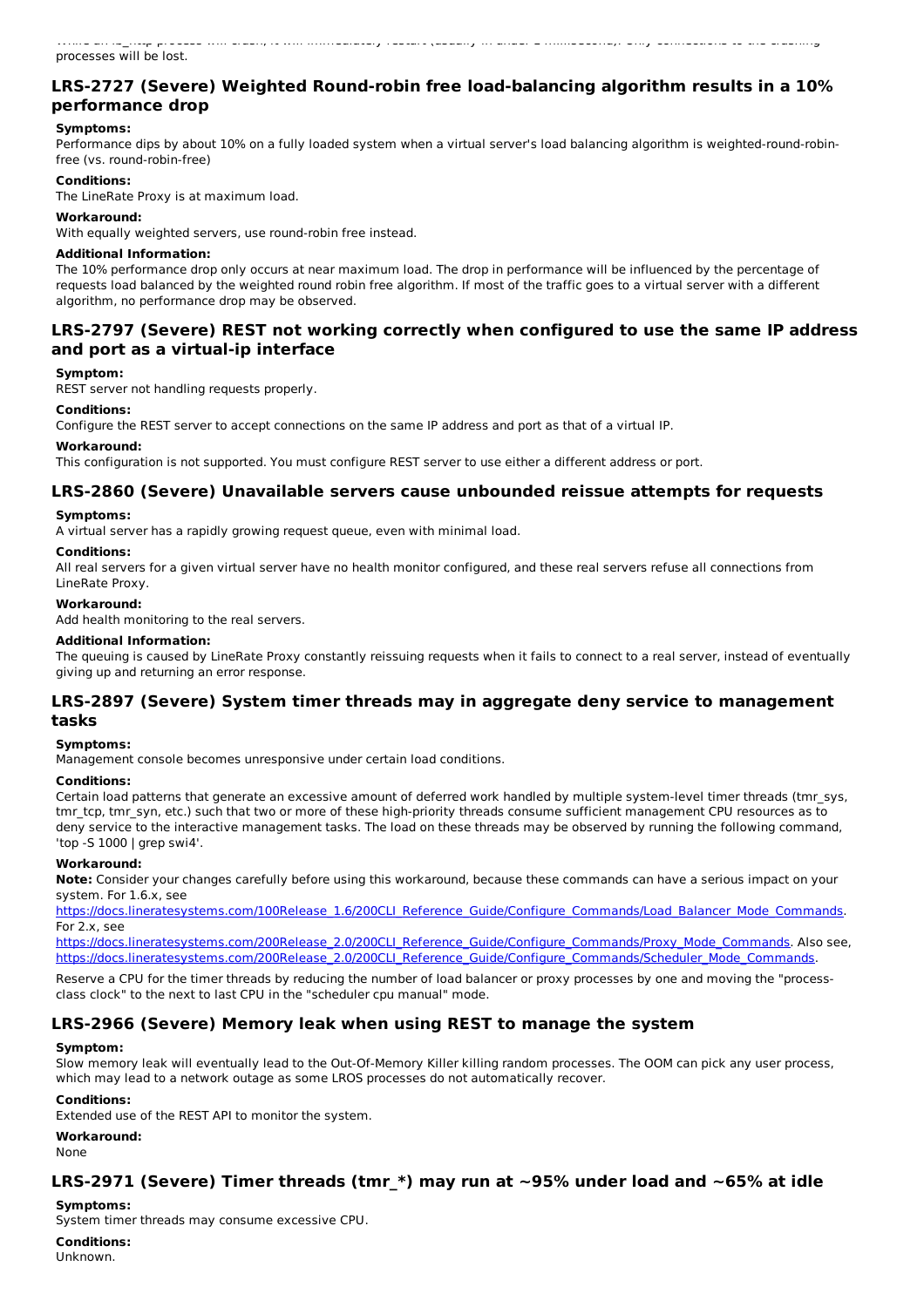processes will be lost.

## LRS-2727 (Severe) Weighted Round-robin free load-balancing algorithm results in a 10% performance drop

**Symptoms:**

Performance dips by about 10% on a fully loaded system when a virtual server's load balancing algorithm is weighted-round-robin-free (vs. round-robin-free)

**Conditions:**

The LineRate Proxy is at maximum load.

**Workaround:**

With equally weighted servers, use round-robin free instead.

**Additional Information:**

The 10% performance drop only occurs at near maximum load. The drop in performance will be influenced by the percentage of requests load balanced by the weighted round robin free algorithm. If most of the traffic goes to a virtual server with a different algorithm, no performance drop may be observed.

## LRS-2797 (Severe) REST not working correctly when configured to use the same IP address and port as a virtual-ip interface

**Symptom:**

REST server not handling requests properly.

**Conditions:**

Configure the REST server to accept connections on the same IP address and port as that of a virtual IP.

**Workaround:**

This configuration is not supported. You must configure REST server to use either a different address or port.

## LRS-2860 (Severe) Unavailable servers cause unbounded reissue attempts for requests

**Symptoms:**

A virtual server has a rapidly growing request queue, even with minimal load.

**Conditions:**

All real servers for a given virtual server have no health monitor configured, and these real servers refuse all connections from LineRate Proxy.

**Workaround:**

Add health monitoring to the real servers.

**Additional Information:**

The queuing is caused by LineRate Proxy constantly reissuing requests when it fails to connect to a real server, instead of eventually giving up and returning an error response.

## LRS-2897 (Severe) System timer threads may in aggregate deny service to management tasks

**Symptoms:**

Management console becomes unresponsive under certain load conditions.

**Conditions:**

Certain load patterns that generate an excessive amount of deferred work handled by multiple system-level timer threads (tmr_sys, tmr_tcp, tmr_syn, etc.) such that two or more of these high-priority threads consume sufficient management CPU resources as to deny service to the interactive management tasks. The load on these threads may be observed by running the following command, 'top -S 1000 | grep swi4'.

**Workaround:**

**Note:** Consider your changes carefully before using this workaround, because these commands can have a serious impact on your system. For 1.6.x, see https://docs.lineratesystems.com/100Release_1.6/200CLI_Reference_Guide/Configure_Commands/Load_Balancer_Mode_Commands. For 2.x, see https://docs.lineratesystems.com/200Release_2.0/200CLI_Reference_Guide/Configure_Commands/Proxy_Mode_Commands. Also see, https://docs.lineratesystems.com/200Release_2.0/200CLI_Reference_Guide/Configure_Commands/Scheduler_Mode_Commands.

Reserve a CPU for the timer threads by reducing the number of load balancer or proxy processes by one and moving the "process-class clock" to the next to last CPU in the "scheduler cpu manual" mode.

## LRS-2966 (Severe) Memory leak when using REST to manage the system

**Symptom:**

Slow memory leak will eventually lead to the Out-Of-Memory Killer killing random processes. The OOM can pick any user process, which may lead to a network outage as some LROS processes do not automatically recover.

**Conditions:**

Extended use of the REST API to monitor the system.

**Workaround:**

None

## LRS-2971 (Severe) Timer threads (tmr_*) may run at ~95% under load and ~65% at idle

**Symptoms:**

System timer threads may consume excessive CPU.

**Conditions:**

Unknown.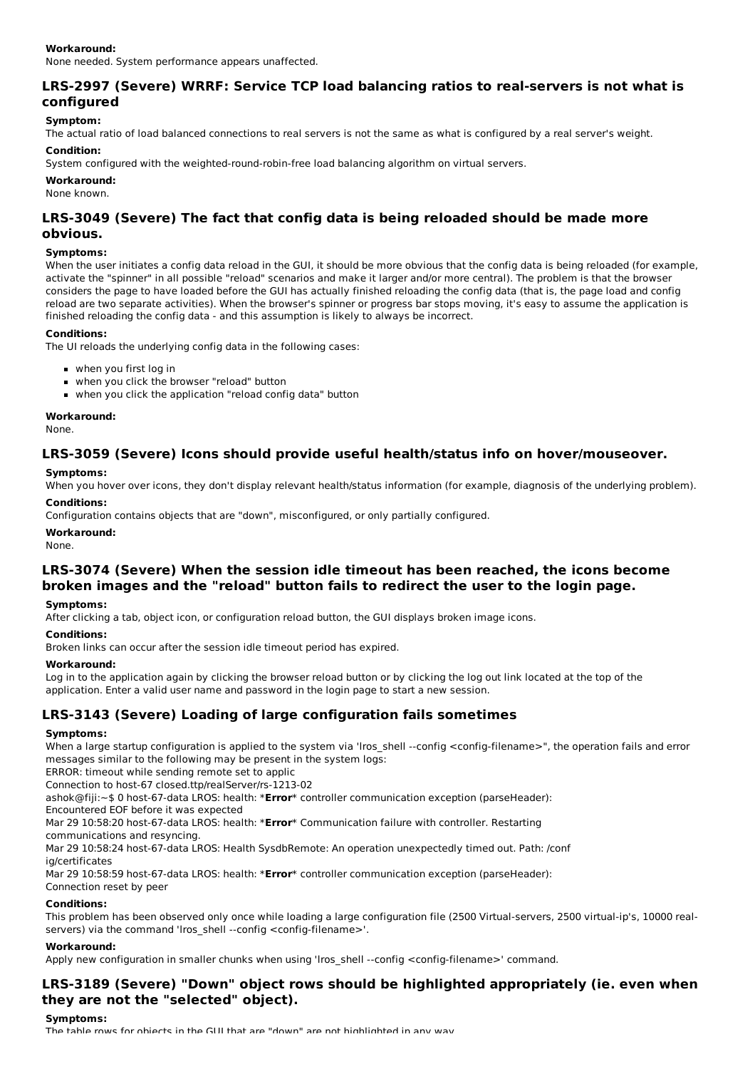**Workaround:**
None needed. System performance appears unaffected.

## LRS-2997 (Severe) WRRF: Service TCP load balancing ratios to real-servers is not what is configured

**Symptom:**
The actual ratio of load balanced connections to real servers is not the same as what is configured by a real server's weight.

**Condition:**
System configured with the weighted-round-robin-free load balancing algorithm on virtual servers.

**Workaround:**
None known.

## LRS-3049 (Severe) The fact that config data is being reloaded should be made more obvious.

**Symptoms:**
When the user initiates a config data reload in the GUI, it should be more obvious that the config data is being reloaded (for example, activate the "spinner" in all possible "reload" scenarios and make it larger and/or more central). The problem is that the browser considers the page to have loaded before the GUI has actually finished reloading the config data (that is, the page load and config reload are two separate activities). When the browser's spinner or progress bar stops moving, it's easy to assume the application is finished reloading the config data - and this assumption is likely to always be incorrect.

**Conditions:**
The UI reloads the underlying config data in the following cases:

- when you first log in
- when you click the browser "reload" button
- when you click the application "reload config data" button

**Workaround:**
None.

## LRS-3059 (Severe) Icons should provide useful health/status info on hover/mouseover.

**Symptoms:**
When you hover over icons, they don't display relevant health/status information (for example, diagnosis of the underlying problem).

**Conditions:**
Configuration contains objects that are "down", misconfigured, or only partially configured.

**Workaround:**
None.

## LRS-3074 (Severe) When the session idle timeout has been reached, the icons become broken images and the "reload" button fails to redirect the user to the login page.

**Symptoms:**
After clicking a tab, object icon, or configuration reload button, the GUI displays broken image icons.

**Conditions:**
Broken links can occur after the session idle timeout period has expired.

**Workaround:**
Log in to the application again by clicking the browser reload button or by clicking the log out link located at the top of the application. Enter a valid user name and password in the login page to start a new session.

## LRS-3143 (Severe) Loading of large configuration fails sometimes

**Symptoms:**
When a large startup configuration is applied to the system via 'lros_shell --config <config-filename>", the operation fails and error messages similar to the following may be present in the system logs:
ERROR: timeout while sending remote set to applic
Connection to host-67 closed.ttp/realServer/rs-1213-02
ashok@fiji:~$ 0 host-67-data LROS: health: ***Error*** controller communication exception (parseHeader):
Encountered EOF before it was expected
Mar 29 10:58:20 host-67-data LROS: health: ***Error*** Communication failure with controller. Restarting
communications and resyncing.
Mar 29 10:58:24 host-67-data LROS: Health SysdbRemote: An operation unexpectedly timed out. Path: /conf
ig/certificates
Mar 29 10:58:59 host-67-data LROS: health: ***Error*** controller communication exception (parseHeader):
Connection reset by peer

**Conditions:**
This problem has been observed only once while loading a large configuration file (2500 Virtual-servers, 2500 virtual-ip's, 10000 real-servers) via the command 'lros_shell --config <config-filename>'.

**Workaround:**
Apply new configuration in smaller chunks when using 'lros_shell --config <config-filename>' command.

## LRS-3189 (Severe) "Down" object rows should be highlighted appropriately (ie. even when they are not the "selected" object).

**Symptoms:**
The table rows for objects in the GUI that are "down" are not highlighted in any way.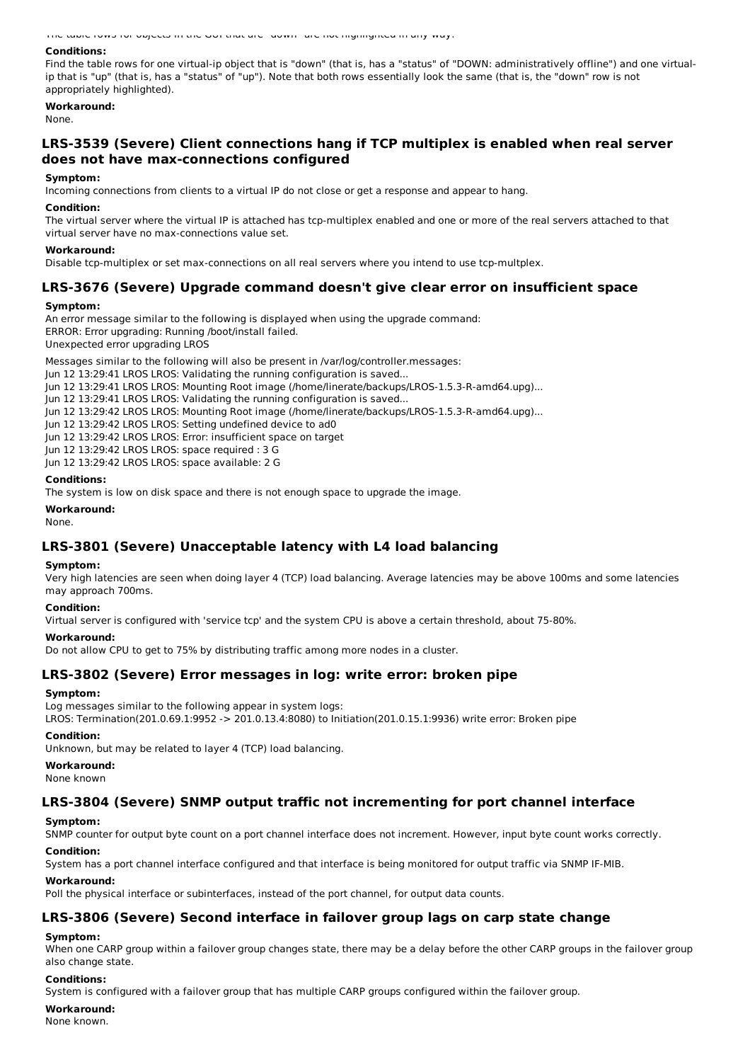The table rows for objects in the GUI that are "down" are not highlighted in any way.

**Conditions:**

Find the table rows for one virtual-ip object that is "down" (that is, has a "status" of "DOWN: administratively offline") and one virtual-ip that is "up" (that is, has a "status" of "up"). Note that both rows essentially look the same (that is, the "down" row is not appropriately highlighted).

**Workaround:**

None.

## LRS-3539 (Severe) Client connections hang if TCP multiplex is enabled when real server does not have max-connections configured

**Symptom:**

Incoming connections from clients to a virtual IP do not close or get a response and appear to hang.

**Condition:**

The virtual server where the virtual IP is attached has tcp-multiplex enabled and one or more of the real servers attached to that virtual server have no max-connections value set.

**Workaround:**

Disable tcp-multiplex or set max-connections on all real servers where you intend to use tcp-multplex.

## LRS-3676 (Severe) Upgrade command doesn't give clear error on insufficient space

**Symptom:**

An error message similar to the following is displayed when using the upgrade command:
ERROR: Error upgrading: Running /boot/install failed.
Unexpected error upgrading LROS

Messages similar to the following will also be present in /var/log/controller.messages:
Jun 12 13:29:41 LROS LROS: Validating the running configuration is saved...
Jun 12 13:29:41 LROS LROS: Mounting Root image (/home/linerate/backups/LROS-1.5.3-R-amd64.upg)...
Jun 12 13:29:41 LROS LROS: Validating the running configuration is saved...
Jun 12 13:29:42 LROS LROS: Mounting Root image (/home/linerate/backups/LROS-1.5.3-R-amd64.upg)...
Jun 12 13:29:42 LROS LROS: Setting undefined device to ad0
Jun 12 13:29:42 LROS LROS: Error: insufficient space on target
Jun 12 13:29:42 LROS LROS: space required : 3 G
Jun 12 13:29:42 LROS LROS: space available: 2 G

**Conditions:**

The system is low on disk space and there is not enough space to upgrade the image.

**Workaround:**

None.

## LRS-3801 (Severe) Unacceptable latency with L4 load balancing

**Symptom:**

Very high latencies are seen when doing layer 4 (TCP) load balancing. Average latencies may be above 100ms and some latencies may approach 700ms.

**Condition:**

Virtual server is configured with 'service tcp' and the system CPU is above a certain threshold, about 75-80%.

**Workaround:**

Do not allow CPU to get to 75% by distributing traffic among more nodes in a cluster.

## LRS-3802 (Severe) Error messages in log: write error: broken pipe

**Symptom:**

Log messages similar to the following appear in system logs:
LROS: Termination(201.0.69.1:9952 -> 201.0.13.4:8080) to Initiation(201.0.15.1:9936) write error: Broken pipe

**Condition:**

Unknown, but may be related to layer 4 (TCP) load balancing.

**Workaround:**

None known

## LRS-3804 (Severe) SNMP output traffic not incrementing for port channel interface

**Symptom:**

SNMP counter for output byte count on a port channel interface does not increment. However, input byte count works correctly.

**Condition:**

System has a port channel interface configured and that interface is being monitored for output traffic via SNMP IF-MIB.

**Workaround:**

Poll the physical interface or subinterfaces, instead of the port channel, for output data counts.

## LRS-3806 (Severe) Second interface in failover group lags on carp state change

**Symptom:**

When one CARP group within a failover group changes state, there may be a delay before the other CARP groups in the failover group also change state.

**Conditions:**

System is configured with a failover group that has multiple CARP groups configured within the failover group.

**Workaround:**

None known.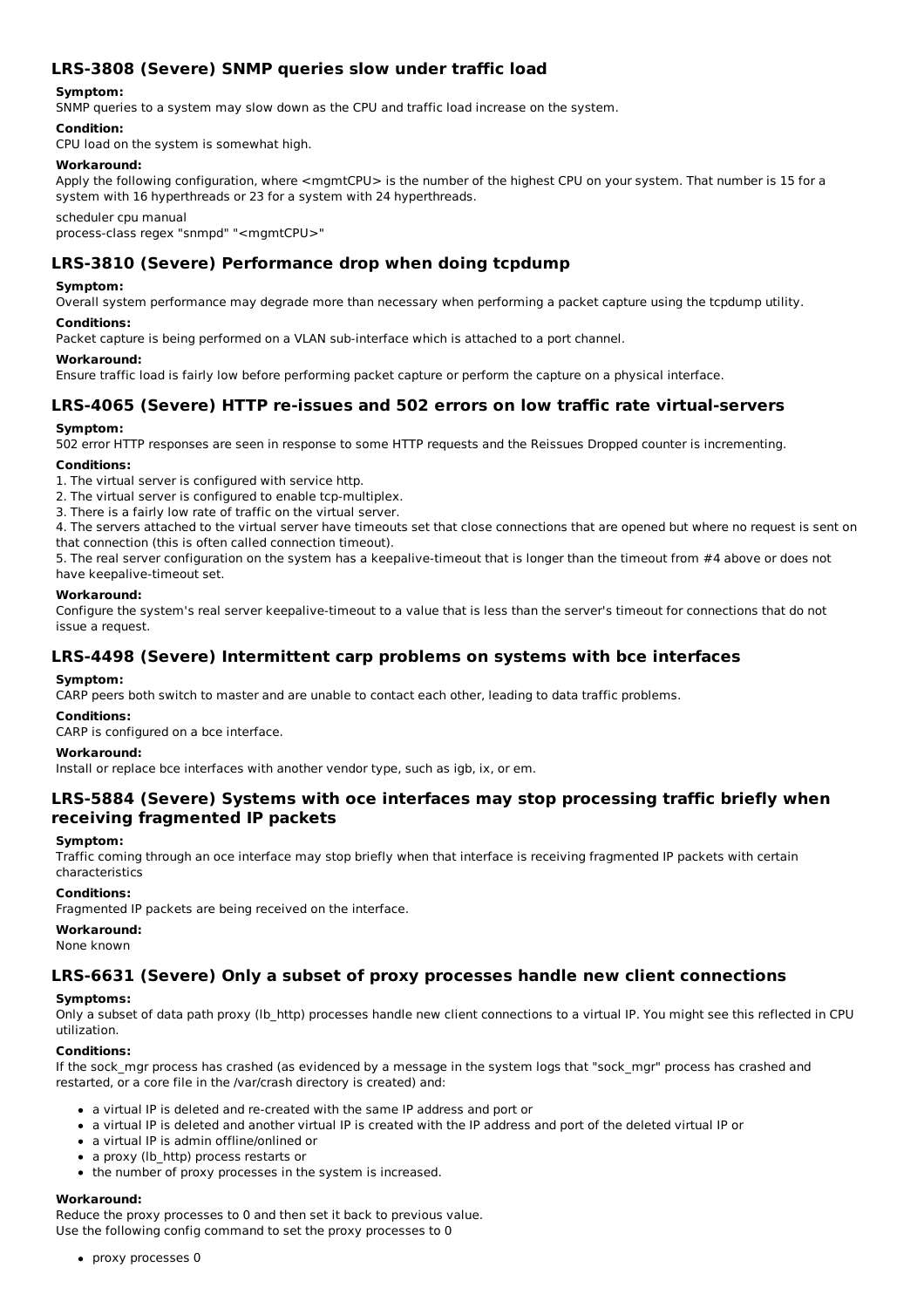## LRS-3808 (Severe) SNMP queries slow under traffic load

**Symptom:**

SNMP queries to a system may slow down as the CPU and traffic load increase on the system.

**Condition:**

CPU load on the system is somewhat high.

**Workaround:**

Apply the following configuration, where <mgmtCPU> is the number of the highest CPU on your system. That number is 15 for a system with 16 hyperthreads or 23 for a system with 24 hyperthreads.

```
scheduler cpu manual
process-class regex "snmpd" "<mgmtCPU>"
```

## LRS-3810 (Severe) Performance drop when doing tcpdump

**Symptom:**

Overall system performance may degrade more than necessary when performing a packet capture using the tcpdump utility.

**Conditions:**

Packet capture is being performed on a VLAN sub-interface which is attached to a port channel.

**Workaround:**

Ensure traffic load is fairly low before performing packet capture or perform the capture on a physical interface.

## LRS-4065 (Severe) HTTP re-issues and 502 errors on low traffic rate virtual-servers

**Symptom:**

502 error HTTP responses are seen in response to some HTTP requests and the Reissues Dropped counter is incrementing.

**Conditions:**

1. The virtual server is configured with service http.
2. The virtual server is configured to enable tcp-multiplex.
3. There is a fairly low rate of traffic on the virtual server.
4. The servers attached to the virtual server have timeouts set that close connections that are opened but where no request is sent on that connection (this is often called connection timeout).
5. The real server configuration on the system has a keepalive-timeout that is longer than the timeout from #4 above or does not have keepalive-timeout set.

**Workaround:**

Configure the system's real server keepalive-timeout to a value that is less than the server's timeout for connections that do not issue a request.

## LRS-4498 (Severe) Intermittent carp problems on systems with bce interfaces

**Symptom:**

CARP peers both switch to master and are unable to contact each other, leading to data traffic problems.

**Conditions:**

CARP is configured on a bce interface.

**Workaround:**

Install or replace bce interfaces with another vendor type, such as igb, ix, or em.

## LRS-5884 (Severe) Systems with oce interfaces may stop processing traffic briefly when receiving fragmented IP packets

**Symptom:**

Traffic coming through an oce interface may stop briefly when that interface is receiving fragmented IP packets with certain characteristics

**Conditions:**

Fragmented IP packets are being received on the interface.

**Workaround:**

None known

## LRS-6631 (Severe) Only a subset of proxy processes handle new client connections

**Symptoms:**

Only a subset of data path proxy (lb_http) processes handle new client connections to a virtual IP. You might see this reflected in CPU utilization.

**Conditions:**

If the sock_mgr process has crashed (as evidenced by a message in the system logs that "sock_mgr" process has crashed and restarted, or a core file in the /var/crash directory is created) and:

- a virtual IP is deleted and re-created with the same IP address and port or
- a virtual IP is deleted and another virtual IP is created with the IP address and port of the deleted virtual IP or
- a virtual IP is admin offline/onlined or
- a proxy (lb_http) process restarts or
- the number of proxy processes in the system is increased.

**Workaround:**

Reduce the proxy processes to 0 and then set it back to previous value.
Use the following config command to set the proxy processes to 0

- proxy processes 0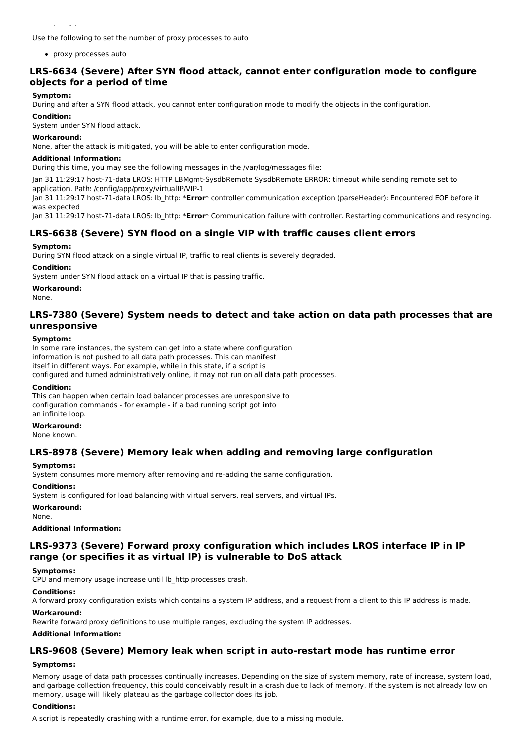Use the following to set the number of proxy processes to auto

- proxy processes auto

## LRS-6634 (Severe) After SYN flood attack, cannot enter configuration mode to configure objects for a period of time

**Symptom:**

During and after a SYN flood attack, you cannot enter configuration mode to modify the objects in the configuration.

**Condition:**

System under SYN flood attack.

**Workaround:**

None, after the attack is mitigated, you will be able to enter configuration mode.

**Additional Information:**

During this time, you may see the following messages in the /var/log/messages file:

Jan 31 11:29:17 host-71-data LROS: HTTP LBMgmt-SysdbRemote SysdbRemote ERROR: timeout while sending remote set to application. Path: /config/app/proxy/virtualIP/VIP-1
Jan 31 11:29:17 host-71-data LROS: lb_http: ***Error*** controller communication exception (parseHeader): Encountered EOF before it was expected
Jan 31 11:29:17 host-71-data LROS: lb_http: ***Error*** Communication failure with controller. Restarting communications and resyncing.

## LRS-6638 (Severe) SYN flood on a single VIP with traffic causes client errors

**Symptom:**

During SYN flood attack on a single virtual IP, traffic to real clients is severely degraded.

**Condition:**

System under SYN flood attack on a virtual IP that is passing traffic.

**Workaround:**

None.

## LRS-7380 (Severe) System needs to detect and take action on data path processes that are unresponsive

**Symptom:**

In some rare instances, the system can get into a state where configuration information is not pushed to all data path processes. This can manifest itself in different ways. For example, while in this state, if a script is configured and turned administratively online, it may not run on all data path processes.

**Condition:**

This can happen when certain load balancer processes are unresponsive to configuration commands - for example - if a bad running script got into an infinite loop.

**Workaround:**

None known.

## LRS-8978 (Severe) Memory leak when adding and removing large configuration

**Symptoms:**

System consumes more memory after removing and re-adding the same configuration.

**Conditions:**

System is configured for load balancing with virtual servers, real servers, and virtual IPs.

**Workaround:**

None.

**Additional Information:**

## LRS-9373 (Severe) Forward proxy configuration which includes LROS interface IP in IP range (or specifies it as virtual IP) is vulnerable to DoS attack

**Symptoms:**

CPU and memory usage increase until lb_http processes crash.

**Conditions:**

A forward proxy configuration exists which contains a system IP address, and a request from a client to this IP address is made.

**Workaround:**

Rewrite forward proxy definitions to use multiple ranges, excluding the system IP addresses.

**Additional Information:**

## LRS-9608 (Severe) Memory leak when script in auto-restart mode has runtime error

**Symptoms:**

Memory usage of data path processes continually increases. Depending on the size of system memory, rate of increase, system load, and garbage collection frequency, this could conceivably result in a crash due to lack of memory. If the system is not already low on memory, usage will likely plateau as the garbage collector does its job.

**Conditions:**

A script is repeatedly crashing with a runtime error, for example, due to a missing module.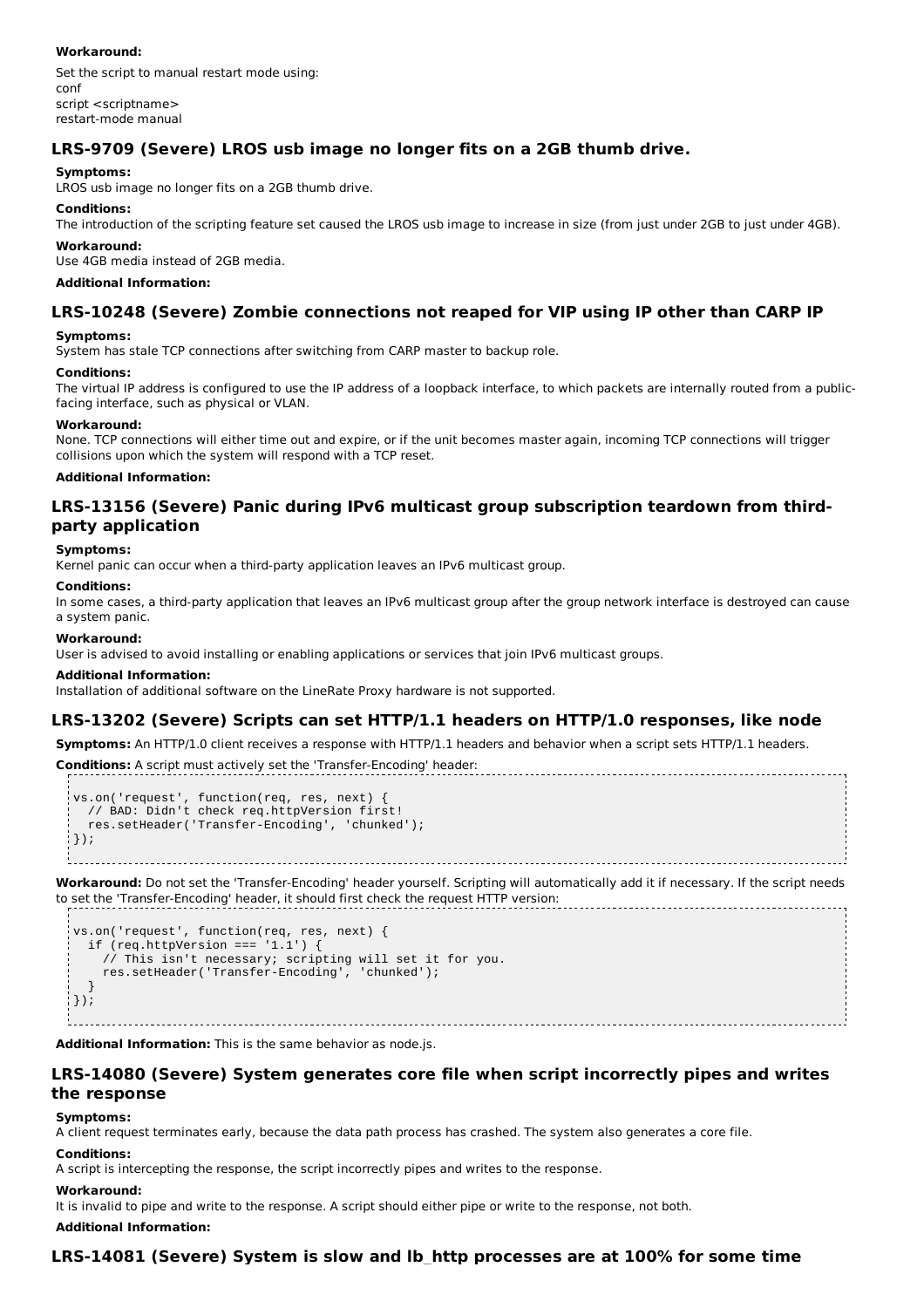**Workaround:**

Set the script to manual restart mode using:
conf
script <scriptname>
restart-mode manual

## LRS-9709 (Severe) LROS usb image no longer fits on a 2GB thumb drive.

**Symptoms:**

LROS usb image no longer fits on a 2GB thumb drive.

**Conditions:**

The introduction of the scripting feature set caused the LROS usb image to increase in size (from just under 2GB to just under 4GB).

**Workaround:**

Use 4GB media instead of 2GB media.

**Additional Information:**

## LRS-10248 (Severe) Zombie connections not reaped for VIP using IP other than CARP IP

**Symptoms:**

System has stale TCP connections after switching from CARP master to backup role.

**Conditions:**

The virtual IP address is configured to use the IP address of a loopback interface, to which packets are internally routed from a public-facing interface, such as physical or VLAN.

**Workaround:**

None. TCP connections will either time out and expire, or if the unit becomes master again, incoming TCP connections will trigger collisions upon which the system will respond with a TCP reset.

**Additional Information:**

## LRS-13156 (Severe) Panic during IPv6 multicast group subscription teardown from third-party application

**Symptoms:**

Kernel panic can occur when a third-party application leaves an IPv6 multicast group.

**Conditions:**

In some cases, a third-party application that leaves an IPv6 multicast group after the group network interface is destroyed can cause a system panic.

**Workaround:**

User is advised to avoid installing or enabling applications or services that join IPv6 multicast groups.

**Additional Information:**

Installation of additional software on the LineRate Proxy hardware is not supported.

## LRS-13202 (Severe) Scripts can set HTTP/1.1 headers on HTTP/1.0 responses, like node

**Symptoms:** An HTTP/1.0 client receives a response with HTTP/1.1 headers and behavior when a script sets HTTP/1.1 headers.

**Conditions:** A script must actively set the 'Transfer-Encoding' header:

```
vs.on('request', function(req, res, next) {
  // BAD: Didn't check req.httpVersion first!
  res.setHeader('Transfer-Encoding', 'chunked');
});
```

**Workaround:** Do not set the 'Transfer-Encoding' header yourself. Scripting will automatically add it if necessary. If the script needs to set the 'Transfer-Encoding' header, it should first check the request HTTP version:

```
vs.on('request', function(req, res, next) {
  if (req.httpVersion === '1.1') {
    // This isn't necessary; scripting will set it for you.
    res.setHeader('Transfer-Encoding', 'chunked');
  }
});
```

**Additional Information:** This is the same behavior as node.js.

## LRS-14080 (Severe) System generates core file when script incorrectly pipes and writes the response

**Symptoms:**

A client request terminates early, because the data path process has crashed. The system also generates a core file.

**Conditions:**

A script is intercepting the response, the script incorrectly pipes and writes to the response.

**Workaround:**

It is invalid to pipe and write to the response. A script should either pipe or write to the response, not both.

**Additional Information:**

## LRS-14081 (Severe) System is slow and lb_http processes are at 100% for some time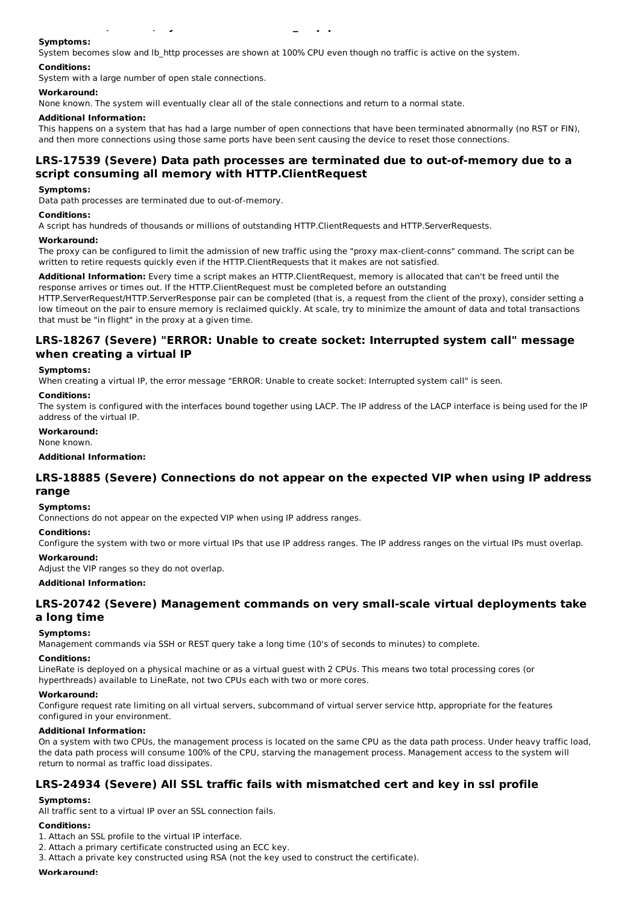**Symptoms:**

System becomes slow and lb_http processes are shown at 100% CPU even though no traffic is active on the system.

**Conditions:**

System with a large number of open stale connections.

**Workaround:**

None known. The system will eventually clear all of the stale connections and return to a normal state.

**Additional Information:**

This happens on a system that has had a large number of open connections that have been terminated abnormally (no RST or FIN), and then more connections using those same ports have been sent causing the device to reset those connections.

## LRS-17539 (Severe) Data path processes are terminated due to out-of-memory due to a script consuming all memory with HTTP.ClientRequest

**Symptoms:**

Data path processes are terminated due to out-of-memory.

**Conditions:**

A script has hundreds of thousands or millions of outstanding HTTP.ClientRequests and HTTP.ServerRequests.

**Workaround:**

The proxy can be configured to limit the admission of new traffic using the "proxy max-client-conns" command. The script can be written to retire requests quickly even if the HTTP.ClientRequests that it makes are not satisfied.

**Additional Information:** Every time a script makes an HTTP.ClientRequest, memory is allocated that can't be freed until the response arrives or times out. If the HTTP.ClientRequest must be completed before an outstanding HTTP.ServerRequest/HTTP.ServerResponse pair can be completed (that is, a request from the client of the proxy), consider setting a low timeout on the pair to ensure memory is reclaimed quickly. At scale, try to minimize the amount of data and total transactions that must be "in flight" in the proxy at a given time.

## LRS-18267 (Severe) "ERROR: Unable to create socket: Interrupted system call" message when creating a virtual IP

**Symptoms:**

When creating a virtual IP, the error message "ERROR: Unable to create socket: Interrupted system call" is seen.

**Conditions:**

The system is configured with the interfaces bound together using LACP. The IP address of the LACP interface is being used for the IP address of the virtual IP.

**Workaround:**

None known.

**Additional Information:**

## LRS-18885 (Severe) Connections do not appear on the expected VIP when using IP address range

**Symptoms:**

Connections do not appear on the expected VIP when using IP address ranges.

**Conditions:**

Configure the system with two or more virtual IPs that use IP address ranges. The IP address ranges on the virtual IPs must overlap.

**Workaround:**

Adjust the VIP ranges so they do not overlap.

**Additional Information:**

## LRS-20742 (Severe) Management commands on very small-scale virtual deployments take a long time

**Symptoms:**

Management commands via SSH or REST query take a long time (10's of seconds to minutes) to complete.

**Conditions:**

LineRate is deployed on a physical machine or as a virtual guest with 2 CPUs. This means two total processing cores (or hyperthreads) available to LineRate, not two CPUs each with two or more cores.

**Workaround:**

Configure request rate limiting on all virtual servers, subcommand of virtual server service http, appropriate for the features configured in your environment.

**Additional Information:**

On a system with two CPUs, the management process is located on the same CPU as the data path process. Under heavy traffic load, the data path process will consume 100% of the CPU, starving the management process. Management access to the system will return to normal as traffic load dissipates.

## LRS-24934 (Severe) All SSL traffic fails with mismatched cert and key in ssl profile

**Symptoms:**

All traffic sent to a virtual IP over an SSL connection fails.

**Conditions:**

1. Attach an SSL profile to the virtual IP interface.
2. Attach a primary certificate constructed using an ECC key.
3. Attach a private key constructed using RSA (not the key used to construct the certificate).

**Workaround:**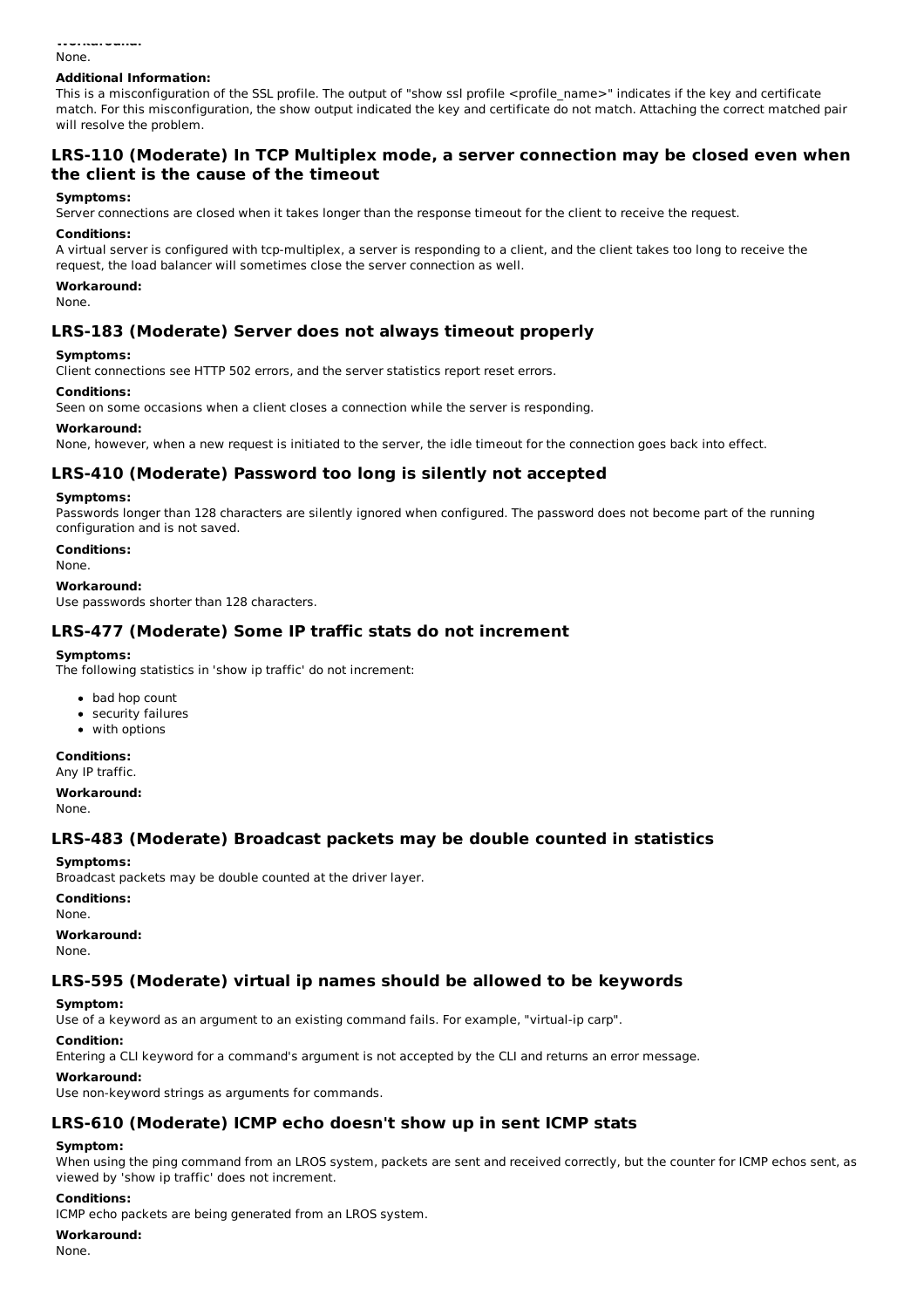**Workaround:**

None.

**Additional Information:**

This is a misconfiguration of the SSL profile. The output of "show ssl profile <profile_name>" indicates if the key and certificate match. For this misconfiguration, the show output indicated the key and certificate do not match. Attaching the correct matched pair will resolve the problem.

## LRS-110 (Moderate) In TCP Multiplex mode, a server connection may be closed even when the client is the cause of the timeout

**Symptoms:**

Server connections are closed when it takes longer than the response timeout for the client to receive the request.

**Conditions:**

A virtual server is configured with tcp-multiplex, a server is responding to a client, and the client takes too long to receive the request, the load balancer will sometimes close the server connection as well.

**Workaround:**

None.

## LRS-183 (Moderate) Server does not always timeout properly

**Symptoms:**

Client connections see HTTP 502 errors, and the server statistics report reset errors.

**Conditions:**

Seen on some occasions when a client closes a connection while the server is responding.

**Workaround:**

None, however, when a new request is initiated to the server, the idle timeout for the connection goes back into effect.

## LRS-410 (Moderate) Password too long is silently not accepted

**Symptoms:**

Passwords longer than 128 characters are silently ignored when configured. The password does not become part of the running configuration and is not saved.

**Conditions:**

None.

**Workaround:**

Use passwords shorter than 128 characters.

## LRS-477 (Moderate) Some IP traffic stats do not increment

**Symptoms:**

The following statistics in 'show ip traffic' do not increment:

- bad hop count
- security failures
- with options

**Conditions:**

Any IP traffic.

**Workaround:**

None.

## LRS-483 (Moderate) Broadcast packets may be double counted in statistics

**Symptoms:**

Broadcast packets may be double counted at the driver layer.

**Conditions:**

None.

**Workaround:**

None.

## LRS-595 (Moderate) virtual ip names should be allowed to be keywords

**Symptom:**

Use of a keyword as an argument to an existing command fails. For example, "virtual-ip carp".

**Condition:**

Entering a CLI keyword for a command's argument is not accepted by the CLI and returns an error message.

**Workaround:**

Use non-keyword strings as arguments for commands.

## LRS-610 (Moderate) ICMP echo doesn't show up in sent ICMP stats

**Symptom:**

When using the ping command from an LROS system, packets are sent and received correctly, but the counter for ICMP echos sent, as viewed by 'show ip traffic' does not increment.

**Conditions:**

ICMP echo packets are being generated from an LROS system.

**Workaround:**

None.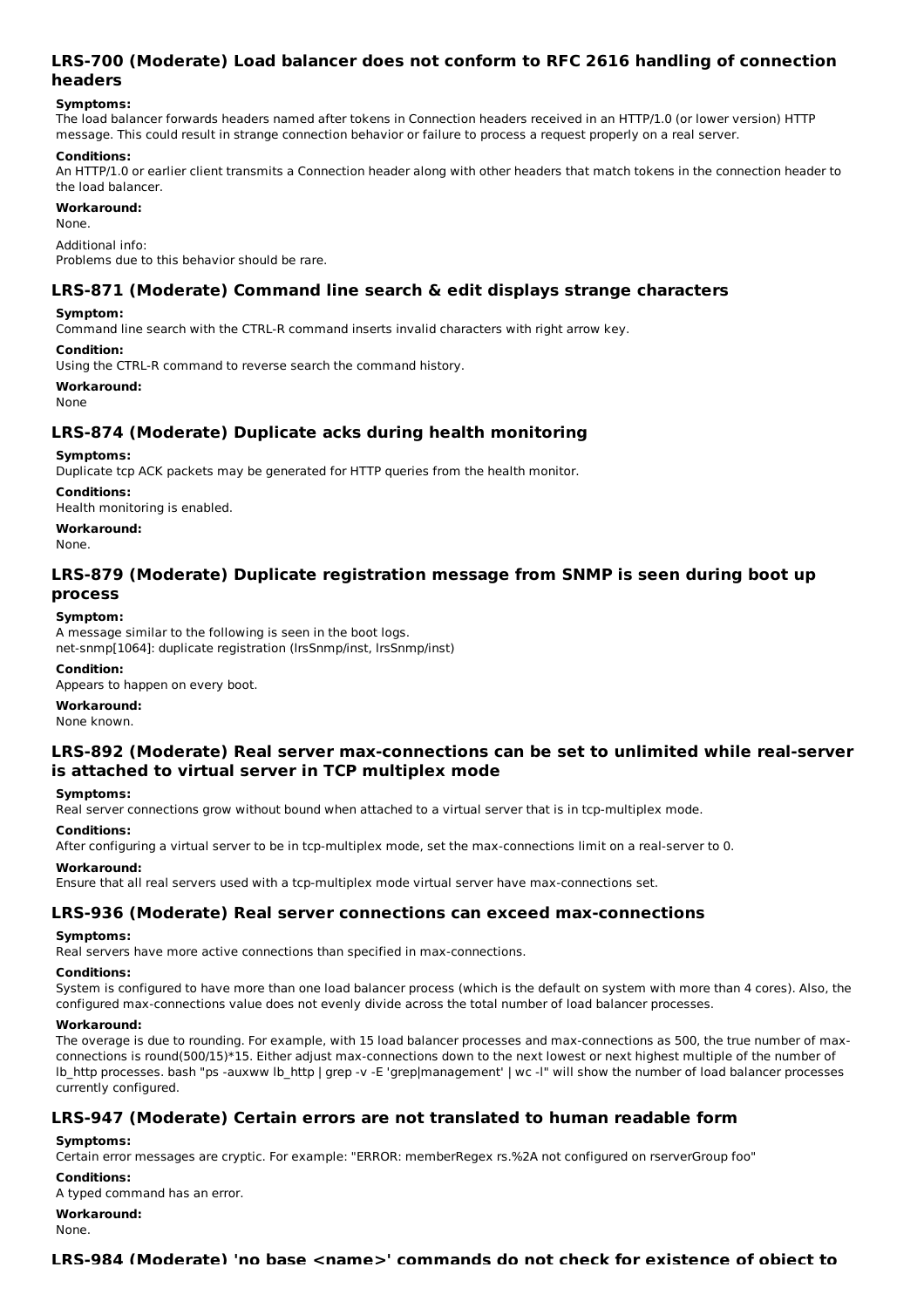## LRS-700 (Moderate) Load balancer does not conform to RFC 2616 handling of connection headers

**Symptoms:**

The load balancer forwards headers named after tokens in Connection headers received in an HTTP/1.0 (or lower version) HTTP message. This could result in strange connection behavior or failure to process a request properly on a real server.

**Conditions:**

An HTTP/1.0 or earlier client transmits a Connection header along with other headers that match tokens in the connection header to the load balancer.

**Workaround:**

None.

Additional info:
Problems due to this behavior should be rare.

## LRS-871 (Moderate) Command line search & edit displays strange characters

**Symptom:**

Command line search with the CTRL-R command inserts invalid characters with right arrow key.

**Condition:**

Using the CTRL-R command to reverse search the command history.

**Workaround:**

None

## LRS-874 (Moderate) Duplicate acks during health monitoring

**Symptoms:**

Duplicate tcp ACK packets may be generated for HTTP queries from the health monitor.

**Conditions:**

Health monitoring is enabled.

**Workaround:**

None.

## LRS-879 (Moderate) Duplicate registration message from SNMP is seen during boot up process

**Symptom:**

A message similar to the following is seen in the boot logs.
net-snmp[1064]: duplicate registration (lrsSnmp/inst, lrsSnmp/inst)

**Condition:**

Appears to happen on every boot.

**Workaround:**

None known.

## LRS-892 (Moderate) Real server max-connections can be set to unlimited while real-server is attached to virtual server in TCP multiplex mode

**Symptoms:**

Real server connections grow without bound when attached to a virtual server that is in tcp-multiplex mode.

**Conditions:**

After configuring a virtual server to be in tcp-multiplex mode, set the max-connections limit on a real-server to 0.

**Workaround:**

Ensure that all real servers used with a tcp-multiplex mode virtual server have max-connections set.

## LRS-936 (Moderate) Real server connections can exceed max-connections

**Symptoms:**

Real servers have more active connections than specified in max-connections.

**Conditions:**

System is configured to have more than one load balancer process (which is the default on system with more than 4 cores). Also, the configured max-connections value does not evenly divide across the total number of load balancer processes.

**Workaround:**

The overage is due to rounding. For example, with 15 load balancer processes and max-connections as 500, the true number of max-connections is round(500/15)*15. Either adjust max-connections down to the next lowest or next highest multiple of the number of lb_http processes. bash "ps -auxww lb_http | grep -v -E 'grep|management' | wc -l" will show the number of load balancer processes currently configured.

## LRS-947 (Moderate) Certain errors are not translated to human readable form

**Symptoms:**

Certain error messages are cryptic. For example: "ERROR: memberRegex rs.%2A not configured on rserverGroup foo"

**Conditions:**

A typed command has an error.

**Workaround:**

None.

## LRS-984 (Moderate) 'no base <name>' commands do not check for existence of object to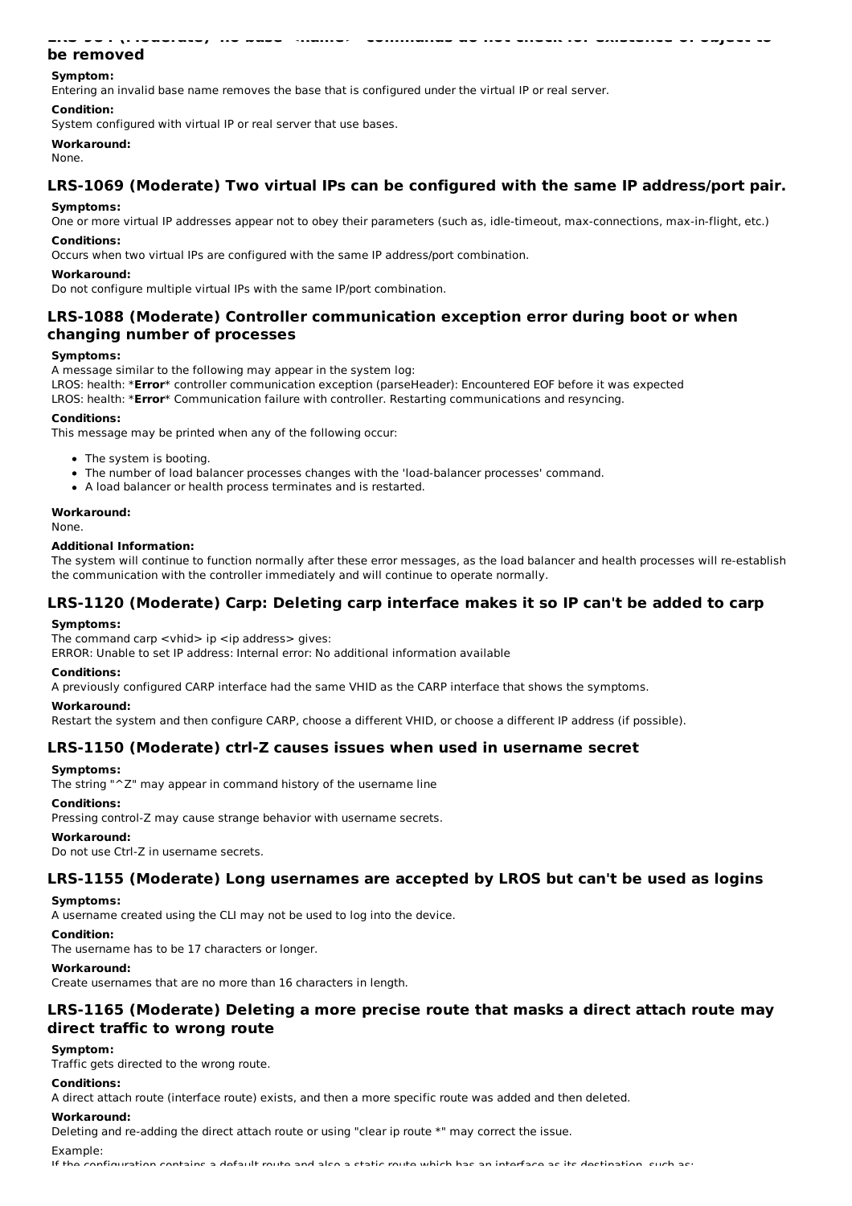## LRS-984 (Moderate) "no base <name>" commands do not check for existence of object to be removed

**Symptom:**

Entering an invalid base name removes the base that is configured under the virtual IP or real server.

**Condition:**

System configured with virtual IP or real server that use bases.

**Workaround:**

None.

## LRS-1069 (Moderate) Two virtual IPs can be configured with the same IP address/port pair.

**Symptoms:**

One or more virtual IP addresses appear not to obey their parameters (such as, idle-timeout, max-connections, max-in-flight, etc.)

**Conditions:**

Occurs when two virtual IPs are configured with the same IP address/port combination.

**Workaround:**

Do not configure multiple virtual IPs with the same IP/port combination.

## LRS-1088 (Moderate) Controller communication exception error during boot or when changing number of processes

**Symptoms:**

A message similar to the following may appear in the system log:
LROS: health: ***Error*** controller communication exception (parseHeader): Encountered EOF before it was expected
LROS: health: ***Error*** Communication failure with controller. Restarting communications and resyncing.

**Conditions:**

This message may be printed when any of the following occur:

- The system is booting.
- The number of load balancer processes changes with the 'load-balancer processes' command.
- A load balancer or health process terminates and is restarted.

**Workaround:**

None.

**Additional Information:**

The system will continue to function normally after these error messages, as the load balancer and health processes will re-establish the communication with the controller immediately and will continue to operate normally.

## LRS-1120 (Moderate) Carp: Deleting carp interface makes it so IP can't be added to carp

**Symptoms:**

The command carp <vhid> ip <ip address> gives:
ERROR: Unable to set IP address: Internal error: No additional information available

**Conditions:**

A previously configured CARP interface had the same VHID as the CARP interface that shows the symptoms.

**Workaround:**

Restart the system and then configure CARP, choose a different VHID, or choose a different IP address (if possible).

## LRS-1150 (Moderate) ctrl-Z causes issues when used in username secret

**Symptoms:**

The string "^Z" may appear in command history of the username line

**Conditions:**

Pressing control-Z may cause strange behavior with username secrets.

**Workaround:**

Do not use Ctrl-Z in username secrets.

## LRS-1155 (Moderate) Long usernames are accepted by LROS but can't be used as logins

**Symptoms:**

A username created using the CLI may not be used to log into the device.

**Condition:**

The username has to be 17 characters or longer.

**Workaround:**

Create usernames that are no more than 16 characters in length.

## LRS-1165 (Moderate) Deleting a more precise route that masks a direct attach route may direct traffic to wrong route

**Symptom:**

Traffic gets directed to the wrong route.

**Conditions:**

A direct attach route (interface route) exists, and then a more specific route was added and then deleted.

**Workaround:**

Deleting and re-adding the direct attach route or using "clear ip route *" may correct the issue.

Example:

If the configuration contains a default route and also a static route which has an interface as its destination, such as: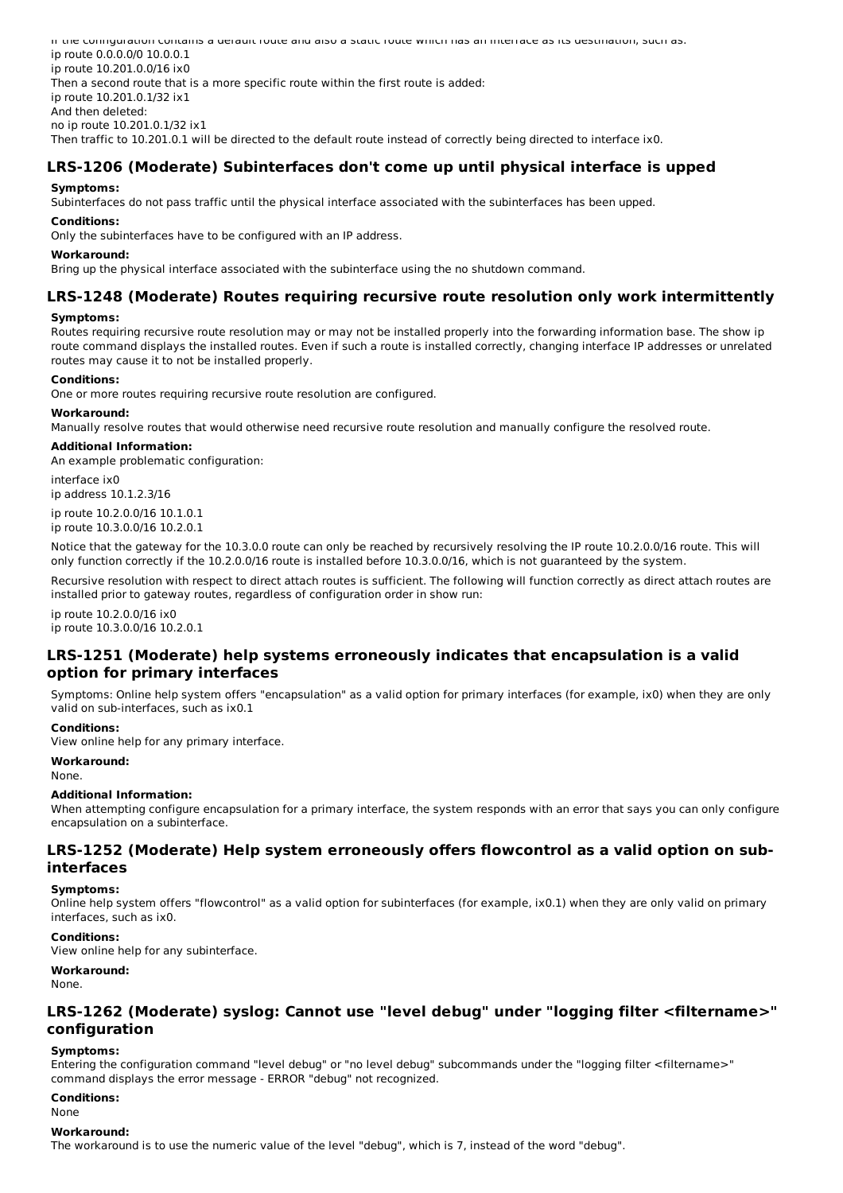If the configuration contains a default route and also a static route which has an interface as its destination, such as:

ip route 0.0.0.0/0 10.0.0.1
ip route 10.201.0.0/16 ix0

Then a second route that is a more specific route within the first route is added:

ip route 10.201.0.1/32 ix1

And then deleted:

no ip route 10.201.0.1/32 ix1

Then traffic to 10.201.0.1 will be directed to the default route instead of correctly being directed to interface ix0.

## LRS-1206 (Moderate) Subinterfaces don't come up until physical interface is upped

**Symptoms:**

Subinterfaces do not pass traffic until the physical interface associated with the subinterfaces has been upped.

**Conditions:**

Only the subinterfaces have to be configured with an IP address.

**Workaround:**

Bring up the physical interface associated with the subinterface using the no shutdown command.

## LRS-1248 (Moderate) Routes requiring recursive route resolution only work intermittently

**Symptoms:**

Routes requiring recursive route resolution may or may not be installed properly into the forwarding information base. The show ip route command displays the installed routes. Even if such a route is installed correctly, changing interface IP addresses or unrelated routes may cause it to not be installed properly.

**Conditions:**

One or more routes requiring recursive route resolution are configured.

**Workaround:**

Manually resolve routes that would otherwise need recursive route resolution and manually configure the resolved route.

**Additional Information:**

An example problematic configuration:

interface ix0
ip address 10.1.2.3/16

ip route 10.2.0.0/16 10.1.0.1
ip route 10.3.0.0/16 10.2.0.1

Notice that the gateway for the 10.3.0.0 route can only be reached by recursively resolving the IP route 10.2.0.0/16 route. This will only function correctly if the 10.2.0.0/16 route is installed before 10.3.0.0/16, which is not guaranteed by the system.

Recursive resolution with respect to direct attach routes is sufficient. The following will function correctly as direct attach routes are installed prior to gateway routes, regardless of configuration order in show run:

ip route 10.2.0.0/16 ix0
ip route 10.3.0.0/16 10.2.0.1

## LRS-1251 (Moderate) help systems erroneously indicates that encapsulation is a valid option for primary interfaces

Symptoms: Online help system offers "encapsulation" as a valid option for primary interfaces (for example, ix0) when they are only valid on sub-interfaces, such as ix0.1

**Conditions:**

View online help for any primary interface.

**Workaround:**

None.

**Additional Information:**

When attempting configure encapsulation for a primary interface, the system responds with an error that says you can only configure encapsulation on a subinterface.

## LRS-1252 (Moderate) Help system erroneously offers flowcontrol as a valid option on sub-interfaces

**Symptoms:**

Online help system offers "flowcontrol" as a valid option for subinterfaces (for example, ix0.1) when they are only valid on primary interfaces, such as ix0.

**Conditions:**

View online help for any subinterface.

**Workaround:**

None.

## LRS-1262 (Moderate) syslog: Cannot use "level debug" under "logging filter <filtername>" configuration

**Symptoms:**

Entering the configuration command "level debug" or "no level debug" subcommands under the "logging filter <filtername>" command displays the error message - ERROR "debug" not recognized.

**Conditions:**

None

**Workaround:**

The workaround is to use the numeric value of the level "debug", which is 7, instead of the word "debug".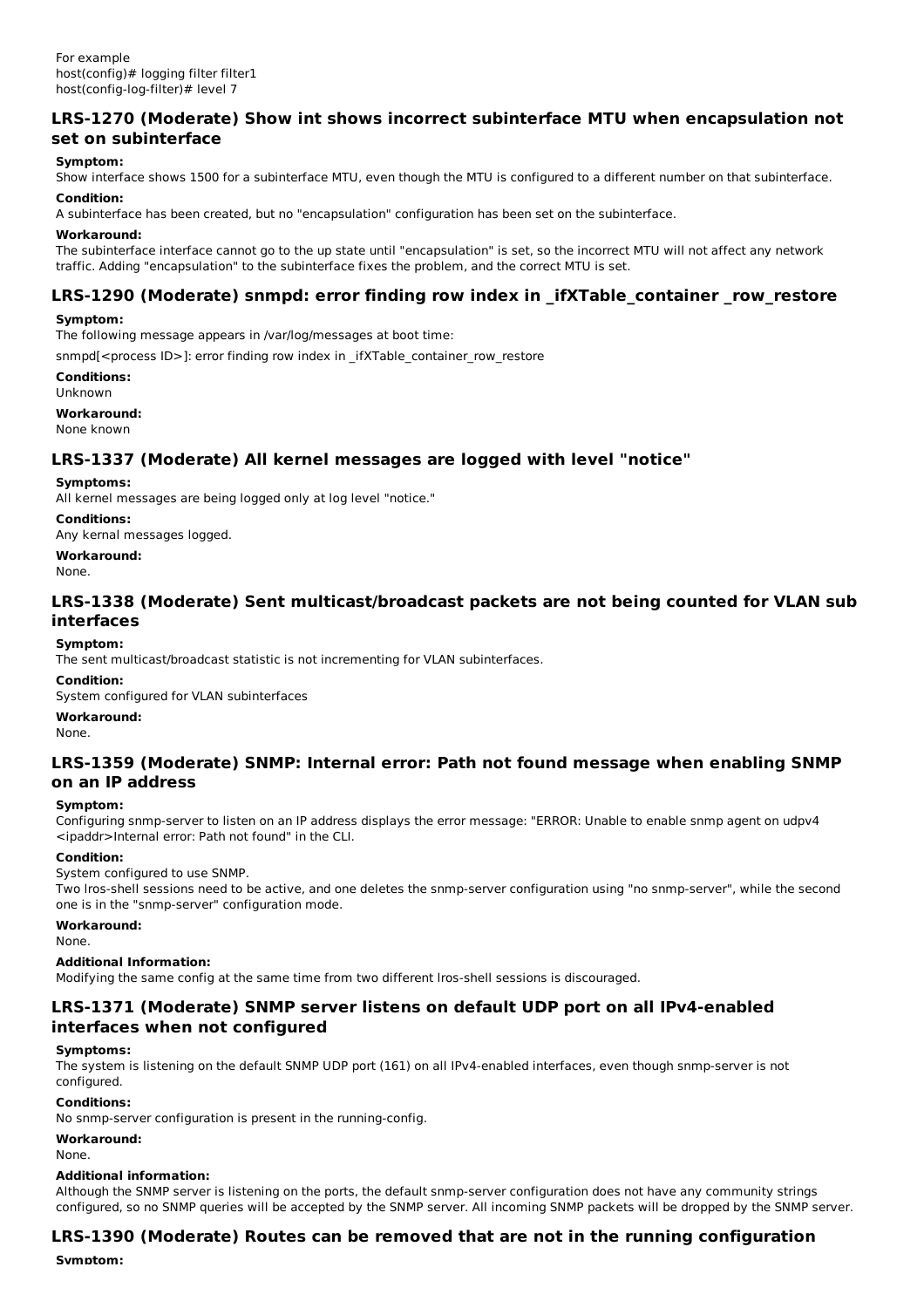For example
host(config)# logging filter filter1
host(config-log-filter)# level 7

## LRS-1270 (Moderate) Show int shows incorrect subinterface MTU when encapsulation not set on subinterface

**Symptom:**

Show interface shows 1500 for a subinterface MTU, even though the MTU is configured to a different number on that subinterface.

**Condition:**

A subinterface has been created, but no "encapsulation" configuration has been set on the subinterface.

**Workaround:**

The subinterface interface cannot go to the up state until "encapsulation" is set, so the incorrect MTU will not affect any network traffic. Adding "encapsulation" to the subinterface fixes the problem, and the correct MTU is set.

## LRS-1290 (Moderate) snmpd: error finding row index in _ifXTable_container _row_restore

**Symptom:**

The following message appears in /var/log/messages at boot time:

snmpd[<process ID>]: error finding row index in _ifXTable_container_row_restore

**Conditions:**

Unknown

**Workaround:**

None known

## LRS-1337 (Moderate) All kernel messages are logged with level "notice"

**Symptoms:**

All kernel messages are being logged only at log level "notice."

**Conditions:**

Any kernal messages logged.

**Workaround:**

None.

## LRS-1338 (Moderate) Sent multicast/broadcast packets are not being counted for VLAN sub interfaces

**Symptom:**

The sent multicast/broadcast statistic is not incrementing for VLAN subinterfaces.

**Condition:**

System configured for VLAN subinterfaces

**Workaround:**

None.

## LRS-1359 (Moderate) SNMP: Internal error: Path not found message when enabling SNMP on an IP address

**Symptom:**

Configuring snmp-server to listen on an IP address displays the error message: "ERROR: Unable to enable snmp agent on udpv4 <ipaddr>Internal error: Path not found" in the CLI.

**Condition:**

System configured to use SNMP.
Two lros-shell sessions need to be active, and one deletes the snmp-server configuration using "no snmp-server", while the second one is in the "snmp-server" configuration mode.

**Workaround:**

None.

**Additional Information:**

Modifying the same config at the same time from two different lros-shell sessions is discouraged.

## LRS-1371 (Moderate) SNMP server listens on default UDP port on all IPv4-enabled interfaces when not configured

**Symptoms:**

The system is listening on the default SNMP UDP port (161) on all IPv4-enabled interfaces, even though snmp-server is not configured.

**Conditions:**

No snmp-server configuration is present in the running-config.

**Workaround:**

None.

**Additional information:**

Although the SNMP server is listening on the ports, the default snmp-server configuration does not have any community strings configured, so no SNMP queries will be accepted by the SNMP server. All incoming SNMP packets will be dropped by the SNMP server.

## LRS-1390 (Moderate) Routes can be removed that are not in the running configuration

**Symptom:**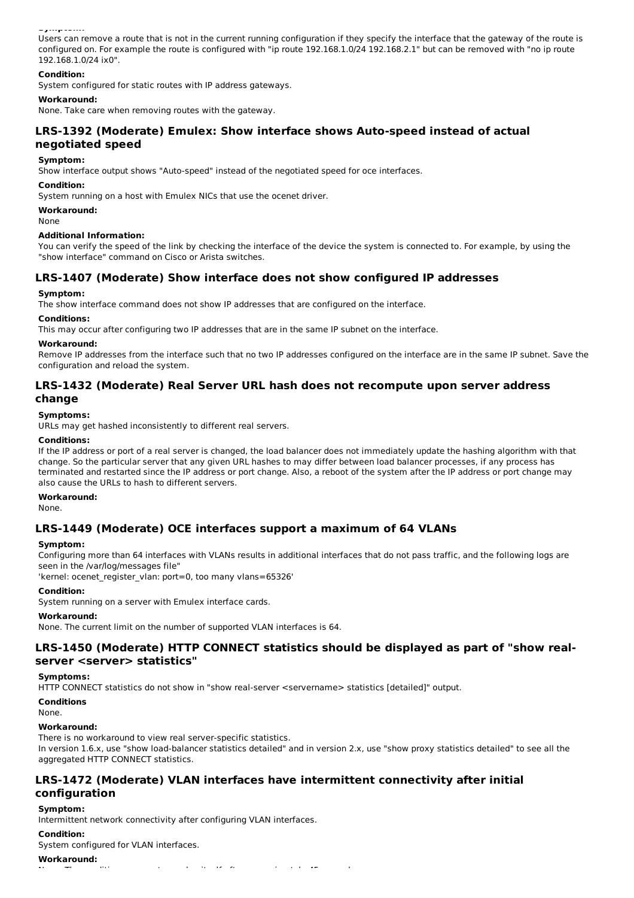**Symptom:**

Users can remove a route that is not in the current running configuration if they specify the interface that the gateway of the route is configured on. For example the route is configured with "ip route 192.168.1.0/24 192.168.2.1" but can be removed with "no ip route 192.168.1.0/24 ix0".

**Condition:**

System configured for static routes with IP address gateways.

**Workaround:**

None. Take care when removing routes with the gateway.

## LRS-1392 (Moderate) Emulex: Show interface shows Auto-speed instead of actual negotiated speed

**Symptom:**

Show interface output shows "Auto-speed" instead of the negotiated speed for oce interfaces.

**Condition:**

System running on a host with Emulex NICs that use the ocenet driver.

**Workaround:**

None

**Additional Information:**

You can verify the speed of the link by checking the interface of the device the system is connected to. For example, by using the "show interface" command on Cisco or Arista switches.

## LRS-1407 (Moderate) Show interface does not show configured IP addresses

**Symptom:**

The show interface command does not show IP addresses that are configured on the interface.

**Conditions:**

This may occur after configuring two IP addresses that are in the same IP subnet on the interface.

**Workaround:**

Remove IP addresses from the interface such that no two IP addresses configured on the interface are in the same IP subnet. Save the configuration and reload the system.

## LRS-1432 (Moderate) Real Server URL hash does not recompute upon server address change

**Symptoms:**

URLs may get hashed inconsistently to different real servers.

**Conditions:**

If the IP address or port of a real server is changed, the load balancer does not immediately update the hashing algorithm with that change. So the particular server that any given URL hashes to may differ between load balancer processes, if any process has terminated and restarted since the IP address or port change. Also, a reboot of the system after the IP address or port change may also cause the URLs to hash to different servers.

**Workaround:**

None.

## LRS-1449 (Moderate) OCE interfaces support a maximum of 64 VLANs

**Symptom:**

Configuring more than 64 interfaces with VLANs results in additional interfaces that do not pass traffic, and the following logs are seen in the /var/log/messages file"

'kernel: ocenet_register_vlan: port=0, too many vlans=65326'

**Condition:**

System running on a server with Emulex interface cards.

**Workaround:**

None. The current limit on the number of supported VLAN interfaces is 64.

## LRS-1450 (Moderate) HTTP CONNECT statistics should be displayed as part of "show real-server <server> statistics"

**Symptoms:**

HTTP CONNECT statistics do not show in "show real-server <servername> statistics [detailed]" output.

**Conditions**

None.

**Workaround:**

There is no workaround to view real server-specific statistics.

In version 1.6.x, use "show load-balancer statistics detailed" and in version 2.x, use "show proxy statistics detailed" to see all the aggregated HTTP CONNECT statistics.

## LRS-1472 (Moderate) VLAN interfaces have intermittent connectivity after initial configuration

**Symptom:**

Intermittent network connectivity after configuring VLAN interfaces.

**Condition:**

System configured for VLAN interfaces.

**Workaround:**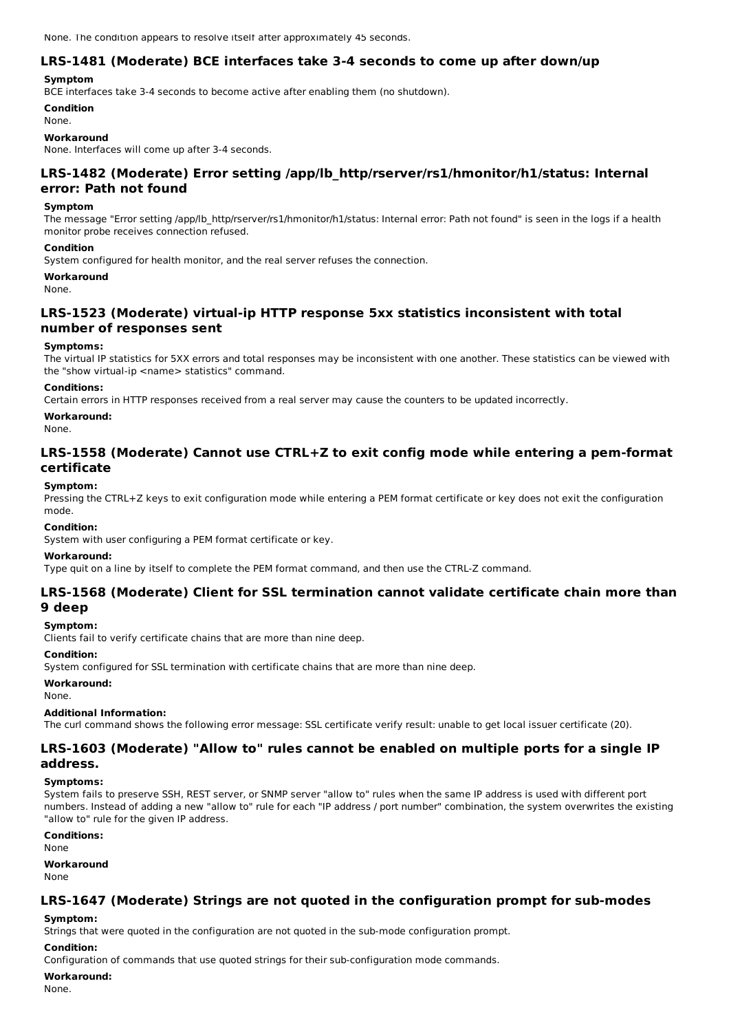None. The condition appears to resolve itself after approximately 45 seconds.

## LRS-1481 (Moderate) BCE interfaces take 3-4 seconds to come up after down/up

**Symptom**

BCE interfaces take 3-4 seconds to become active after enabling them (no shutdown).

**Condition**

None.

**Workaround**

None. Interfaces will come up after 3-4 seconds.

## LRS-1482 (Moderate) Error setting /app/lb_http/rserver/rs1/hmonitor/h1/status: Internal error: Path not found

**Symptom**

The message "Error setting /app/lb_http/rserver/rs1/hmonitor/h1/status: Internal error: Path not found" is seen in the logs if a health monitor probe receives connection refused.

**Condition**

System configured for health monitor, and the real server refuses the connection.

**Workaround**

None.

## LRS-1523 (Moderate) virtual-ip HTTP response 5xx statistics inconsistent with total number of responses sent

**Symptoms:**

The virtual IP statistics for 5XX errors and total responses may be inconsistent with one another. These statistics can be viewed with the "show virtual-ip <name> statistics" command.

**Conditions:**

Certain errors in HTTP responses received from a real server may cause the counters to be updated incorrectly.

**Workaround:**

None.

## LRS-1558 (Moderate) Cannot use CTRL+Z to exit config mode while entering a pem-format certificate

**Symptom:**

Pressing the CTRL+Z keys to exit configuration mode while entering a PEM format certificate or key does not exit the configuration mode.

**Condition:**

System with user configuring a PEM format certificate or key.

**Workaround:**

Type quit on a line by itself to complete the PEM format command, and then use the CTRL-Z command.

## LRS-1568 (Moderate) Client for SSL termination cannot validate certificate chain more than 9 deep

**Symptom:**

Clients fail to verify certificate chains that are more than nine deep.

**Condition:**

System configured for SSL termination with certificate chains that are more than nine deep.

**Workaround:**

None.

**Additional Information:**

The curl command shows the following error message: SSL certificate verify result: unable to get local issuer certificate (20).

## LRS-1603 (Moderate) "Allow to" rules cannot be enabled on multiple ports for a single IP address.

**Symptoms:**

System fails to preserve SSH, REST server, or SNMP server "allow to" rules when the same IP address is used with different port numbers. Instead of adding a new "allow to" rule for each "IP address / port number" combination, the system overwrites the existing "allow to" rule for the given IP address.

**Conditions:**

None

**Workaround**

None

## LRS-1647 (Moderate) Strings are not quoted in the configuration prompt for sub-modes

**Symptom:**

Strings that were quoted in the configuration are not quoted in the sub-mode configuration prompt.

**Condition:**

Configuration of commands that use quoted strings for their sub-configuration mode commands.

**Workaround:**

None.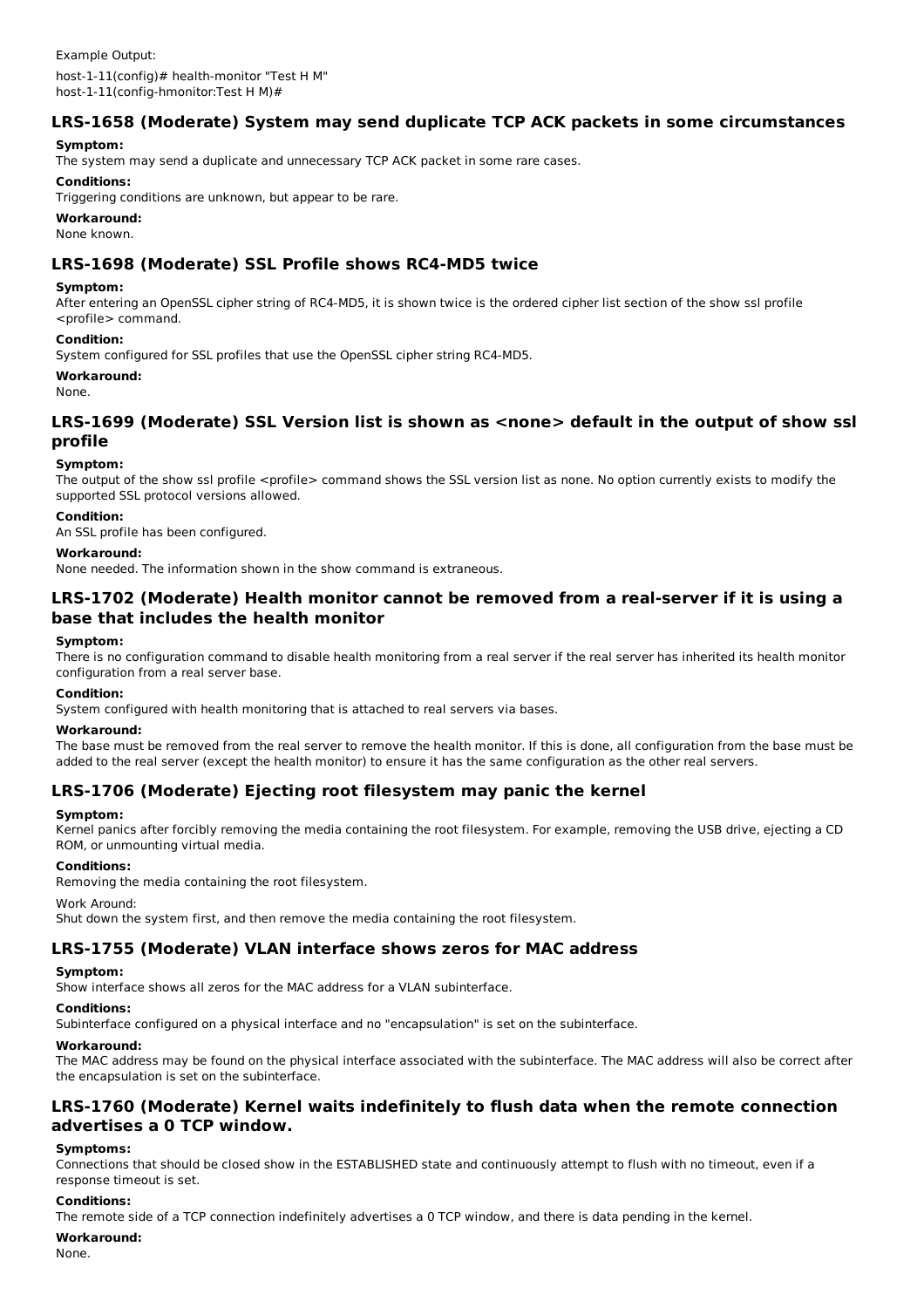Example Output:

```
host-1-11(config)# health-monitor "Test H M"
host-1-11(config-hmonitor:Test H M)#
```

## LRS-1658 (Moderate) System may send duplicate TCP ACK packets in some circumstances

**Symptom:**

The system may send a duplicate and unnecessary TCP ACK packet in some rare cases.

**Conditions:**

Triggering conditions are unknown, but appear to be rare.

**Workaround:**

None known.

## LRS-1698 (Moderate) SSL Profile shows RC4-MD5 twice

**Symptom:**

After entering an OpenSSL cipher string of RC4-MD5, it is shown twice is the ordered cipher list section of the show ssl profile <profile> command.

**Condition:**

System configured for SSL profiles that use the OpenSSL cipher string RC4-MD5.

**Workaround:**

None.

## LRS-1699 (Moderate) SSL Version list is shown as <none> default in the output of show ssl profile

**Symptom:**

The output of the show ssl profile <profile> command shows the SSL version list as none. No option currently exists to modify the supported SSL protocol versions allowed.

**Condition:**

An SSL profile has been configured.

**Workaround:**

None needed. The information shown in the show command is extraneous.

## LRS-1702 (Moderate) Health monitor cannot be removed from a real-server if it is using a base that includes the health monitor

**Symptom:**

There is no configuration command to disable health monitoring from a real server if the real server has inherited its health monitor configuration from a real server base.

**Condition:**

System configured with health monitoring that is attached to real servers via bases.

**Workaround:**

The base must be removed from the real server to remove the health monitor. If this is done, all configuration from the base must be added to the real server (except the health monitor) to ensure it has the same configuration as the other real servers.

## LRS-1706 (Moderate) Ejecting root filesystem may panic the kernel

**Symptom:**

Kernel panics after forcibly removing the media containing the root filesystem. For example, removing the USB drive, ejecting a CD ROM, or unmounting virtual media.

**Conditions:**

Removing the media containing the root filesystem.

Work Around:

Shut down the system first, and then remove the media containing the root filesystem.

## LRS-1755 (Moderate) VLAN interface shows zeros for MAC address

**Symptom:**

Show interface shows all zeros for the MAC address for a VLAN subinterface.

**Conditions:**

Subinterface configured on a physical interface and no "encapsulation" is set on the subinterface.

**Workaround:**

The MAC address may be found on the physical interface associated with the subinterface. The MAC address will also be correct after the encapsulation is set on the subinterface.

## LRS-1760 (Moderate) Kernel waits indefinitely to flush data when the remote connection advertises a 0 TCP window.

**Symptoms:**

Connections that should be closed show in the ESTABLISHED state and continuously attempt to flush with no timeout, even if a response timeout is set.

**Conditions:**

The remote side of a TCP connection indefinitely advertises a 0 TCP window, and there is data pending in the kernel.

**Workaround:**

None.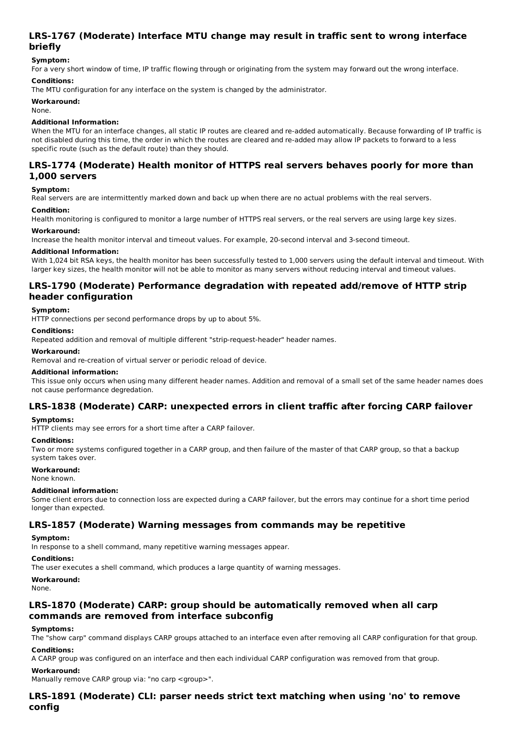### LRS-1767 (Moderate) Interface MTU change may result in traffic sent to wrong interface briefly

**Symptom:**

For a very short window of time, IP traffic flowing through or originating from the system may forward out the wrong interface.

**Conditions:**

The MTU configuration for any interface on the system is changed by the administrator.

**Workaround:**

None.

**Additional Information:**

When the MTU for an interface changes, all static IP routes are cleared and re-added automatically. Because forwarding of IP traffic is not disabled during this time, the order in which the routes are cleared and re-added may allow IP packets to forward to a less specific route (such as the default route) than they should.

### LRS-1774 (Moderate) Health monitor of HTTPS real servers behaves poorly for more than 1,000 servers

**Symptom:**

Real servers are are intermittently marked down and back up when there are no actual problems with the real servers.

**Condition:**

Health monitoring is configured to monitor a large number of HTTPS real servers, or the real servers are using large key sizes.

**Workaround:**

Increase the health monitor interval and timeout values. For example, 20-second interval and 3-second timeout.

**Additional Information:**

With 1,024 bit RSA keys, the health monitor has been successfully tested to 1,000 servers using the default interval and timeout. With larger key sizes, the health monitor will not be able to monitor as many servers without reducing interval and timeout values.

### LRS-1790 (Moderate) Performance degradation with repeated add/remove of HTTP strip header configuration

**Symptom:**

HTTP connections per second performance drops by up to about 5%.

**Conditions:**

Repeated addition and removal of multiple different "strip-request-header" header names.

**Workaround:**

Removal and re-creation of virtual server or periodic reload of device.

**Additional information:**

This issue only occurs when using many different header names. Addition and removal of a small set of the same header names does not cause performance degredation.

### LRS-1838 (Moderate) CARP: unexpected errors in client traffic after forcing CARP failover

**Symptoms:**

HTTP clients may see errors for a short time after a CARP failover.

**Conditions:**

Two or more systems configured together in a CARP group, and then failure of the master of that CARP group, so that a backup system takes over.

**Workaround:**

None known.

**Additional information:**

Some client errors due to connection loss are expected during a CARP failover, but the errors may continue for a short time period longer than expected.

### LRS-1857 (Moderate) Warning messages from commands may be repetitive

**Symptom:**

In response to a shell command, many repetitive warning messages appear.

**Conditions:**

The user executes a shell command, which produces a large quantity of warning messages.

**Workaround:**

None.

### LRS-1870 (Moderate) CARP: group should be automatically removed when all carp commands are removed from interface subconfig

**Symptoms:**

The "show carp" command displays CARP groups attached to an interface even after removing all CARP configuration for that group.

**Conditions:**

A CARP group was configured on an interface and then each individual CARP configuration was removed from that group.

**Workaround:**

Manually remove CARP group via: "no carp <group>".

### LRS-1891 (Moderate) CLI: parser needs strict text matching when using 'no' to remove config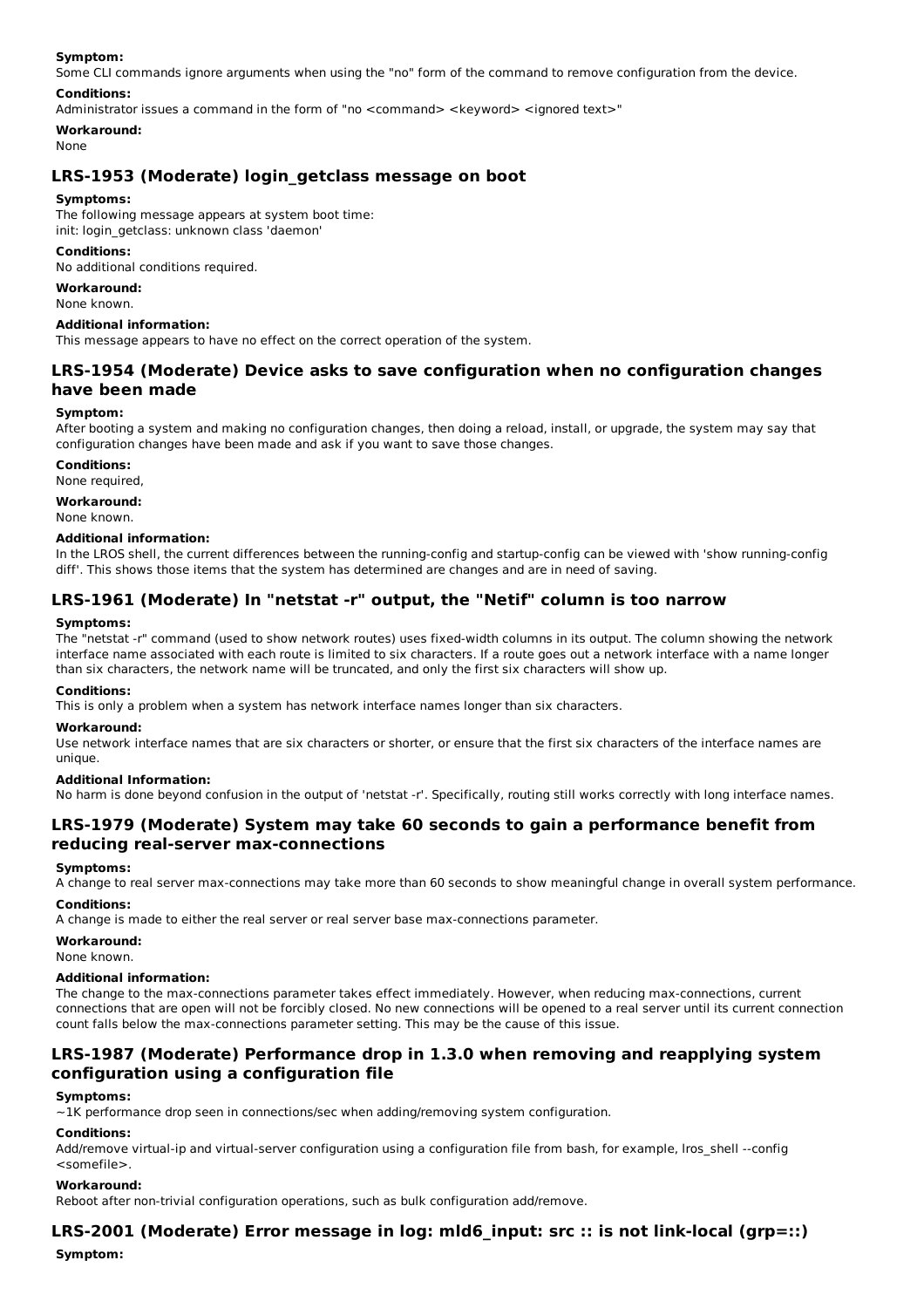**Symptom:**

Some CLI commands ignore arguments when using the "no" form of the command to remove configuration from the device.

**Conditions:**

Administrator issues a command in the form of "no <command> <keyword> <ignored text>"

**Workaround:**

None

## LRS-1953 (Moderate) login_getclass message on boot

**Symptoms:**

The following message appears at system boot time:
init: login_getclass: unknown class 'daemon'

**Conditions:**

No additional conditions required.

**Workaround:**

None known.

**Additional information:**

This message appears to have no effect on the correct operation of the system.

## LRS-1954 (Moderate) Device asks to save configuration when no configuration changes have been made

**Symptom:**

After booting a system and making no configuration changes, then doing a reload, install, or upgrade, the system may say that configuration changes have been made and ask if you want to save those changes.

**Conditions:**

None required,

**Workaround:**

None known.

**Additional information:**

In the LROS shell, the current differences between the running-config and startup-config can be viewed with 'show running-config diff'. This shows those items that the system has determined are changes and are in need of saving.

## LRS-1961 (Moderate) In "netstat -r" output, the "Netif" column is too narrow

**Symptoms:**

The "netstat -r" command (used to show network routes) uses fixed-width columns in its output. The column showing the network interface name associated with each route is limited to six characters. If a route goes out a network interface with a name longer than six characters, the network name will be truncated, and only the first six characters will show up.

**Conditions:**

This is only a problem when a system has network interface names longer than six characters.

**Workaround:**

Use network interface names that are six characters or shorter, or ensure that the first six characters of the interface names are unique.

**Additional Information:**

No harm is done beyond confusion in the output of 'netstat -r'. Specifically, routing still works correctly with long interface names.

## LRS-1979 (Moderate) System may take 60 seconds to gain a performance benefit from reducing real-server max-connections

**Symptoms:**

A change to real server max-connections may take more than 60 seconds to show meaningful change in overall system performance.

**Conditions:**

A change is made to either the real server or real server base max-connections parameter.

**Workaround:**

None known.

**Additional information:**

The change to the max-connections parameter takes effect immediately. However, when reducing max-connections, current connections that are open will not be forcibly closed. No new connections will be opened to a real server until its current connection count falls below the max-connections parameter setting. This may be the cause of this issue.

## LRS-1987 (Moderate) Performance drop in 1.3.0 when removing and reapplying system configuration using a configuration file

**Symptoms:**

~1K performance drop seen in connections/sec when adding/removing system configuration.

**Conditions:**

Add/remove virtual-ip and virtual-server configuration using a configuration file from bash, for example, lros_shell --config <somefile>.

**Workaround:**

Reboot after non-trivial configuration operations, such as bulk configuration add/remove.

## LRS-2001 (Moderate) Error message in log: mld6_input: src :: is not link-local (grp=::)

**Symptom:**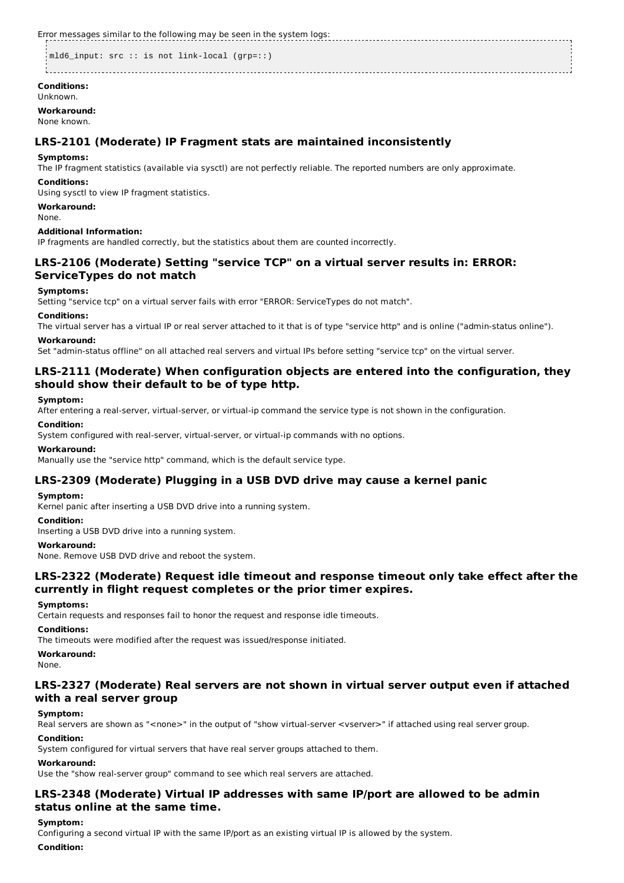Error messages similar to the following may be seen in the system logs:

```
mld6_input: src :: is not link-local (grp=::)
```

**Conditions:**
Unknown.

**Workaround:**
None known.

### LRS-2101 (Moderate) IP Fragment stats are maintained inconsistently

**Symptoms:**
The IP fragment statistics (available via sysctl) are not perfectly reliable. The reported numbers are only approximate.

**Conditions:**
Using sysctl to view IP fragment statistics.

**Workaround:**
None.

**Additional Information:**
IP fragments are handled correctly, but the statistics about them are counted incorrectly.

### LRS-2106 (Moderate) Setting "service TCP" on a virtual server results in: ERROR: ServiceTypes do not match

**Symptoms:**
Setting "service tcp" on a virtual server fails with error "ERROR: ServiceTypes do not match".

**Conditions:**
The virtual server has a virtual IP or real server attached to it that is of type "service http" and is online ("admin-status online").

**Workaround:**
Set "admin-status offline" on all attached real servers and virtual IPs before setting "service tcp" on the virtual server.

### LRS-2111 (Moderate) When configuration objects are entered into the configuration, they should show their default to be of type http.

**Symptom:**
After entering a real-server, virtual-server, or virtual-ip command the service type is not shown in the configuration.

**Condition:**
System configured with real-server, virtual-server, or virtual-ip commands with no options.

**Workaround:**
Manually use the "service http" command, which is the default service type.

### LRS-2309 (Moderate) Plugging in a USB DVD drive may cause a kernel panic

**Symptom:**
Kernel panic after inserting a USB DVD drive into a running system.

**Condition:**
Inserting a USB DVD drive into a running system.

**Workaround:**
None. Remove USB DVD drive and reboot the system.

### LRS-2322 (Moderate) Request idle timeout and response timeout only take effect after the currently in flight request completes or the prior timer expires.

**Symptoms:**
Certain requests and responses fail to honor the request and response idle timeouts.

**Conditions:**
The timeouts were modified after the request was issued/response initiated.

**Workaround:**
None.

### LRS-2327 (Moderate) Real servers are not shown in virtual server output even if attached with a real server group

**Symptom:**
Real servers are shown as "<none>" in the output of "show virtual-server <vserver>" if attached using real server group.

**Condition:**
System configured for virtual servers that have real server groups attached to them.

**Workaround:**
Use the "show real-server group" command to see which real servers are attached.

### LRS-2348 (Moderate) Virtual IP addresses with same IP/port are allowed to be admin status online at the same time.

**Symptom:**
Configuring a second virtual IP with the same IP/port as an existing virtual IP is allowed by the system.

**Condition:**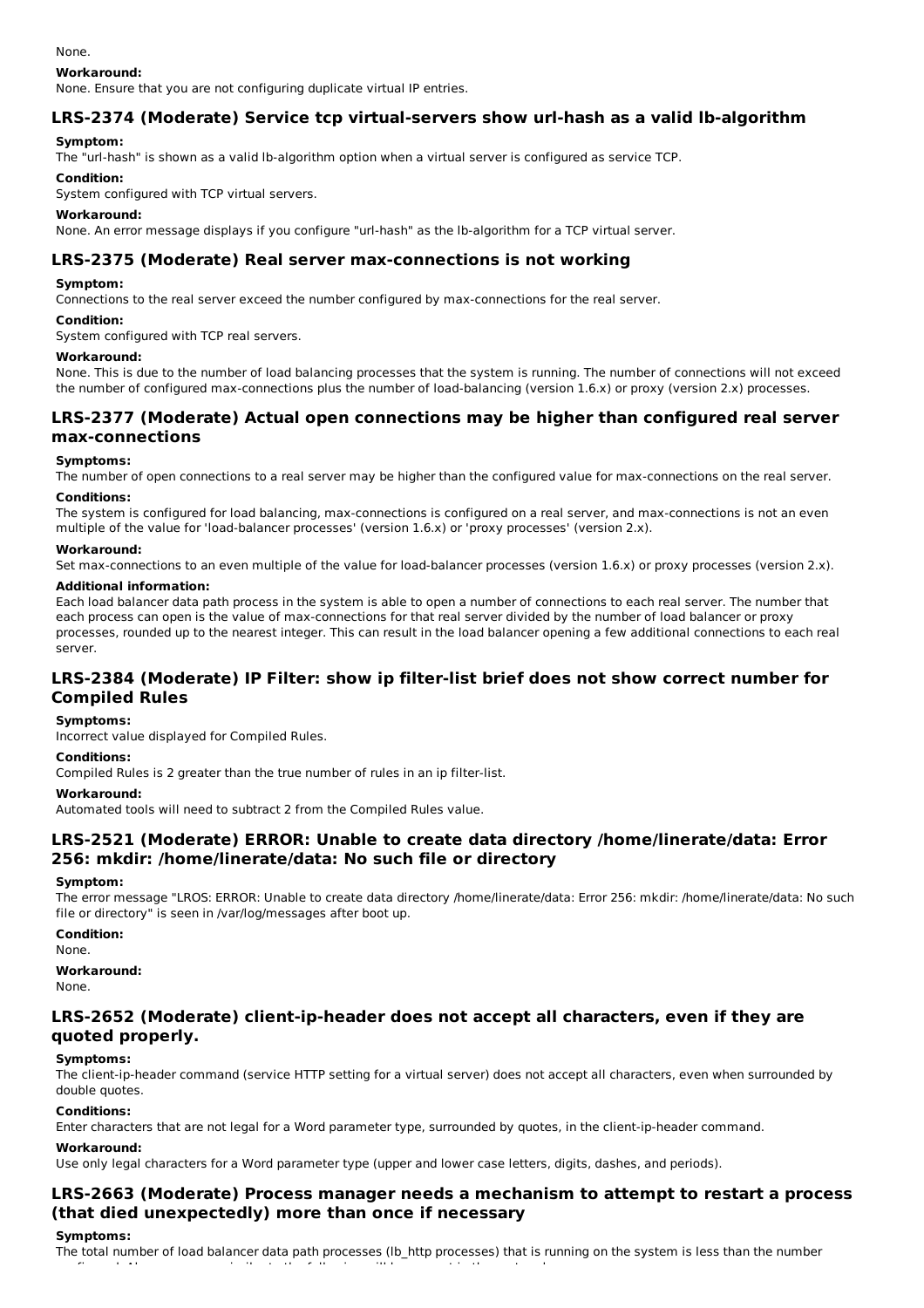None.

**Workaround:**
None. Ensure that you are not configuring duplicate virtual IP entries.

## LRS-2374 (Moderate) Service tcp virtual-servers show url-hash as a valid lb-algorithm

**Symptom:**
The "url-hash" is shown as a valid lb-algorithm option when a virtual server is configured as service TCP.

**Condition:**
System configured with TCP virtual servers.

**Workaround:**
None. An error message displays if you configure "url-hash" as the lb-algorithm for a TCP virtual server.

## LRS-2375 (Moderate) Real server max-connections is not working

**Symptom:**
Connections to the real server exceed the number configured by max-connections for the real server.

**Condition:**
System configured with TCP real servers.

**Workaround:**
None. This is due to the number of load balancing processes that the system is running. The number of connections will not exceed the number of configured max-connections plus the number of load-balancing (version 1.6.x) or proxy (version 2.x) processes.

## LRS-2377 (Moderate) Actual open connections may be higher than configured real server max-connections

**Symptoms:**
The number of open connections to a real server may be higher than the configured value for max-connections on the real server.

**Conditions:**
The system is configured for load balancing, max-connections is configured on a real server, and max-connections is not an even multiple of the value for 'load-balancer processes' (version 1.6.x) or 'proxy processes' (version 2.x).

**Workaround:**
Set max-connections to an even multiple of the value for load-balancer processes (version 1.6.x) or proxy processes (version 2.x).

**Additional information:**
Each load balancer data path process in the system is able to open a number of connections to each real server. The number that each process can open is the value of max-connections for that real server divided by the number of load balancer or proxy processes, rounded up to the nearest integer. This can result in the load balancer opening a few additional connections to each real server.

## LRS-2384 (Moderate) IP Filter: show ip filter-list brief does not show correct number for Compiled Rules

**Symptoms:**
Incorrect value displayed for Compiled Rules.

**Conditions:**
Compiled Rules is 2 greater than the true number of rules in an ip filter-list.

**Workaround:**
Automated tools will need to subtract 2 from the Compiled Rules value.

## LRS-2521 (Moderate) ERROR: Unable to create data directory /home/linerate/data: Error 256: mkdir: /home/linerate/data: No such file or directory

**Symptom:**
The error message "LROS: ERROR: Unable to create data directory /home/linerate/data: Error 256: mkdir: /home/linerate/data: No such file or directory" is seen in /var/log/messages after boot up.

**Condition:**
None.

**Workaround:**
None.

## LRS-2652 (Moderate) client-ip-header does not accept all characters, even if they are quoted properly.

**Symptoms:**
The client-ip-header command (service HTTP setting for a virtual server) does not accept all characters, even when surrounded by double quotes.

**Conditions:**
Enter characters that are not legal for a Word parameter type, surrounded by quotes, in the client-ip-header command.

**Workaround:**
Use only legal characters for a Word parameter type (upper and lower case letters, digits, dashes, and periods).

## LRS-2663 (Moderate) Process manager needs a mechanism to attempt to restart a process (that died unexpectedly) more than once if necessary

**Symptoms:**
The total number of load balancer data path processes (lb_http processes) that is running on the system is less than the number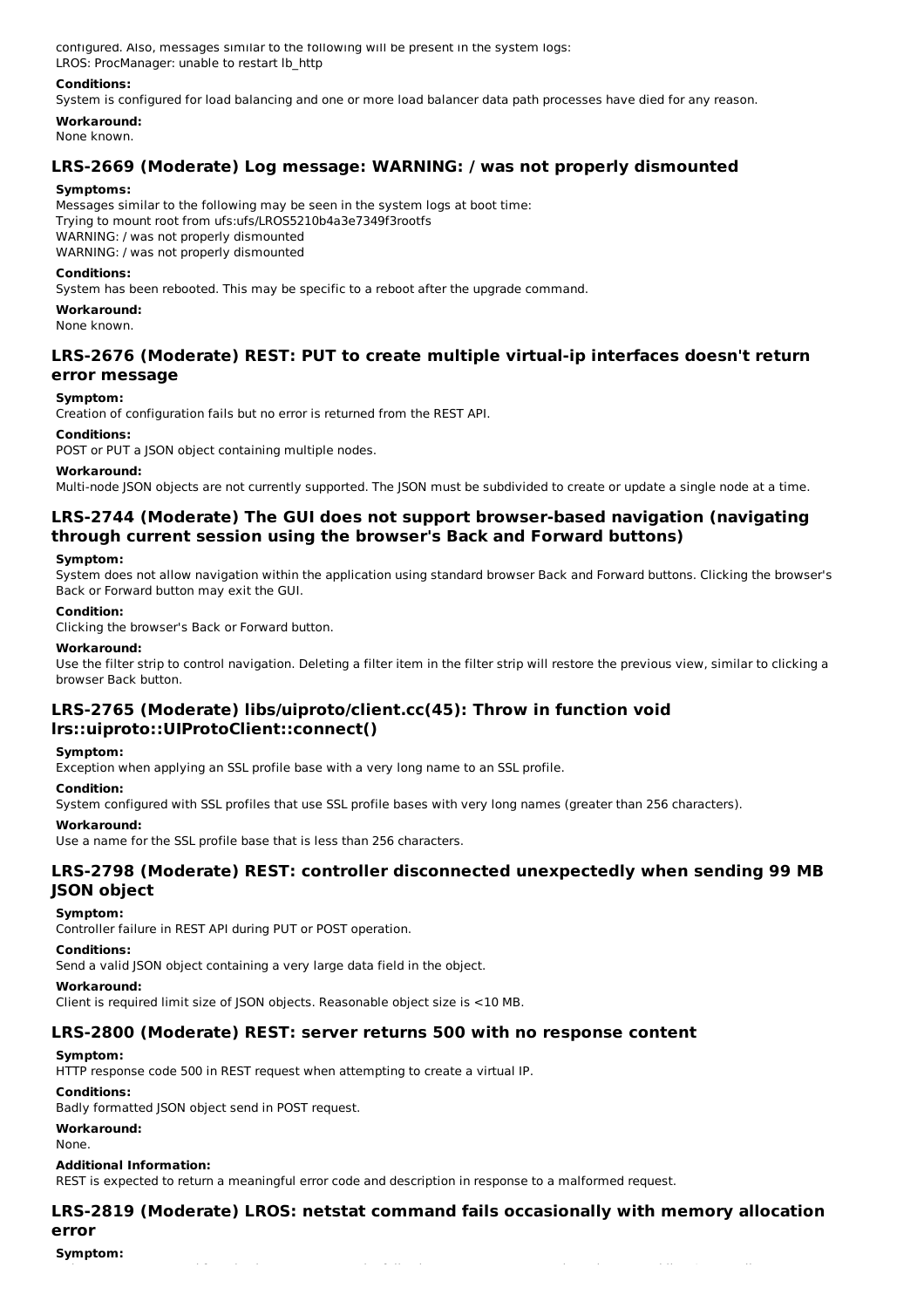configured. Also, messages similar to the following will be present in the system logs:
LROS: ProcManager: unable to restart lb_http

**Conditions:**
System is configured for load balancing and one or more load balancer data path processes have died for any reason.

**Workaround:**
None known.

## LRS-2669 (Moderate) Log message: WARNING: / was not properly dismounted

**Symptoms:**
Messages similar to the following may be seen in the system logs at boot time:
Trying to mount root from ufs:ufs/LROS5210b4a3e7349f3rootfs
WARNING: / was not properly dismounted
WARNING: / was not properly dismounted

**Conditions:**
System has been rebooted. This may be specific to a reboot after the upgrade command.

**Workaround:**
None known.

## LRS-2676 (Moderate) REST: PUT to create multiple virtual-ip interfaces doesn't return error message

**Symptom:**
Creation of configuration fails but no error is returned from the REST API.

**Conditions:**
POST or PUT a JSON object containing multiple nodes.

**Workaround:**
Multi-node JSON objects are not currently supported. The JSON must be subdivided to create or update a single node at a time.

## LRS-2744 (Moderate) The GUI does not support browser-based navigation (navigating through current session using the browser's Back and Forward buttons)

**Symptom:**
System does not allow navigation within the application using standard browser Back and Forward buttons. Clicking the browser's Back or Forward button may exit the GUI.

**Condition:**
Clicking the browser's Back or Forward button.

**Workaround:**
Use the filter strip to control navigation. Deleting a filter item in the filter strip will restore the previous view, similar to clicking a browser Back button.

## LRS-2765 (Moderate) libs/uiproto/client.cc(45): Throw in function void lrs::uiproto::UIProtoClient::connect()

**Symptom:**
Exception when applying an SSL profile base with a very long name to an SSL profile.

**Condition:**
System configured with SSL profiles that use SSL profile bases with very long names (greater than 256 characters).

**Workaround:**
Use a name for the SSL profile base that is less than 256 characters.

## LRS-2798 (Moderate) REST: controller disconnected unexpectedly when sending 99 MB JSON object

**Symptom:**
Controller failure in REST API during PUT or POST operation.

**Conditions:**
Send a valid JSON object containing a very large data field in the object.

**Workaround:**
Client is required limit size of JSON objects. Reasonable object size is <10 MB.

## LRS-2800 (Moderate) REST: server returns 500 with no response content

**Symptom:**
HTTP response code 500 in REST request when attempting to create a virtual IP.

**Conditions:**
Badly formatted JSON object send in POST request.

**Workaround:**
None.

**Additional Information:**
REST is expected to return a meaningful error code and description in response to a malformed request.

## LRS-2819 (Moderate) LROS: netstat command fails occasionally with memory allocation error

**Symptom:**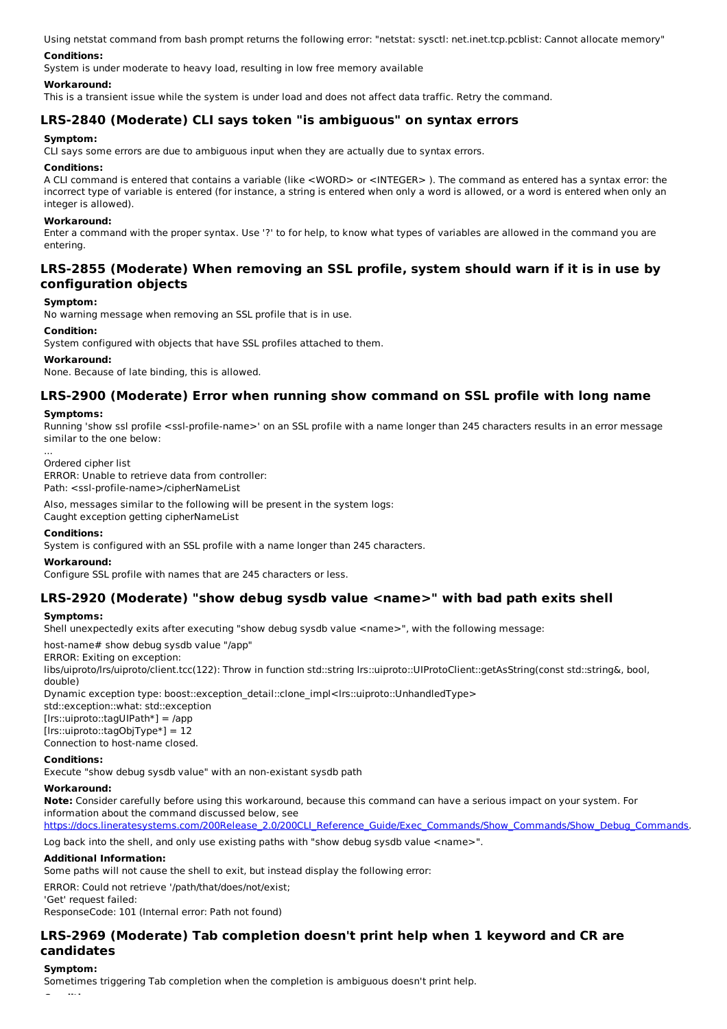Using netstat command from bash prompt returns the following error: "netstat: sysctl: net.inet.tcp.pcblist: Cannot allocate memory"

**Conditions:**

System is under moderate to heavy load, resulting in low free memory available

**Workaround:**

This is a transient issue while the system is under load and does not affect data traffic. Retry the command.

## LRS-2840 (Moderate) CLI says token "is ambiguous" on syntax errors

**Symptom:**

CLI says some errors are due to ambiguous input when they are actually due to syntax errors.

**Conditions:**

A CLI command is entered that contains a variable (like <WORD> or <INTEGER> ). The command as entered has a syntax error: the incorrect type of variable is entered (for instance, a string is entered when only a word is allowed, or a word is entered when only an integer is allowed).

**Workaround:**

Enter a command with the proper syntax. Use '?' to for help, to know what types of variables are allowed in the command you are entering.

## LRS-2855 (Moderate) When removing an SSL profile, system should warn if it is in use by configuration objects

**Symptom:**

No warning message when removing an SSL profile that is in use.

**Condition:**

System configured with objects that have SSL profiles attached to them.

**Workaround:**

None. Because of late binding, this is allowed.

## LRS-2900 (Moderate) Error when running show command on SSL profile with long name

**Symptoms:**

Running 'show ssl profile <ssl-profile-name>' on an SSL profile with a name longer than 245 characters results in an error message similar to the one below:

...
Ordered cipher list
ERROR: Unable to retrieve data from controller:
Path: <ssl-profile-name>/cipherNameList

Also, messages similar to the following will be present in the system logs:
Caught exception getting cipherNameList

**Conditions:**

System is configured with an SSL profile with a name longer than 245 characters.

**Workaround:**

Configure SSL profile with names that are 245 characters or less.

## LRS-2920 (Moderate) "show debug sysdb value <name>" with bad path exits shell

**Symptoms:**

Shell unexpectedly exits after executing "show debug sysdb value <name>", with the following message:

host-name# show debug sysdb value "/app"
ERROR: Exiting on exception:
libs/uiproto/lrs/uiproto/client.tcc(122): Throw in function std::string lrs::uiproto::UIProtoClient::getAsString(const std::string&, bool, double)
Dynamic exception type: boost::exception_detail::clone_impl<lrs::uiproto::UnhandledType>
std::exception::what: std::exception
[lrs::uiproto::tagUIPath*] = /app
[lrs::uiproto::tagObjType*] = 12
Connection to host-name closed.

**Conditions:**

Execute "show debug sysdb value" with an non-existant sysdb path

**Workaround:**

**Note:** Consider carefully before using this workaround, because this command can have a serious impact on your system. For information about the command discussed below, see https://docs.lineratesystems.com/200Release_2.0/200CLI_Reference_Guide/Exec_Commands/Show_Commands/Show_Debug_Commands.

Log back into the shell, and only use existing paths with "show debug sysdb value <name>".

**Additional Information:**

Some paths will not cause the shell to exit, but instead display the following error:

ERROR: Could not retrieve '/path/that/does/not/exist;
'Get' request failed:
ResponseCode: 101 (Internal error: Path not found)

## LRS-2969 (Moderate) Tab completion doesn't print help when 1 keyword and CR are candidates

**Symptom:**

Sometimes triggering Tab completion when the completion is ambiguous doesn't print help.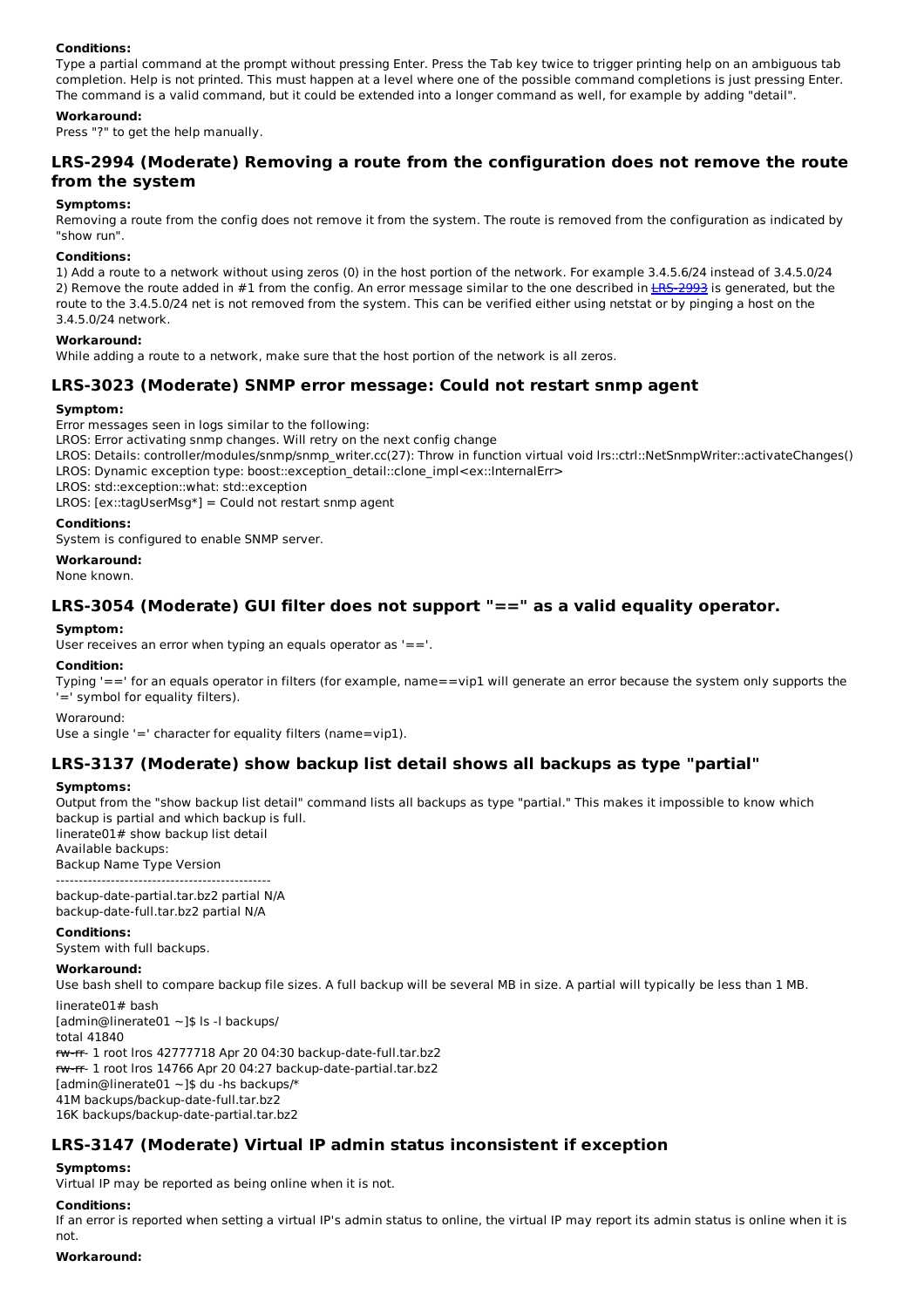**Conditions:**

Type a partial command at the prompt without pressing Enter. Press the Tab key twice to trigger printing help on an ambiguous tab completion. Help is not printed. This must happen at a level where one of the possible command completions is just pressing Enter. The command is a valid command, but it could be extended into a longer command as well, for example by adding "detail".

**Workaround:**

Press "?" to get the help manually.

## LRS-2994 (Moderate) Removing a route from the configuration does not remove the route from the system

**Symptoms:**

Removing a route from the config does not remove it from the system. The route is removed from the configuration as indicated by "show run".

**Conditions:**

1) Add a route to a network without using zeros (0) in the host portion of the network. For example 3.4.5.6/24 instead of 3.4.5.0/24
2) Remove the route added in #1 from the config. An error message similar to the one described in ~~LRS-2993~~ is generated, but the route to the 3.4.5.0/24 net is not removed from the system. This can be verified either using netstat or by pinging a host on the 3.4.5.0/24 network.

**Workaround:**

While adding a route to a network, make sure that the host portion of the network is all zeros.

## LRS-3023 (Moderate) SNMP error message: Could not restart snmp agent

**Symptom:**

Error messages seen in logs similar to the following:
LROS: Error activating snmp changes. Will retry on the next config change
LROS: Details: controller/modules/snmp/snmp_writer.cc(27): Throw in function virtual void lrs::ctrl::NetSnmpWriter::activateChanges()
LROS: Dynamic exception type: boost::exception_detail::clone_impl<ex::InternalErr>
LROS: std::exception::what: std::exception
LROS: [ex::tagUserMsg*] = Could not restart snmp agent

**Conditions:**

System is configured to enable SNMP server.

**Workaround:**

None known.

## LRS-3054 (Moderate) GUI filter does not support "==" as a valid equality operator.

**Symptom:**

User receives an error when typing an equals operator as '=='.

**Condition:**

Typing '==' for an equals operator in filters (for example, name==vip1 will generate an error because the system only supports the '=' symbol for equality filters).

Woraround:

Use a single '=' character for equality filters (name=vip1).

## LRS-3137 (Moderate) show backup list detail shows all backups as type "partial"

**Symptoms:**

Output from the "show backup list detail" command lists all backups as type "partial." This makes it impossible to know which backup is partial and which backup is full.
linerate01# show backup list detail
Available backups:
Backup Name Type Version
-----------------------------------------------
backup-date-partial.tar.bz2 partial N/A
backup-date-full.tar.bz2 partial N/A

**Conditions:**

System with full backups.

**Workaround:**

Use bash shell to compare backup file sizes. A full backup will be several MB in size. A partial will typically be less than 1 MB.

linerate01# bash
[admin@linerate01 ~]$ ls -l backups/
total 41840
~~rw-r-~~ 1 root lros 42777718 Apr 20 04:30 backup-date-full.tar.bz2
~~rw-r-~~ 1 root lros 14766 Apr 20 04:27 backup-date-partial.tar.bz2
[admin@linerate01 ~]$ du -hs backups/*
41M backups/backup-date-full.tar.bz2
16K backups/backup-date-partial.tar.bz2

## LRS-3147 (Moderate) Virtual IP admin status inconsistent if exception

**Symptoms:**

Virtual IP may be reported as being online when it is not.

**Conditions:**

If an error is reported when setting a virtual IP's admin status to online, the virtual IP may report its admin status is online when it is not.

**Workaround:**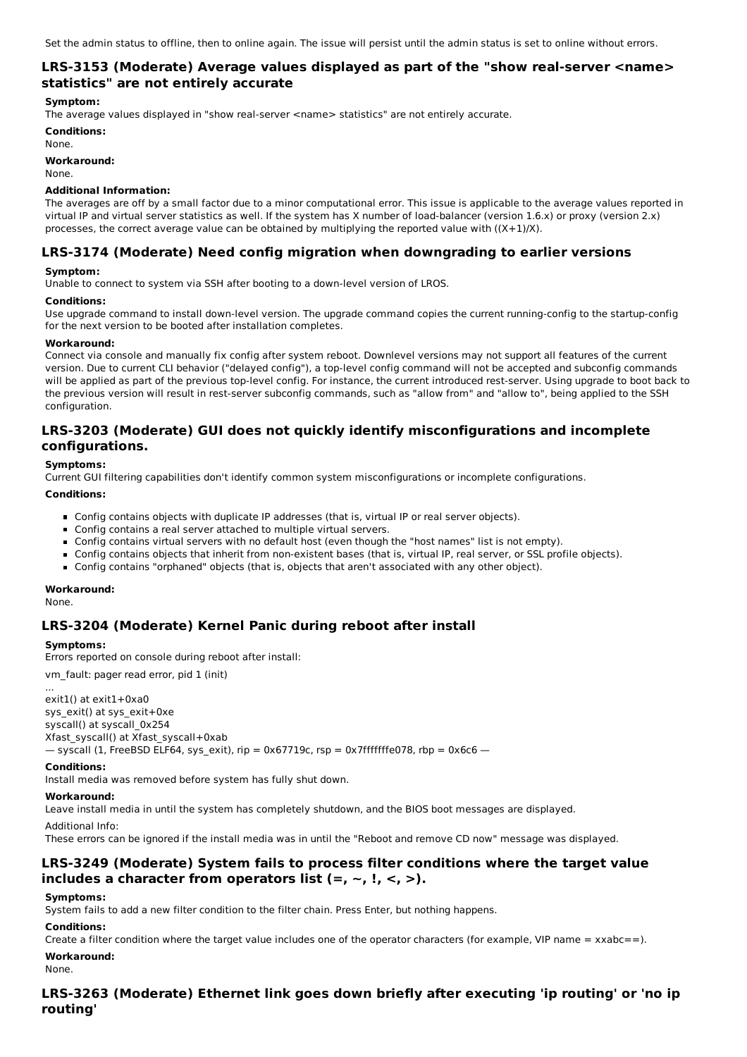Set the admin status to offline, then to online again. The issue will persist until the admin status is set to online without errors.

### LRS-3153 (Moderate) Average values displayed as part of the "show real-server <name> statistics" are not entirely accurate

**Symptom:**
The average values displayed in "show real-server <name> statistics" are not entirely accurate.

**Conditions:**
None.

**Workaround:**
None.

**Additional Information:**
The averages are off by a small factor due to a minor computational error. This issue is applicable to the average values reported in virtual IP and virtual server statistics as well. If the system has X number of load-balancer (version 1.6.x) or proxy (version 2.x) processes, the correct average value can be obtained by multiplying the reported value with ((X+1)/X).

### LRS-3174 (Moderate) Need config migration when downgrading to earlier versions

**Symptom:**
Unable to connect to system via SSH after booting to a down-level version of LROS.

**Conditions:**
Use upgrade command to install down-level version. The upgrade command copies the current running-config to the startup-config for the next version to be booted after installation completes.

**Workaround:**
Connect via console and manually fix config after system reboot. Downlevel versions may not support all features of the current version. Due to current CLI behavior ("delayed config"), a top-level config command will not be accepted and subconfig commands will be applied as part of the previous top-level config. For instance, the current introduced rest-server. Using upgrade to boot back to the previous version will result in rest-server subconfig commands, such as "allow from" and "allow to", being applied to the SSH configuration.

### LRS-3203 (Moderate) GUI does not quickly identify misconfigurations and incomplete configurations.

**Symptoms:**
Current GUI filtering capabilities don't identify common system misconfigurations or incomplete configurations.

**Conditions:**

- Config contains objects with duplicate IP addresses (that is, virtual IP or real server objects).
- Config contains a real server attached to multiple virtual servers.
- Config contains virtual servers with no default host (even though the "host names" list is not empty).
- Config contains objects that inherit from non-existent bases (that is, virtual IP, real server, or SSL profile objects).
- Config contains "orphaned" objects (that is, objects that aren't associated with any other object).

**Workaround:**
None.

### LRS-3204 (Moderate) Kernel Panic during reboot after install

**Symptoms:**
Errors reported on console during reboot after install:

vm_fault: pager read error, pid 1 (init)
...
exit1() at exit1+0xa0
sys_exit() at sys_exit+0xe
syscall() at syscall_0x254
Xfast_syscall() at Xfast_syscall+0xab
— syscall (1, FreeBSD ELF64, sys_exit), rip = 0x67719c, rsp = 0x7fffffffe078, rbp = 0x6c6 —

**Conditions:**
Install media was removed before system has fully shut down.

**Workaround:**
Leave install media in until the system has completely shutdown, and the BIOS boot messages are displayed.

Additional Info:
These errors can be ignored if the install media was in until the "Reboot and remove CD now" message was displayed.

### LRS-3249 (Moderate) System fails to process filter conditions where the target value includes a character from operators list (=, ~, !, <, >).

**Symptoms:**
System fails to add a new filter condition to the filter chain. Press Enter, but nothing happens.

**Conditions:**
Create a filter condition where the target value includes one of the operator characters (for example, VIP name = xxabc==).

**Workaround:**
None.

### LRS-3263 (Moderate) Ethernet link goes down briefly after executing 'ip routing' or 'no ip routing'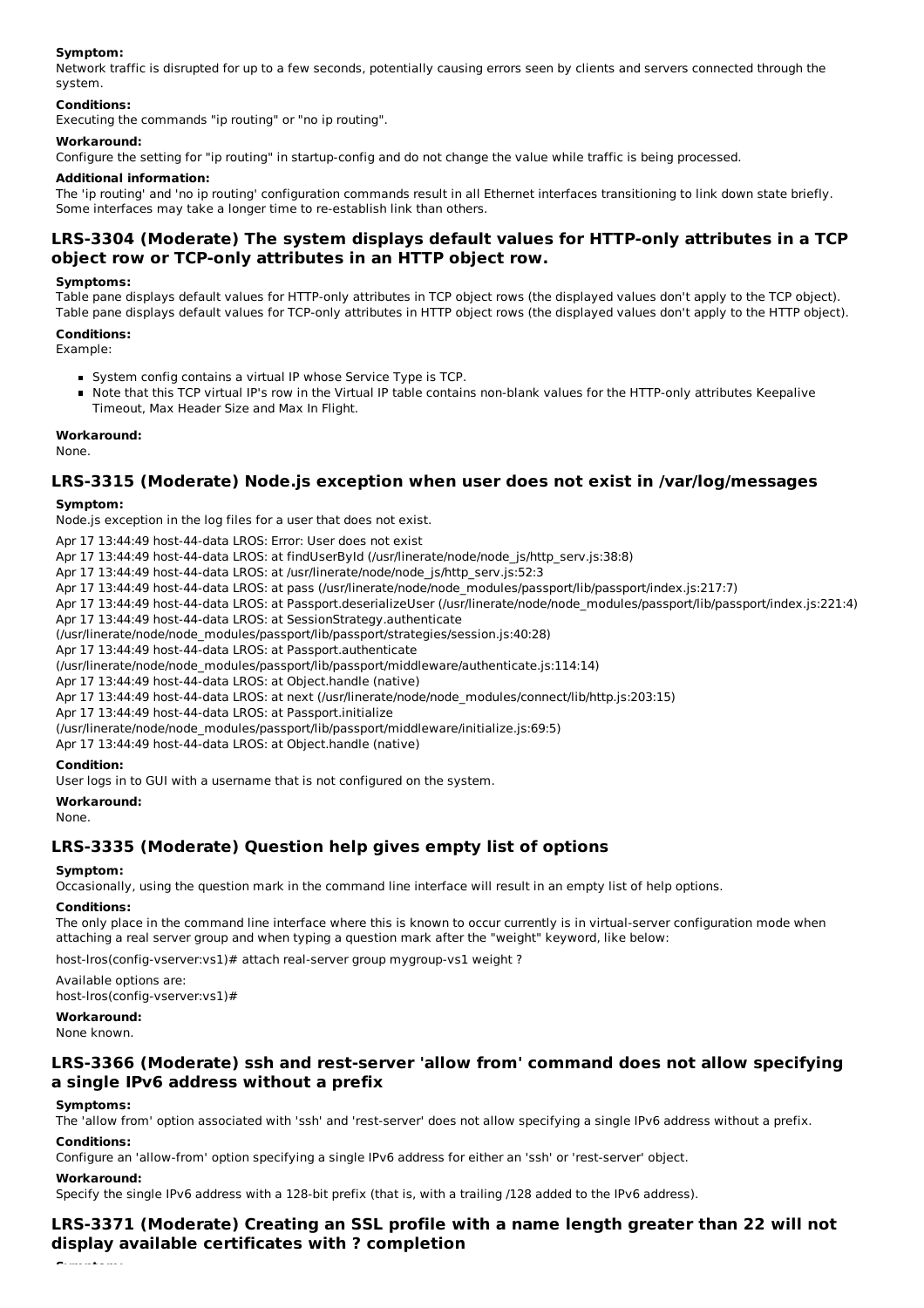**Symptom:**
Network traffic is disrupted for up to a few seconds, potentially causing errors seen by clients and servers connected through the system.

**Conditions:**
Executing the commands "ip routing" or "no ip routing".

**Workaround:**
Configure the setting for "ip routing" in startup-config and do not change the value while traffic is being processed.

**Additional information:**
The 'ip routing' and 'no ip routing' configuration commands result in all Ethernet interfaces transitioning to link down state briefly. Some interfaces may take a longer time to re-establish link than others.

## LRS-3304 (Moderate) The system displays default values for HTTP-only attributes in a TCP object row or TCP-only attributes in an HTTP object row.

**Symptoms:**
Table pane displays default values for HTTP-only attributes in TCP object rows (the displayed values don't apply to the TCP object). Table pane displays default values for TCP-only attributes in HTTP object rows (the displayed values don't apply to the HTTP object).

**Conditions:**
Example:

- System config contains a virtual IP whose Service Type is TCP.
- Note that this TCP virtual IP's row in the Virtual IP table contains non-blank values for the HTTP-only attributes Keepalive Timeout, Max Header Size and Max In Flight.

**Workaround:**
None.

## LRS-3315 (Moderate) Node.js exception when user does not exist in /var/log/messages

**Symptom:**
Node.js exception in the log files for a user that does not exist.

```
Apr 17 13:44:49 host-44-data LROS: Error: User does not exist
Apr 17 13:44:49 host-44-data LROS: at findUserById (/usr/linerate/node/node_js/http_serv.js:38:8)
Apr 17 13:44:49 host-44-data LROS: at /usr/linerate/node/node_js/http_serv.js:52:3
Apr 17 13:44:49 host-44-data LROS: at pass (/usr/linerate/node/node_modules/passport/lib/passport/index.js:217:7)
Apr 17 13:44:49 host-44-data LROS: at Passport.deserializeUser (/usr/linerate/node/node_modules/passport/lib/passport/index.js:221:4)
Apr 17 13:44:49 host-44-data LROS: at SessionStrategy.authenticate
(/usr/linerate/node/node_modules/passport/lib/passport/strategies/session.js:40:28)
Apr 17 13:44:49 host-44-data LROS: at Passport.authenticate
(/usr/linerate/node/node_modules/passport/lib/passport/middleware/authenticate.js:114:14)
Apr 17 13:44:49 host-44-data LROS: at Object.handle (native)
Apr 17 13:44:49 host-44-data LROS: at next (/usr/linerate/node/node_modules/connect/lib/http.js:203:15)
Apr 17 13:44:49 host-44-data LROS: at Passport.initialize
(/usr/linerate/node/node_modules/passport/lib/passport/middleware/initialize.js:69:5)
Apr 17 13:44:49 host-44-data LROS: at Object.handle (native)
```

**Condition:**
User logs in to GUI with a username that is not configured on the system.

**Workaround:**
None.

## LRS-3335 (Moderate) Question help gives empty list of options

**Symptom:**
Occasionally, using the question mark in the command line interface will result in an empty list of help options.

**Conditions:**
The only place in the command line interface where this is known to occur currently is in virtual-server configuration mode when attaching a real server group and when typing a question mark after the "weight" keyword, like below:

```
host-lros(config-vserver:vs1)# attach real-server group mygroup-vs1 weight ?

Available options are:
host-lros(config-vserver:vs1)#
```

**Workaround:**
None known.

## LRS-3366 (Moderate) ssh and rest-server 'allow from' command does not allow specifying a single IPv6 address without a prefix

**Symptoms:**
The 'allow from' option associated with 'ssh' and 'rest-server' does not allow specifying a single IPv6 address without a prefix.

**Conditions:**
Configure an 'allow-from' option specifying a single IPv6 address for either an 'ssh' or 'rest-server' object.

**Workaround:**
Specify the single IPv6 address with a 128-bit prefix (that is, with a trailing /128 added to the IPv6 address).

## LRS-3371 (Moderate) Creating an SSL profile with a name length greater than 22 will not display available certificates with ? completion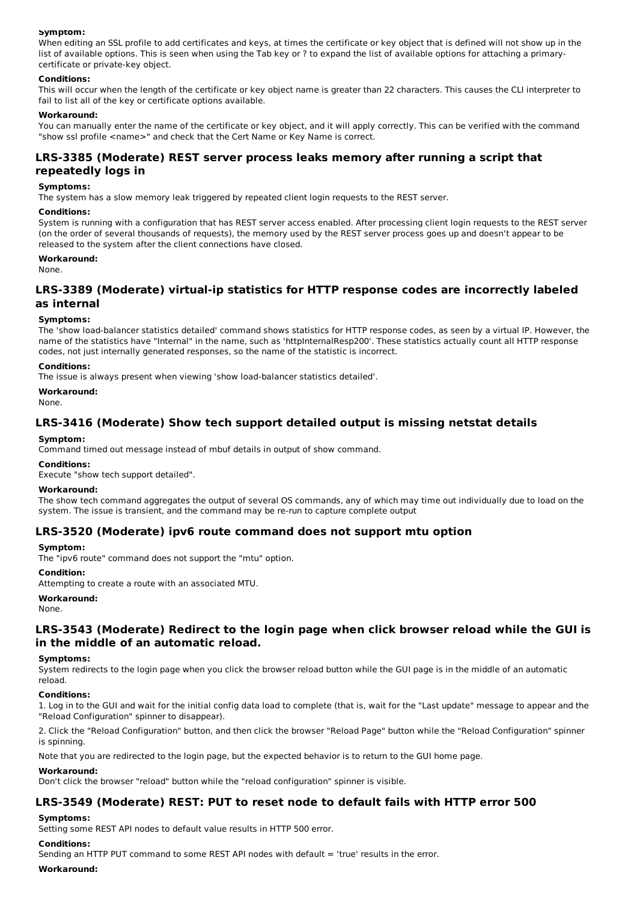**Symptom:**

When editing an SSL profile to add certificates and keys, at times the certificate or key object that is defined will not show up in the list of available options. This is seen when using the Tab key or ? to expand the list of available options for attaching a primary-certificate or private-key object.

**Conditions:**

This will occur when the length of the certificate or key object name is greater than 22 characters. This causes the CLI interpreter to fail to list all of the key or certificate options available.

**Workaround:**

You can manually enter the name of the certificate or key object, and it will apply correctly. This can be verified with the command "show ssl profile <name>" and check that the Cert Name or Key Name is correct.

## LRS-3385 (Moderate) REST server process leaks memory after running a script that repeatedly logs in

**Symptoms:**

The system has a slow memory leak triggered by repeated client login requests to the REST server.

**Conditions:**

System is running with a configuration that has REST server access enabled. After processing client login requests to the REST server (on the order of several thousands of requests), the memory used by the REST server process goes up and doesn't appear to be released to the system after the client connections have closed.

**Workaround:**

None.

## LRS-3389 (Moderate) virtual-ip statistics for HTTP response codes are incorrectly labeled as internal

**Symptoms:**

The 'show load-balancer statistics detailed' command shows statistics for HTTP response codes, as seen by a virtual IP. However, the name of the statistics have "Internal" in the name, such as 'httpInternalResp200'. These statistics actually count all HTTP response codes, not just internally generated responses, so the name of the statistic is incorrect.

**Conditions:**

The issue is always present when viewing 'show load-balancer statistics detailed'.

**Workaround:**

None.

## LRS-3416 (Moderate) Show tech support detailed output is missing netstat details

**Symptom:**

Command timed out message instead of mbuf details in output of show command.

**Conditions:**

Execute "show tech support detailed".

**Workaround:**

The show tech command aggregates the output of several OS commands, any of which may time out individually due to load on the system. The issue is transient, and the command may be re-run to capture complete output

## LRS-3520 (Moderate) ipv6 route command does not support mtu option

**Symptom:**

The "ipv6 route" command does not support the "mtu" option.

**Condition:**

Attempting to create a route with an associated MTU.

**Workaround:**

None.

## LRS-3543 (Moderate) Redirect to the login page when click browser reload while the GUI is in the middle of an automatic reload.

**Symptoms:**

System redirects to the login page when you click the browser reload button while the GUI page is in the middle of an automatic reload.

**Conditions:**

1. Log in to the GUI and wait for the initial config data load to complete (that is, wait for the "Last update" message to appear and the "Reload Configuration" spinner to disappear).

2. Click the "Reload Configuration" button, and then click the browser "Reload Page" button while the "Reload Configuration" spinner is spinning.

Note that you are redirected to the login page, but the expected behavior is to return to the GUI home page.

**Workaround:**

Don't click the browser "reload" button while the "reload configuration" spinner is visible.

## LRS-3549 (Moderate) REST: PUT to reset node to default fails with HTTP error 500

**Symptoms:**

Setting some REST API nodes to default value results in HTTP 500 error.

**Conditions:**

Sending an HTTP PUT command to some REST API nodes with default = 'true' results in the error.

**Workaround:**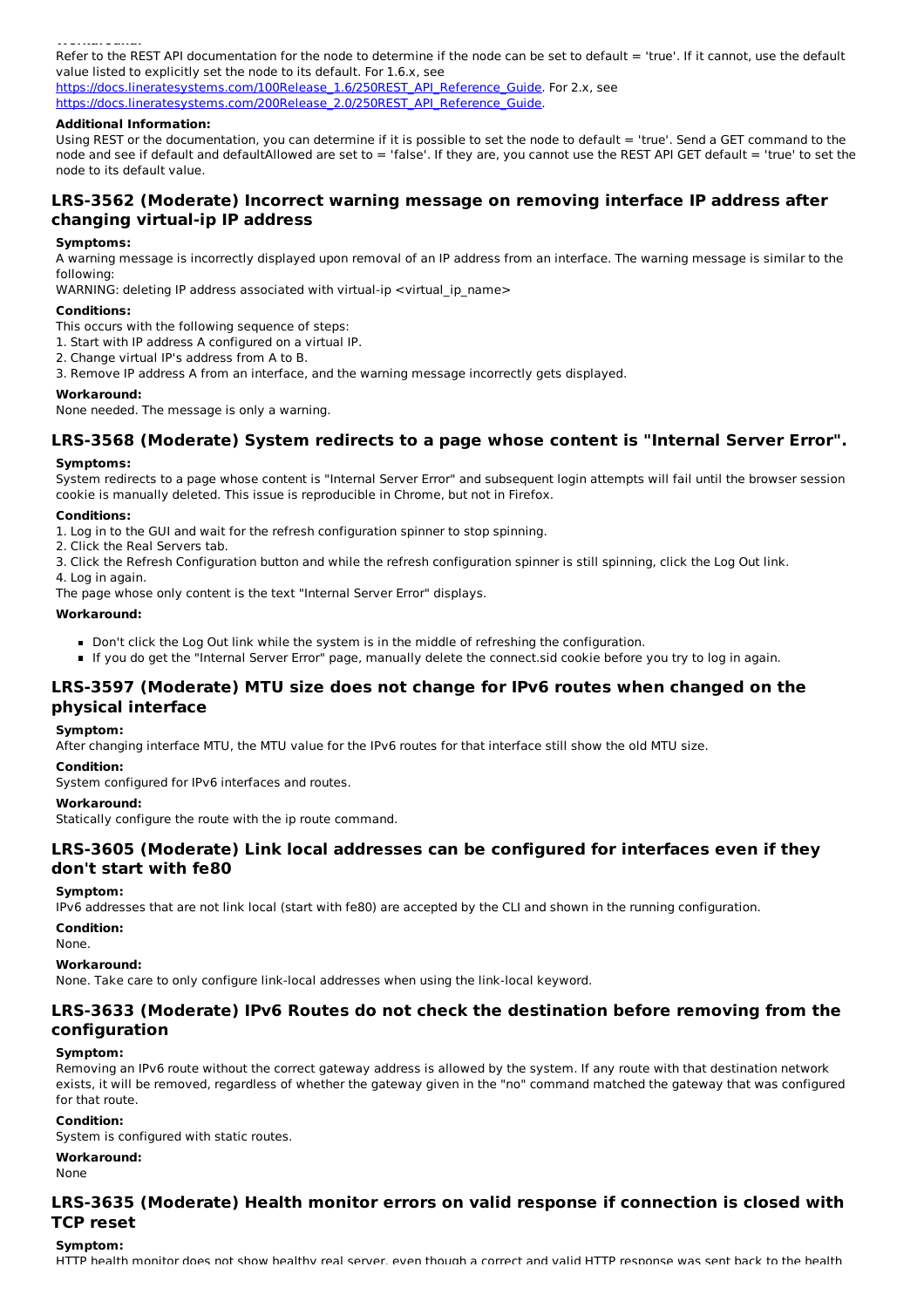Refer to the REST API documentation for the node to determine if the node can be set to default = 'true'. If it cannot, use the default value listed to explicitly set the node to its default. For 1.6.x, see https://docs.lineratesystems.com/100Release_1.6/250REST_API_Reference_Guide. For 2.x, see https://docs.lineratesystems.com/200Release_2.0/250REST_API_Reference_Guide.

**Additional Information:**

Using REST or the documentation, you can determine if it is possible to set the node to default = 'true'. Send a GET command to the node and see if default and defaultAllowed are set to = 'false'. If they are, you cannot use the REST API GET default = 'true' to set the node to its default value.

## LRS-3562 (Moderate) Incorrect warning message on removing interface IP address after changing virtual-ip IP address

**Symptoms:**

A warning message is incorrectly displayed upon removal of an IP address from an interface. The warning message is similar to the following:

WARNING: deleting IP address associated with virtual-ip <virtual_ip_name>

**Conditions:**

This occurs with the following sequence of steps:

1. Start with IP address A configured on a virtual IP.
2. Change virtual IP's address from A to B.
3. Remove IP address A from an interface, and the warning message incorrectly gets displayed.

**Workaround:**

None needed. The message is only a warning.

## LRS-3568 (Moderate) System redirects to a page whose content is "Internal Server Error".

**Symptoms:**

System redirects to a page whose content is "Internal Server Error" and subsequent login attempts will fail until the browser session cookie is manually deleted. This issue is reproducible in Chrome, but not in Firefox.

**Conditions:**

1. Log in to the GUI and wait for the refresh configuration spinner to stop spinning.
2. Click the Real Servers tab.
3. Click the Refresh Configuration button and while the refresh configuration spinner is still spinning, click the Log Out link.
4. Log in again.

The page whose only content is the text "Internal Server Error" displays.

**Workaround:**

- Don't click the Log Out link while the system is in the middle of refreshing the configuration.
- If you do get the "Internal Server Error" page, manually delete the connect.sid cookie before you try to log in again.

## LRS-3597 (Moderate) MTU size does not change for IPv6 routes when changed on the physical interface

**Symptom:**

After changing interface MTU, the MTU value for the IPv6 routes for that interface still show the old MTU size.

**Condition:**

System configured for IPv6 interfaces and routes.

**Workaround:**

Statically configure the route with the ip route command.

## LRS-3605 (Moderate) Link local addresses can be configured for interfaces even if they don't start with fe80

**Symptom:**

IPv6 addresses that are not link local (start with fe80) are accepted by the CLI and shown in the running configuration.

**Condition:**

None.

**Workaround:**

None. Take care to only configure link-local addresses when using the link-local keyword.

## LRS-3633 (Moderate) IPv6 Routes do not check the destination before removing from the configuration

**Symptom:**

Removing an IPv6 route without the correct gateway address is allowed by the system. If any route with that destination network exists, it will be removed, regardless of whether the gateway given in the "no" command matched the gateway that was configured for that route.

**Condition:**

System is configured with static routes.

**Workaround:**

None

## LRS-3635 (Moderate) Health monitor errors on valid response if connection is closed with TCP reset

**Symptom:**

HTTP health monitor does not show healthy real server, even though a correct and valid HTTP response was sent back to the health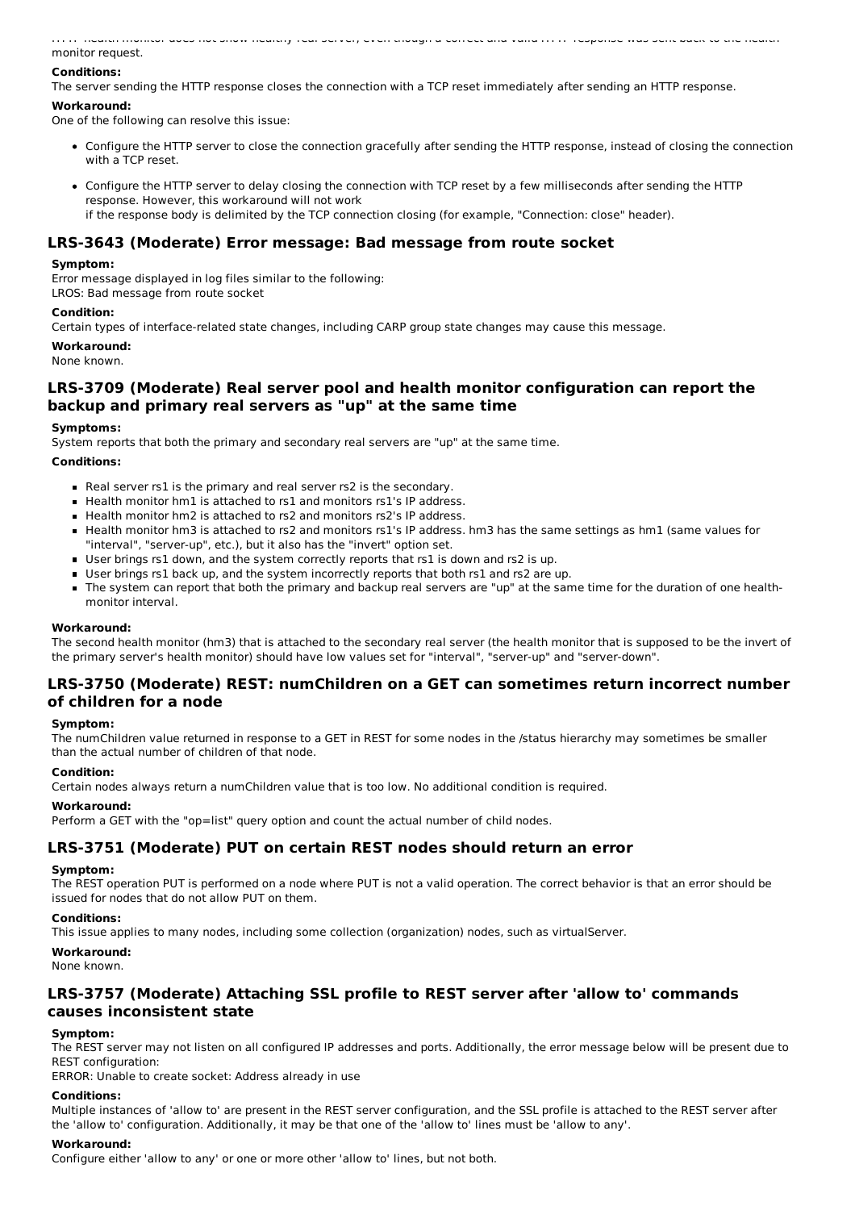HTTP health monitor does not show healthy real server, even though a correct and valid HTTP response was sent back to the health monitor request.

**Conditions:**

The server sending the HTTP response closes the connection with a TCP reset immediately after sending an HTTP response.

**Workaround:**

One of the following can resolve this issue:

- Configure the HTTP server to close the connection gracefully after sending the HTTP response, instead of closing the connection with a TCP reset.
- Configure the HTTP server to delay closing the connection with TCP reset by a few milliseconds after sending the HTTP response. However, this workaround will not work if the response body is delimited by the TCP connection closing (for example, "Connection: close" header).

## LRS-3643 (Moderate) Error message: Bad message from route socket

**Symptom:**

Error message displayed in log files similar to the following:
LROS: Bad message from route socket

**Condition:**

Certain types of interface-related state changes, including CARP group state changes may cause this message.

**Workaround:**

None known.

## LRS-3709 (Moderate) Real server pool and health monitor configuration can report the backup and primary real servers as "up" at the same time

**Symptoms:**

System reports that both the primary and secondary real servers are "up" at the same time.

**Conditions:**

- Real server rs1 is the primary and real server rs2 is the secondary.
- Health monitor hm1 is attached to rs1 and monitors rs1's IP address.
- Health monitor hm2 is attached to rs2 and monitors rs2's IP address.
- Health monitor hm3 is attached to rs2 and monitors rs1's IP address. hm3 has the same settings as hm1 (same values for "interval", "server-up", etc.), but it also has the "invert" option set.
- User brings rs1 down, and the system correctly reports that rs1 is down and rs2 is up.
- User brings rs1 back up, and the system incorrectly reports that both rs1 and rs2 are up.
- The system can report that both the primary and backup real servers are "up" at the same time for the duration of one health-monitor interval.

**Workaround:**

The second health monitor (hm3) that is attached to the secondary real server (the health monitor that is supposed to be the invert of the primary server's health monitor) should have low values set for "interval", "server-up" and "server-down".

## LRS-3750 (Moderate) REST: numChildren on a GET can sometimes return incorrect number of children for a node

**Symptom:**

The numChildren value returned in response to a GET in REST for some nodes in the /status hierarchy may sometimes be smaller than the actual number of children of that node.

**Condition:**

Certain nodes always return a numChildren value that is too low. No additional condition is required.

**Workaround:**

Perform a GET with the "op=list" query option and count the actual number of child nodes.

## LRS-3751 (Moderate) PUT on certain REST nodes should return an error

**Symptom:**

The REST operation PUT is performed on a node where PUT is not a valid operation. The correct behavior is that an error should be issued for nodes that do not allow PUT on them.

**Conditions:**

This issue applies to many nodes, including some collection (organization) nodes, such as virtualServer.

**Workaround:**

None known.

## LRS-3757 (Moderate) Attaching SSL profile to REST server after 'allow to' commands causes inconsistent state

**Symptom:**

The REST server may not listen on all configured IP addresses and ports. Additionally, the error message below will be present due to REST configuration:
ERROR: Unable to create socket: Address already in use

**Conditions:**

Multiple instances of 'allow to' are present in the REST server configuration, and the SSL profile is attached to the REST server after the 'allow to' configuration. Additionally, it may be that one of the 'allow to' lines must be 'allow to any'.

**Workaround:**

Configure either 'allow to any' or one or more other 'allow to' lines, but not both.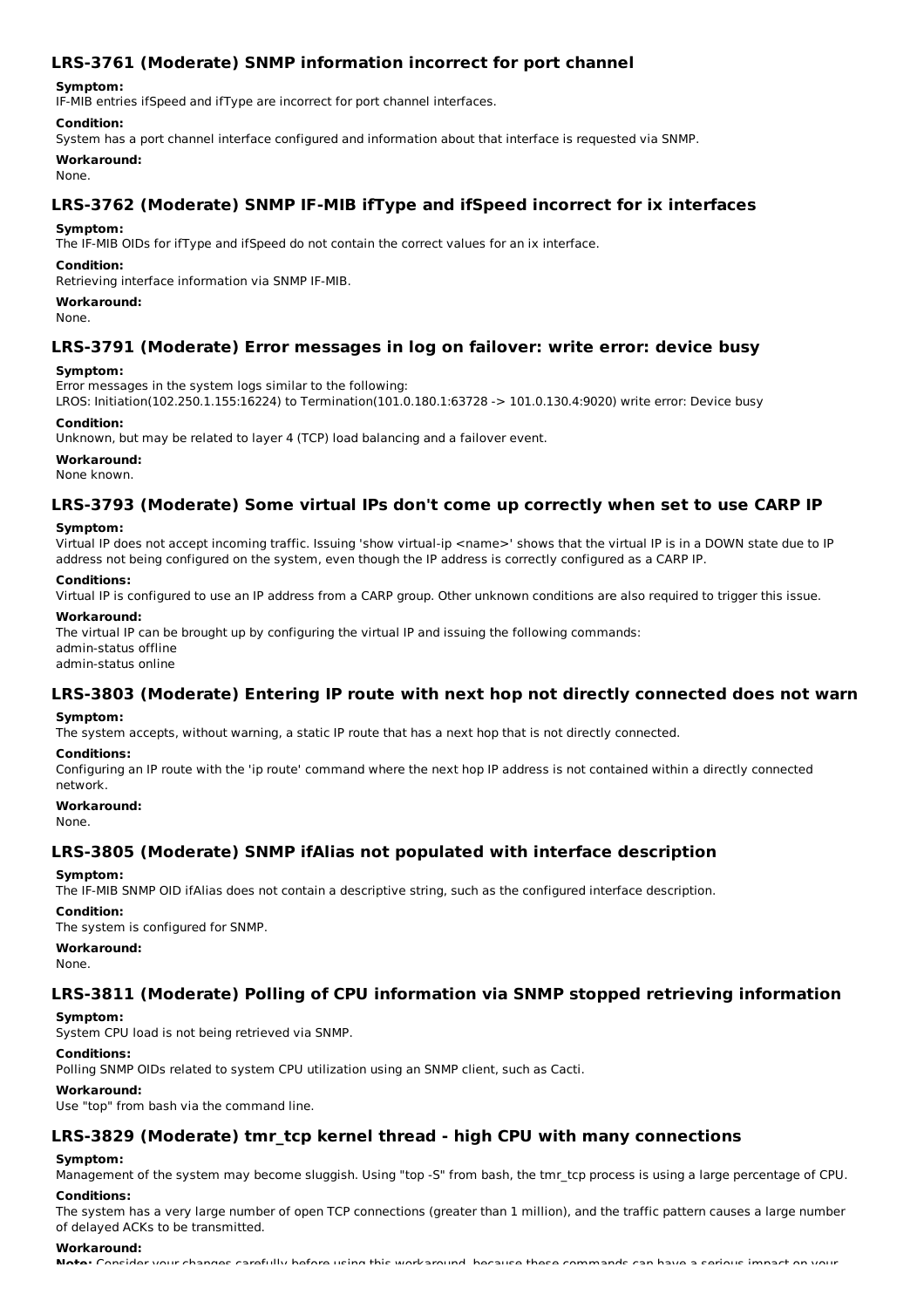## LRS-3761 (Moderate) SNMP information incorrect for port channel

**Symptom:**
IF-MIB entries ifSpeed and ifType are incorrect for port channel interfaces.

**Condition:**
System has a port channel interface configured and information about that interface is requested via SNMP.

**Workaround:**
None.

## LRS-3762 (Moderate) SNMP IF-MIB ifType and ifSpeed incorrect for ix interfaces

**Symptom:**
The IF-MIB OIDs for ifType and ifSpeed do not contain the correct values for an ix interface.

**Condition:**
Retrieving interface information via SNMP IF-MIB.

**Workaround:**
None.

## LRS-3791 (Moderate) Error messages in log on failover: write error: device busy

**Symptom:**
Error messages in the system logs similar to the following:
LROS: Initiation(102.250.1.155:16224) to Termination(101.0.180.1:63728 -> 101.0.130.4:9020) write error: Device busy

**Condition:**
Unknown, but may be related to layer 4 (TCP) load balancing and a failover event.

**Workaround:**
None known.

## LRS-3793 (Moderate) Some virtual IPs don't come up correctly when set to use CARP IP

**Symptom:**
Virtual IP does not accept incoming traffic. Issuing 'show virtual-ip <name>' shows that the virtual IP is in a DOWN state due to IP address not being configured on the system, even though the IP address is correctly configured as a CARP IP.

**Conditions:**
Virtual IP is configured to use an IP address from a CARP group. Other unknown conditions are also required to trigger this issue.

**Workaround:**
The virtual IP can be brought up by configuring the virtual IP and issuing the following commands:
admin-status offline
admin-status online

## LRS-3803 (Moderate) Entering IP route with next hop not directly connected does not warn

**Symptom:**
The system accepts, without warning, a static IP route that has a next hop that is not directly connected.

**Conditions:**
Configuring an IP route with the 'ip route' command where the next hop IP address is not contained within a directly connected network.

**Workaround:**
None.

## LRS-3805 (Moderate) SNMP ifAlias not populated with interface description

**Symptom:**
The IF-MIB SNMP OID ifAlias does not contain a descriptive string, such as the configured interface description.

**Condition:**
The system is configured for SNMP.

**Workaround:**
None.

## LRS-3811 (Moderate) Polling of CPU information via SNMP stopped retrieving information

**Symptom:**
System CPU load is not being retrieved via SNMP.

**Conditions:**
Polling SNMP OIDs related to system CPU utilization using an SNMP client, such as Cacti.

**Workaround:**
Use "top" from bash via the command line.

## LRS-3829 (Moderate) tmr_tcp kernel thread - high CPU with many connections

**Symptom:**
Management of the system may become sluggish. Using "top -S" from bash, the tmr_tcp process is using a large percentage of CPU.

**Conditions:**
The system has a very large number of open TCP connections (greater than 1 million), and the traffic pattern causes a large number of delayed ACKs to be transmitted.

**Workaround:**
**Note:** Consider your changes carefully before using this workaround, because these commands can have a serious impact on your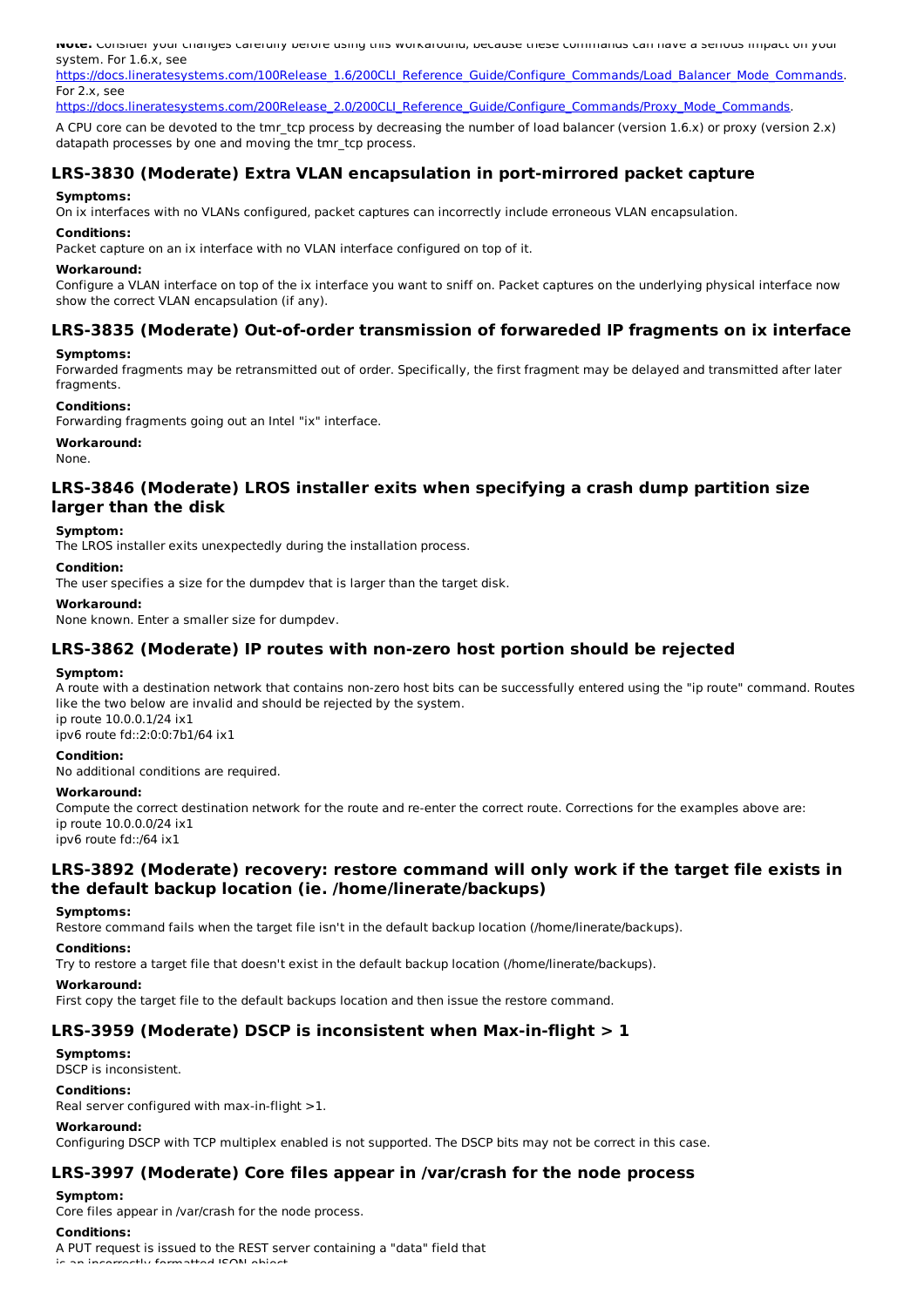**Note:** Consider your changes carefully before using this workaround, because these commands can have a serious impact on your system. For 1.6.x, see https://docs.lineratesystems.com/100Release_1.6/200CLI_Reference_Guide/Configure_Commands/Load_Balancer_Mode_Commands. For 2.x, see https://docs.lineratesystems.com/200Release_2.0/200CLI_Reference_Guide/Configure_Commands/Proxy_Mode_Commands.

A CPU core can be devoted to the tmr_tcp process by decreasing the number of load balancer (version 1.6.x) or proxy (version 2.x) datapath processes by one and moving the tmr_tcp process.

## LRS-3830 (Moderate) Extra VLAN encapsulation in port-mirrored packet capture

**Symptoms:**
On ix interfaces with no VLANs configured, packet captures can incorrectly include erroneous VLAN encapsulation.

**Conditions:**
Packet capture on an ix interface with no VLAN interface configured on top of it.

**Workaround:**
Configure a VLAN interface on top of the ix interface you want to sniff on. Packet captures on the underlying physical interface now show the correct VLAN encapsulation (if any).

## LRS-3835 (Moderate) Out-of-order transmission of forwareded IP fragments on ix interface

**Symptoms:**
Forwarded fragments may be retransmitted out of order. Specifically, the first fragment may be delayed and transmitted after later fragments.

**Conditions:**
Forwarding fragments going out an Intel "ix" interface.

**Workaround:**
None.

## LRS-3846 (Moderate) LROS installer exits when specifying a crash dump partition size larger than the disk

**Symptom:**
The LROS installer exits unexpectedly during the installation process.

**Condition:**
The user specifies a size for the dumpdev that is larger than the target disk.

**Workaround:**
None known. Enter a smaller size for dumpdev.

## LRS-3862 (Moderate) IP routes with non-zero host portion should be rejected

**Symptom:**
A route with a destination network that contains non-zero host bits can be successfully entered using the "ip route" command. Routes like the two below are invalid and should be rejected by the system.
ip route 10.0.0.1/24 ix1
ipv6 route fd::2:0:0:7b1/64 ix1

**Condition:**
No additional conditions are required.

**Workaround:**
Compute the correct destination network for the route and re-enter the correct route. Corrections for the examples above are:
ip route 10.0.0.0/24 ix1
ipv6 route fd::/64 ix1

## LRS-3892 (Moderate) recovery: restore command will only work if the target file exists in the default backup location (ie. /home/linerate/backups)

**Symptoms:**
Restore command fails when the target file isn't in the default backup location (/home/linerate/backups).

**Conditions:**
Try to restore a target file that doesn't exist in the default backup location (/home/linerate/backups).

**Workaround:**
First copy the target file to the default backups location and then issue the restore command.

## LRS-3959 (Moderate) DSCP is inconsistent when Max-in-flight > 1

**Symptoms:**
DSCP is inconsistent.

**Conditions:**
Real server configured with max-in-flight >1.

**Workaround:**
Configuring DSCP with TCP multiplex enabled is not supported. The DSCP bits may not be correct in this case.

## LRS-3997 (Moderate) Core files appear in /var/crash for the node process

**Symptom:**
Core files appear in /var/crash for the node process.

**Conditions:**
A PUT request is issued to the REST server containing a "data" field that is an incorrectly formatted JSON object.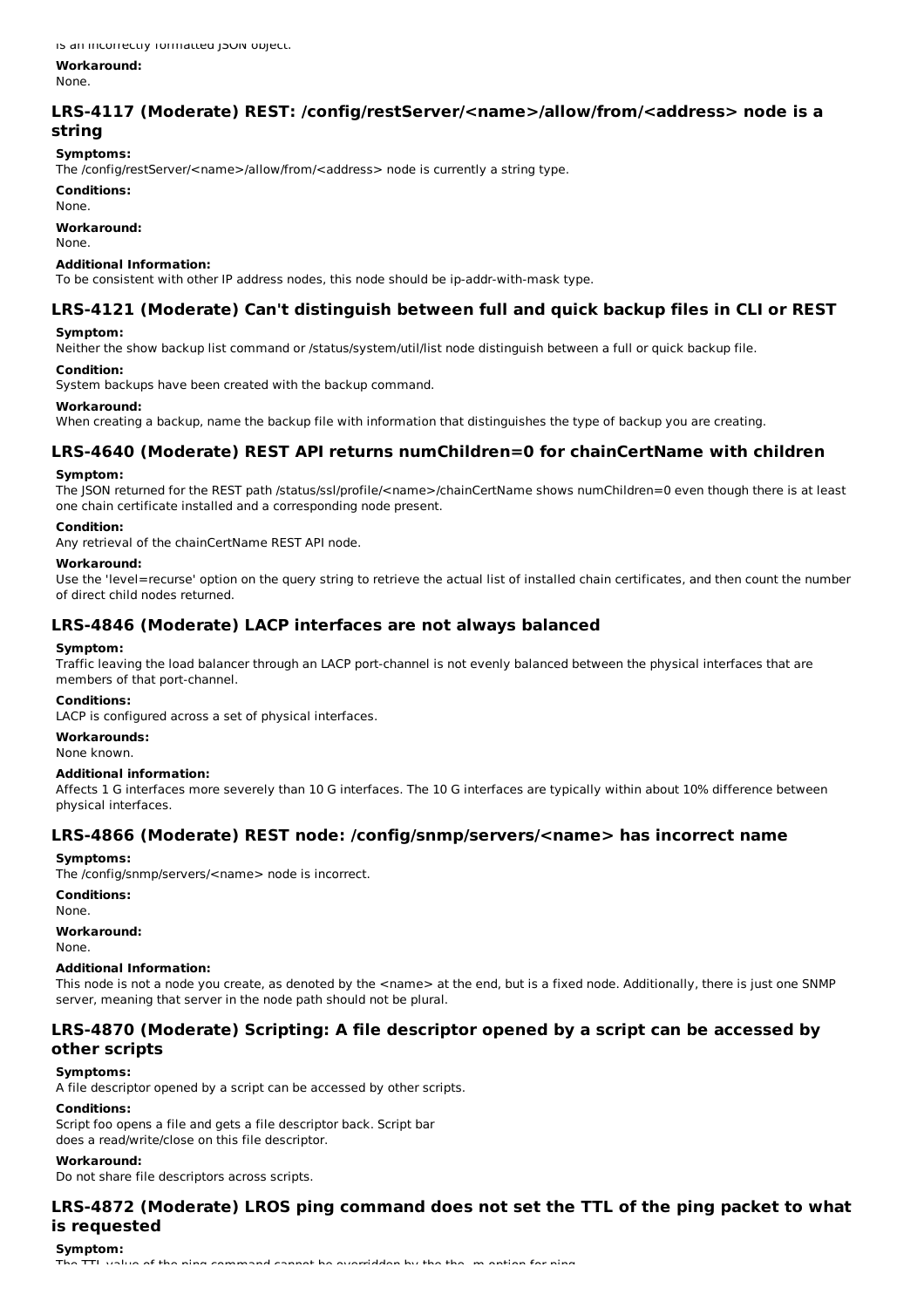is an incorrectly formatted JSON object.

**Workaround:**
None.

## LRS-4117 (Moderate) REST: /config/restServer/<name>/allow/from/<address> node is a string

**Symptoms:**
The /config/restServer/<name>/allow/from/<address> node is currently a string type.

**Conditions:**
None.

**Workaround:**
None.

**Additional Information:**
To be consistent with other IP address nodes, this node should be ip-addr-with-mask type.

## LRS-4121 (Moderate) Can't distinguish between full and quick backup files in CLI or REST

**Symptom:**
Neither the show backup list command or /status/system/util/list node distinguish between a full or quick backup file.

**Condition:**
System backups have been created with the backup command.

**Workaround:**
When creating a backup, name the backup file with information that distinguishes the type of backup you are creating.

## LRS-4640 (Moderate) REST API returns numChildren=0 for chainCertName with children

**Symptom:**
The JSON returned for the REST path /status/ssl/profile/<name>/chainCertName shows numChildren=0 even though there is at least one chain certificate installed and a corresponding node present.

**Condition:**
Any retrieval of the chainCertName REST API node.

**Workaround:**
Use the 'level=recurse' option on the query string to retrieve the actual list of installed chain certificates, and then count the number of direct child nodes returned.

## LRS-4846 (Moderate) LACP interfaces are not always balanced

**Symptom:**
Traffic leaving the load balancer through an LACP port-channel is not evenly balanced between the physical interfaces that are members of that port-channel.

**Conditions:**
LACP is configured across a set of physical interfaces.

**Workarounds:**
None known.

**Additional information:**
Affects 1 G interfaces more severely than 10 G interfaces. The 10 G interfaces are typically within about 10% difference between physical interfaces.

## LRS-4866 (Moderate) REST node: /config/snmp/servers/<name> has incorrect name

**Symptoms:**
The /config/snmp/servers/<name> node is incorrect.

**Conditions:**
None.

**Workaround:**
None.

**Additional Information:**
This node is not a node you create, as denoted by the <name> at the end, but is a fixed node. Additionally, there is just one SNMP server, meaning that server in the node path should not be plural.

## LRS-4870 (Moderate) Scripting: A file descriptor opened by a script can be accessed by other scripts

**Symptoms:**
A file descriptor opened by a script can be accessed by other scripts.

**Conditions:**
Script foo opens a file and gets a file descriptor back. Script bar
does a read/write/close on this file descriptor.

**Workaround:**
Do not share file descriptors across scripts.

## LRS-4872 (Moderate) LROS ping command does not set the TTL of the ping packet to what is requested

**Symptom:**
The TTL value of the ping command cannot be overridden by the the -m option for ping.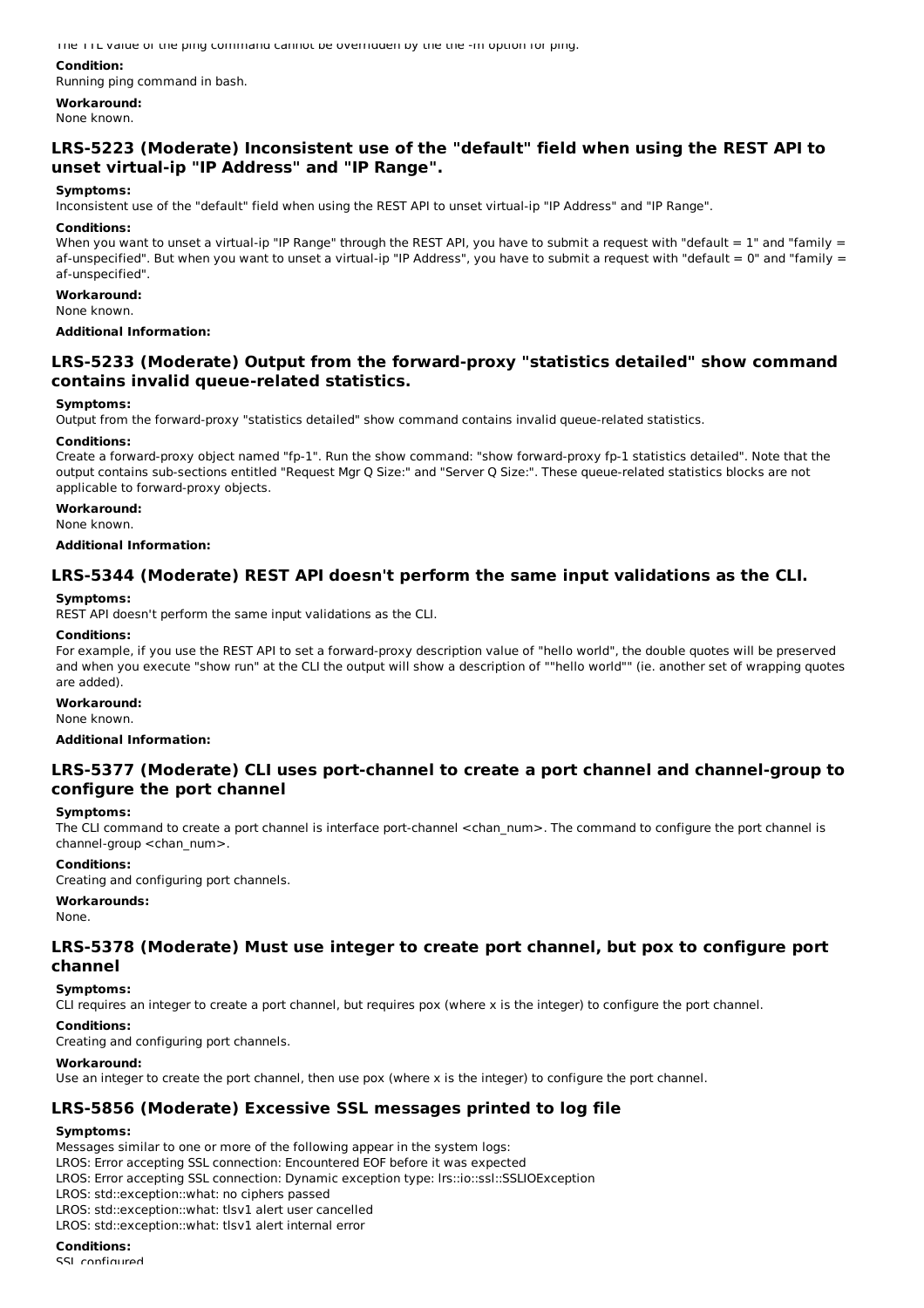The TTL value of the ping command cannot be overridden by the the -m option for ping.

**Condition:**

Running ping command in bash.

**Workaround:**

None known.

## LRS-5223 (Moderate) Inconsistent use of the "default" field when using the REST API to unset virtual-ip "IP Address" and "IP Range".

**Symptoms:**

Inconsistent use of the "default" field when using the REST API to unset virtual-ip "IP Address" and "IP Range".

**Conditions:**

When you want to unset a virtual-ip "IP Range" through the REST API, you have to submit a request with "default = 1" and "family = af-unspecified". But when you want to unset a virtual-ip "IP Address", you have to submit a request with "default = 0" and "family = af-unspecified".

**Workaround:**

None known.

**Additional Information:**

## LRS-5233 (Moderate) Output from the forward-proxy "statistics detailed" show command contains invalid queue-related statistics.

**Symptoms:**

Output from the forward-proxy "statistics detailed" show command contains invalid queue-related statistics.

**Conditions:**

Create a forward-proxy object named "fp-1". Run the show command: "show forward-proxy fp-1 statistics detailed". Note that the output contains sub-sections entitled "Request Mgr Q Size:" and "Server Q Size:". These queue-related statistics blocks are not applicable to forward-proxy objects.

**Workaround:**

None known.

**Additional Information:**

## LRS-5344 (Moderate) REST API doesn't perform the same input validations as the CLI.

**Symptoms:**

REST API doesn't perform the same input validations as the CLI.

**Conditions:**

For example, if you use the REST API to set a forward-proxy description value of "hello world", the double quotes will be preserved and when you execute "show run" at the CLI the output will show a description of ""hello world"" (ie. another set of wrapping quotes are added).

**Workaround:**

None known.

**Additional Information:**

## LRS-5377 (Moderate) CLI uses port-channel to create a port channel and channel-group to configure the port channel

**Symptoms:**

The CLI command to create a port channel is interface port-channel <chan_num>. The command to configure the port channel is channel-group <chan_num>.

**Conditions:**

Creating and configuring port channels.

**Workarounds:**

None.

## LRS-5378 (Moderate) Must use integer to create port channel, but pox to configure port channel

**Symptoms:**

CLI requires an integer to create a port channel, but requires pox (where x is the integer) to configure the port channel.

**Conditions:**

Creating and configuring port channels.

**Workaround:**

Use an integer to create the port channel, then use pox (where x is the integer) to configure the port channel.

## LRS-5856 (Moderate) Excessive SSL messages printed to log file

**Symptoms:**

Messages similar to one or more of the following appear in the system logs:

LROS: Error accepting SSL connection: Encountered EOF before it was expected
LROS: Error accepting SSL connection: Dynamic exception type: lrs::io::ssl::SSLIOException
LROS: std::exception::what: no ciphers passed
LROS: std::exception::what: tlsv1 alert user cancelled
LROS: std::exception::what: tlsv1 alert internal error

**Conditions:**

SSL configured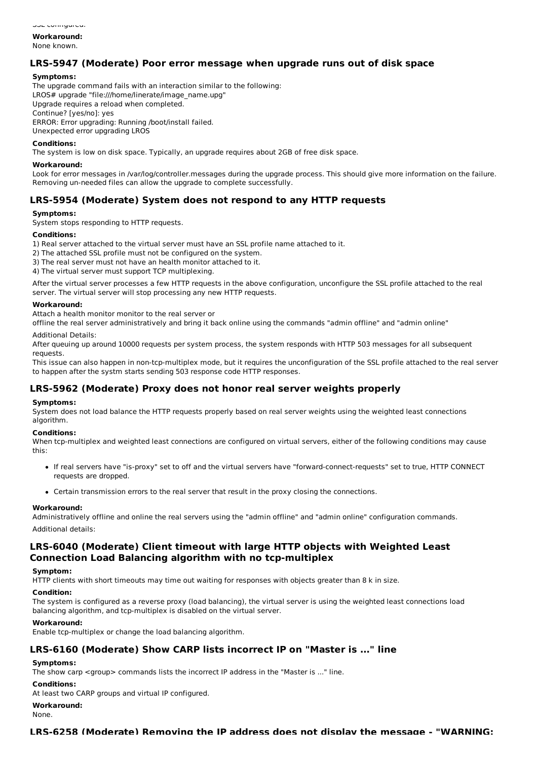SSL configured.

**Workaround:**
None known.

## LRS-5947 (Moderate) Poor error message when upgrade runs out of disk space

**Symptoms:**
The upgrade command fails with an interaction similar to the following:
LROS# upgrade "file:///home/linerate/image_name.upg"
Upgrade requires a reload when completed.
Continue? [yes/no]: yes
ERROR: Error upgrading: Running /boot/install failed.
Unexpected error upgrading LROS

**Conditions:**
The system is low on disk space. Typically, an upgrade requires about 2GB of free disk space.

**Workaround:**
Look for error messages in /var/log/controller.messages during the upgrade process. This should give more information on the failure. Removing un-needed files can allow the upgrade to complete successfully.

## LRS-5954 (Moderate) System does not respond to any HTTP requests

**Symptoms:**
System stops responding to HTTP requests.

**Conditions:**
1) Real server attached to the virtual server must have an SSL profile name attached to it.
2) The attached SSL profile must not be configured on the system.
3) The real server must not have an health monitor attached to it.
4) The virtual server must support TCP multiplexing.

After the virtual server processes a few HTTP requests in the above configuration, unconfigure the SSL profile attached to the real server. The virtual server will stop processing any new HTTP requests.

**Workaround:**
Attach a health monitor monitor to the real server or
offline the real server administratively and bring it back online using the commands "admin offline" and "admin online"

Additional Details:
After queuing up around 10000 requests per system process, the system responds with HTTP 503 messages for all subsequent requests.
This issue can also happen in non-tcp-multiplex mode, but it requires the unconfiguration of the SSL profile attached to the real server to happen after the systm starts sending 503 response code HTTP responses.

## LRS-5962 (Moderate) Proxy does not honor real server weights properly

**Symptoms:**
System does not load balance the HTTP requests properly based on real server weights using the weighted least connections algorithm.

**Conditions:**
When tcp-multiplex and weighted least connections are configured on virtual servers, either of the following conditions may cause this:

- If real servers have "is-proxy" set to off and the virtual servers have "forward-connect-requests" set to true, HTTP CONNECT requests are dropped.
- Certain transmission errors to the real server that result in the proxy closing the connections.

**Workaround:**
Administratively offline and online the real servers using the "admin offline" and "admin online" configuration commands.

Additional details:

## LRS-6040 (Moderate) Client timeout with large HTTP objects with Weighted Least Connection Load Balancing algorithm with no tcp-multiplex

**Symptom:**
HTTP clients with short timeouts may time out waiting for responses with objects greater than 8 k in size.

**Condition:**
The system is configured as a reverse proxy (load balancing), the virtual server is using the weighted least connections load balancing algorithm, and tcp-multiplex is disabled on the virtual server.

**Workaround:**
Enable tcp-multiplex or change the load balancing algorithm.

## LRS-6160 (Moderate) Show CARP lists incorrect IP on "Master is ..." line

**Symptoms:**
The show carp <group> commands lists the incorrect IP address in the "Master is ..." line.

**Conditions:**
At least two CARP groups and virtual IP configured.

**Workaround:**
None.

## LRS-6258 (Moderate) Removing the IP address does not display the message - "WARNING: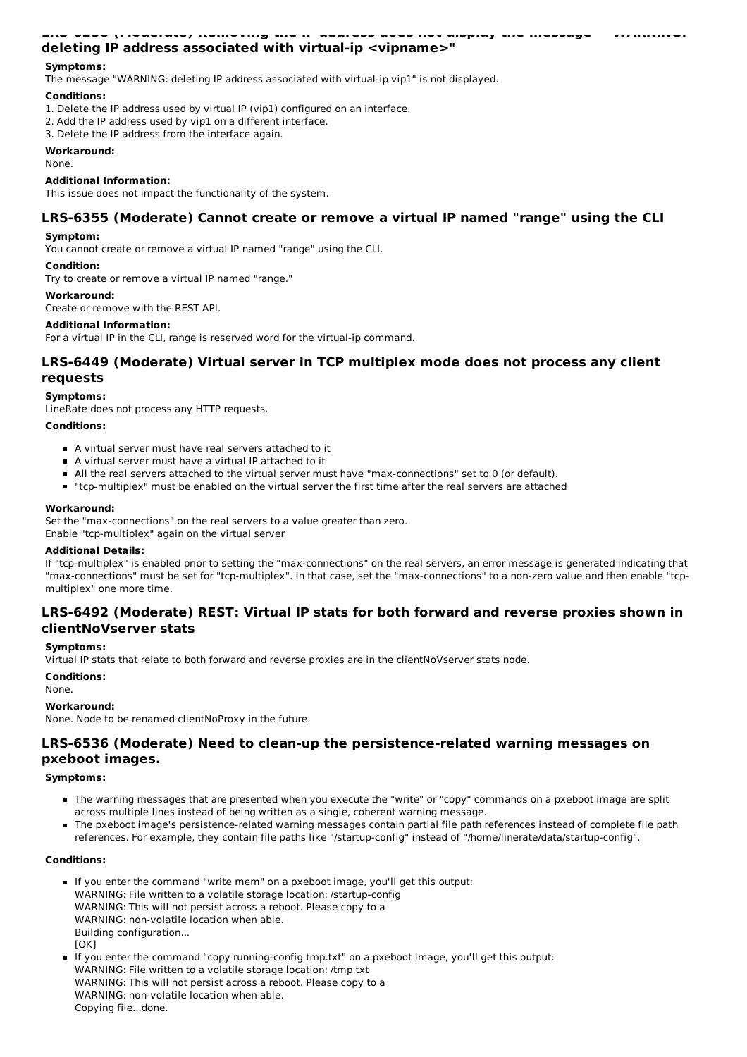## LRS-6258 (Moderate) Removing the IP address does not display the message "WARNING: deleting IP address associated with virtual-ip <vipname>"

**Symptoms:**

The message "WARNING: deleting IP address associated with virtual-ip vip1" is not displayed.

**Conditions:**

1. Delete the IP address used by virtual IP (vip1) configured on an interface.
2. Add the IP address used by vip1 on a different interface.
3. Delete the IP address from the interface again.

**Workaround:**

None.

**Additional Information:**

This issue does not impact the functionality of the system.

## LRS-6355 (Moderate) Cannot create or remove a virtual IP named "range" using the CLI

**Symptom:**

You cannot create or remove a virtual IP named "range" using the CLI.

**Condition:**

Try to create or remove a virtual IP named "range."

**Workaround:**

Create or remove with the REST API.

**Additional Information:**

For a virtual IP in the CLI, range is reserved word for the virtual-ip command.

## LRS-6449 (Moderate) Virtual server in TCP multiplex mode does not process any client requests

**Symptoms:**

LineRate does not process any HTTP requests.

**Conditions:**

- A virtual server must have real servers attached to it
- A virtual server must have a virtual IP attached to it
- All the real servers attached to the virtual server must have "max-connections" set to 0 (or default).
- "tcp-multiplex" must be enabled on the virtual server the first time after the real servers are attached

**Workaround:**

Set the "max-connections" on the real servers to a value greater than zero.
Enable "tcp-multiplex" again on the virtual server

**Additional Details:**

If "tcp-multiplex" is enabled prior to setting the "max-connections" on the real servers, an error message is generated indicating that "max-connections" must be set for "tcp-multiplex". In that case, set the "max-connections" to a non-zero value and then enable "tcp-multiplex" one more time.

## LRS-6492 (Moderate) REST: Virtual IP stats for both forward and reverse proxies shown in clientNoVserver stats

**Symptoms:**

Virtual IP stats that relate to both forward and reverse proxies are in the clientNoVserver stats node.

**Conditions:**

None.

**Workaround:**

None. Node to be renamed clientNoProxy in the future.

## LRS-6536 (Moderate) Need to clean-up the persistence-related warning messages on pxeboot images.

**Symptoms:**

- The warning messages that are presented when you execute the "write" or "copy" commands on a pxeboot image are split across multiple lines instead of being written as a single, coherent warning message.
- The pxeboot image's persistence-related warning messages contain partial file path references instead of complete file path references. For example, they contain file paths like "/startup-config" instead of "/home/linerate/data/startup-config".

**Conditions:**

- If you enter the command "write mem" on a pxeboot image, you'll get this output:
  WARNING: File written to a volatile storage location: /startup-config
  WARNING: This will not persist across a reboot. Please copy to a
  WARNING: non-volatile location when able.
  Building configuration...
  [OK]
- If you enter the command "copy running-config tmp.txt" on a pxeboot image, you'll get this output:
  WARNING: File written to a volatile storage location: /tmp.txt
  WARNING: This will not persist across a reboot. Please copy to a
  WARNING: non-volatile location when able.
  Copying file...done.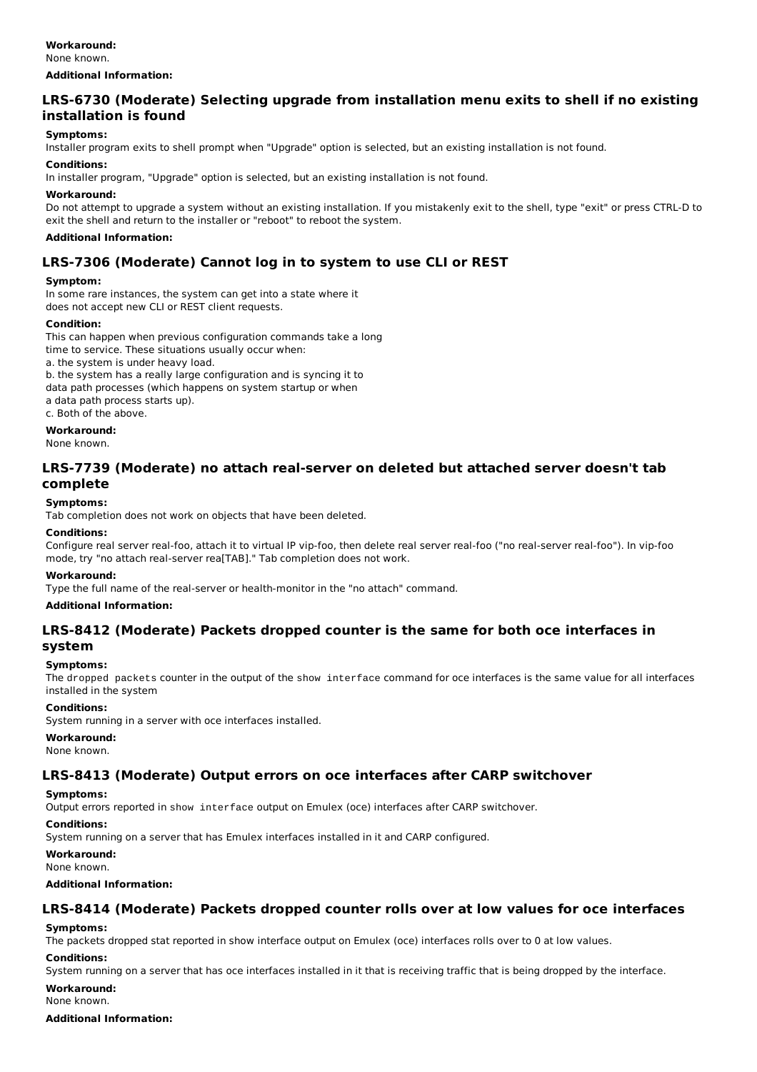**Workaround:**
None known.

**Additional Information:**

## LRS-6730 (Moderate) Selecting upgrade from installation menu exits to shell if no existing installation is found

**Symptoms:**
Installer program exits to shell prompt when "Upgrade" option is selected, but an existing installation is not found.

**Conditions:**
In installer program, "Upgrade" option is selected, but an existing installation is not found.

**Workaround:**
Do not attempt to upgrade a system without an existing installation. If you mistakenly exit to the shell, type "exit" or press CTRL-D to exit the shell and return to the installer or "reboot" to reboot the system.

**Additional Information:**

## LRS-7306 (Moderate) Cannot log in to system to use CLI or REST

**Symptom:**
In some rare instances, the system can get into a state where it does not accept new CLI or REST client requests.

**Condition:**
This can happen when previous configuration commands take a long time to service. These situations usually occur when:
a. the system is under heavy load.
b. the system has a really large configuration and is syncing it to data path processes (which happens on system startup or when a data path process starts up).
c. Both of the above.

**Workaround:**
None known.

## LRS-7739 (Moderate) no attach real-server on deleted but attached server doesn't tab complete

**Symptoms:**
Tab completion does not work on objects that have been deleted.

**Conditions:**
Configure real server real-foo, attach it to virtual IP vip-foo, then delete real server real-foo ("no real-server real-foo"). In vip-foo mode, try "no attach real-server rea[TAB]." Tab completion does not work.

**Workaround:**
Type the full name of the real-server or health-monitor in the "no attach" command.

**Additional Information:**

## LRS-8412 (Moderate) Packets dropped counter is the same for both oce interfaces in system

**Symptoms:**
The `dropped packets` counter in the output of the `show interface` command for oce interfaces is the same value for all interfaces installed in the system

**Conditions:**
System running in a server with oce interfaces installed.

**Workaround:**
None known.

## LRS-8413 (Moderate) Output errors on oce interfaces after CARP switchover

**Symptoms:**
Output errors reported in `show interface` output on Emulex (oce) interfaces after CARP switchover.

**Conditions:**
System running on a server that has Emulex interfaces installed in it and CARP configured.

**Workaround:**
None known.

**Additional Information:**

## LRS-8414 (Moderate) Packets dropped counter rolls over at low values for oce interfaces

**Symptoms:**
The packets dropped stat reported in show interface output on Emulex (oce) interfaces rolls over to 0 at low values.

**Conditions:**
System running on a server that has oce interfaces installed in it that is receiving traffic that is being dropped by the interface.

**Workaround:**
None known.

**Additional Information:**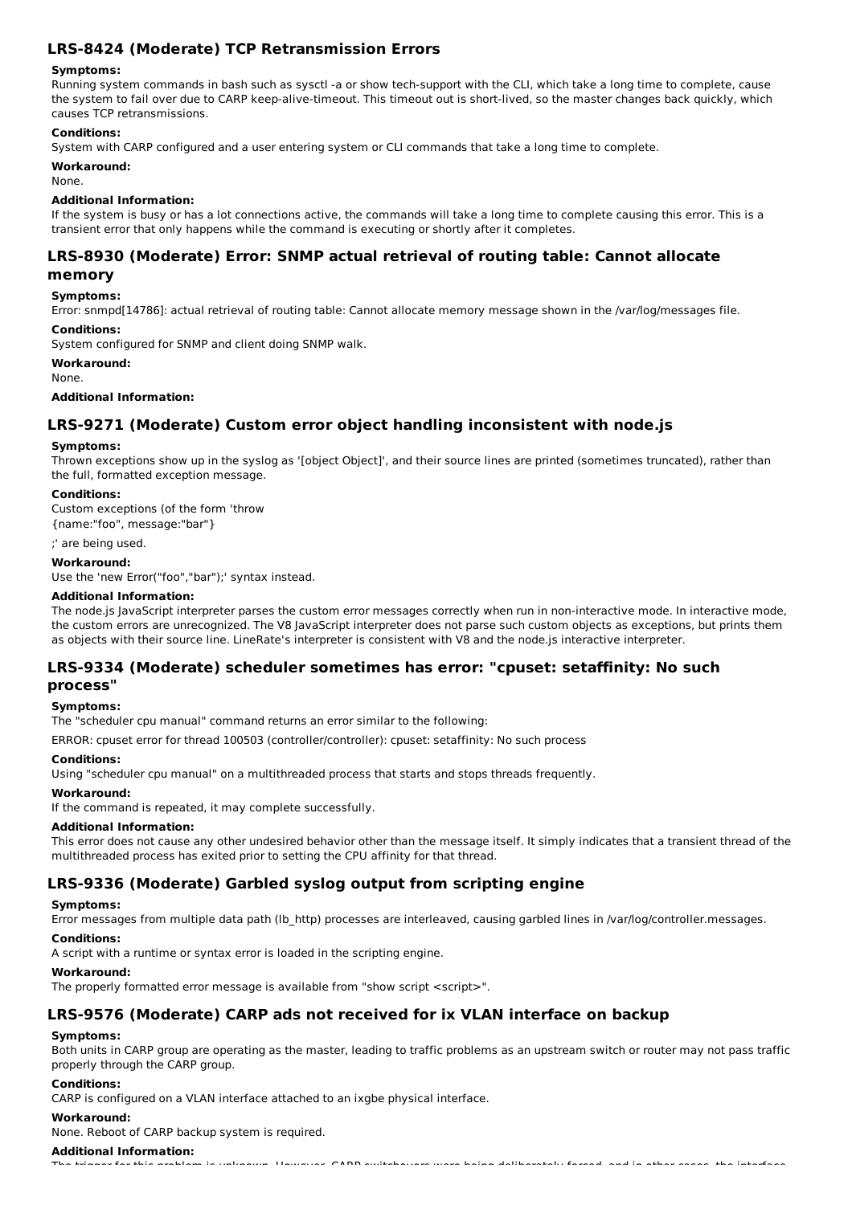## LRS-8424 (Moderate) TCP Retransmission Errors

**Symptoms:**

Running system commands in bash such as sysctl -a or show tech-support with the CLI, which take a long time to complete, cause the system to fail over due to CARP keep-alive-timeout. This timeout out is short-lived, so the master changes back quickly, which causes TCP retransmissions.

**Conditions:**

System with CARP configured and a user entering system or CLI commands that take a long time to complete.

**Workaround:**

None.

**Additional Information:**

If the system is busy or has a lot connections active, the commands will take a long time to complete causing this error. This is a transient error that only happens while the command is executing or shortly after it completes.

## LRS-8930 (Moderate) Error: SNMP actual retrieval of routing table: Cannot allocate memory

**Symptoms:**

Error: snmpd[14786]: actual retrieval of routing table: Cannot allocate memory message shown in the /var/log/messages file.

**Conditions:**

System configured for SNMP and client doing SNMP walk.

**Workaround:**

None.

**Additional Information:**

## LRS-9271 (Moderate) Custom error object handling inconsistent with node.js

**Symptoms:**

Thrown exceptions show up in the syslog as '[object Object]', and their source lines are printed (sometimes truncated), rather than the full, formatted exception message.

**Conditions:**

Custom exceptions (of the form 'throw
{name:"foo", message:"bar"}

;' are being used.

**Workaround:**

Use the 'new Error("foo","bar");' syntax instead.

**Additional Information:**

The node.js JavaScript interpreter parses the custom error messages correctly when run in non-interactive mode. In interactive mode, the custom errors are unrecognized. The V8 JavaScript interpreter does not parse such custom objects as exceptions, but prints them as objects with their source line. LineRate's interpreter is consistent with V8 and the node.js interactive interpreter.

## LRS-9334 (Moderate) scheduler sometimes has error: "cpuset: setaffinity: No such process"

**Symptoms:**

The "scheduler cpu manual" command returns an error similar to the following:

ERROR: cpuset error for thread 100503 (controller/controller): cpuset: setaffinity: No such process

**Conditions:**

Using "scheduler cpu manual" on a multithreaded process that starts and stops threads frequently.

**Workaround:**

If the command is repeated, it may complete successfully.

**Additional Information:**

This error does not cause any other undesired behavior other than the message itself. It simply indicates that a transient thread of the multithreaded process has exited prior to setting the CPU affinity for that thread.

## LRS-9336 (Moderate) Garbled syslog output from scripting engine

**Symptoms:**

Error messages from multiple data path (lb_http) processes are interleaved, causing garbled lines in /var/log/controller.messages.

**Conditions:**

A script with a runtime or syntax error is loaded in the scripting engine.

**Workaround:**

The properly formatted error message is available from "show script <script>".

## LRS-9576 (Moderate) CARP ads not received for ix VLAN interface on backup

**Symptoms:**

Both units in CARP group are operating as the master, leading to traffic problems as an upstream switch or router may not pass traffic properly through the CARP group.

**Conditions:**

CARP is configured on a VLAN interface attached to an ixgbe physical interface.

**Workaround:**

None. Reboot of CARP backup system is required.

**Additional Information:**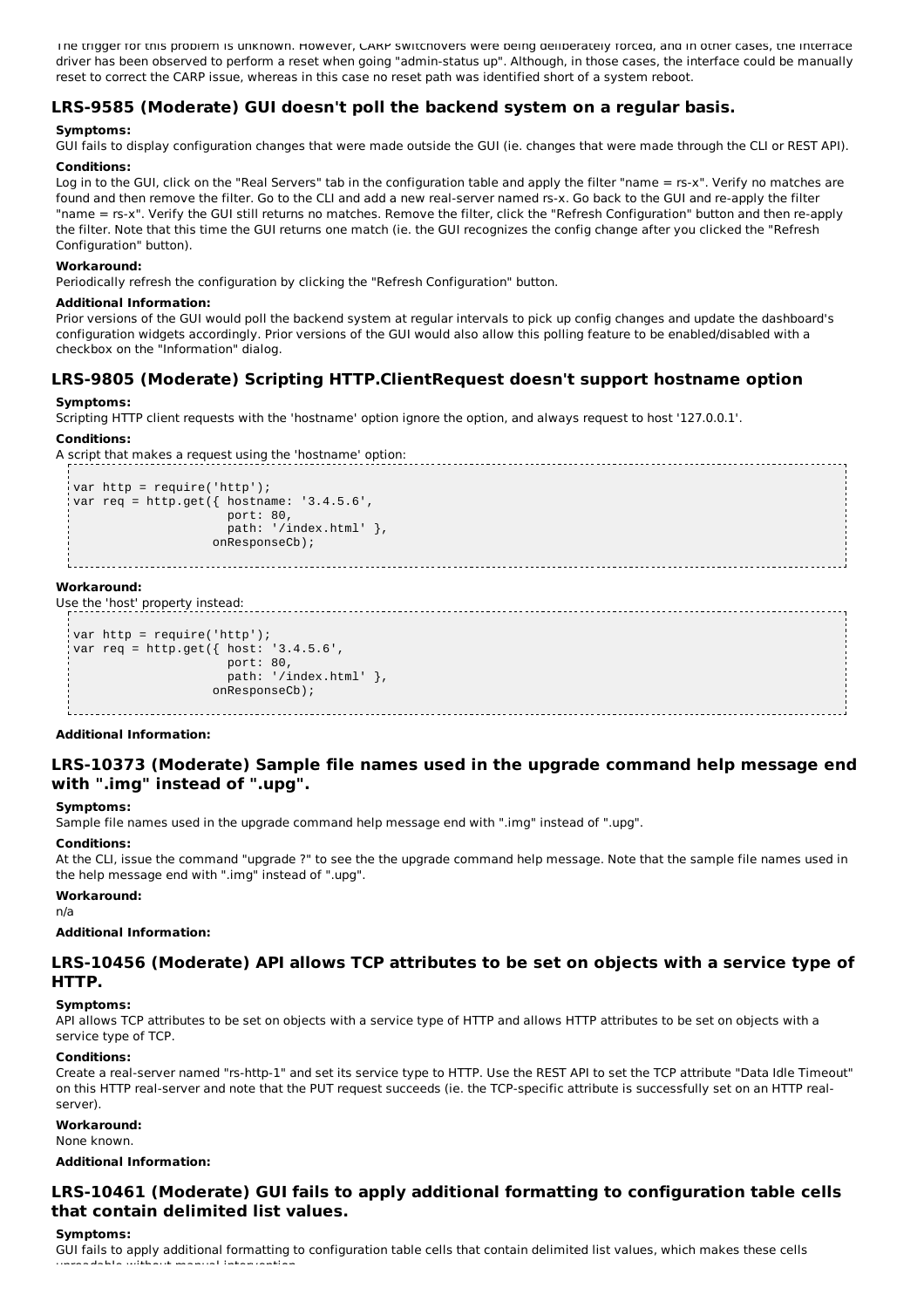The trigger for this problem is unknown. However, CARP switchovers were being deliberately forced, and in other cases, the interface driver has been observed to perform a reset when going "admin-status up". Although, in those cases, the interface could be manually reset to correct the CARP issue, whereas in this case no reset path was identified short of a system reboot.

### LRS-9585 (Moderate) GUI doesn't poll the backend system on a regular basis.

**Symptoms:**

GUI fails to display configuration changes that were made outside the GUI (ie. changes that were made through the CLI or REST API).

**Conditions:**

Log in to the GUI, click on the "Real Servers" tab in the configuration table and apply the filter "name = rs-x". Verify no matches are found and then remove the filter. Go to the CLI and add a new real-server named rs-x. Go back to the GUI and re-apply the filter "name = rs-x". Verify the GUI still returns no matches. Remove the filter, click the "Refresh Configuration" button and then re-apply the filter. Note that this time the GUI returns one match (ie. the GUI recognizes the config change after you clicked the "Refresh Configuration" button).

**Workaround:**

Periodically refresh the configuration by clicking the "Refresh Configuration" button.

**Additional Information:**

Prior versions of the GUI would poll the backend system at regular intervals to pick up config changes and update the dashboard's configuration widgets accordingly. Prior versions of the GUI would also allow this polling feature to be enabled/disabled with a checkbox on the "Information" dialog.

### LRS-9805 (Moderate) Scripting HTTP.ClientRequest doesn't support hostname option

**Symptoms:**

Scripting HTTP client requests with the 'hostname' option ignore the option, and always request to host '127.0.0.1'.

**Conditions:**

A script that makes a request using the 'hostname' option:

```
var http = require('http');
var req = http.get({ hostname: '3.4.5.6',
                     port: 80,
                     path: '/index.html' },
                   onResponseCb);
```

**Workaround:**

Use the 'host' property instead:

```
var http = require('http');
var req = http.get({ host: '3.4.5.6',
                     port: 80,
                     path: '/index.html' },
                   onResponseCb);
```

**Additional Information:**

### LRS-10373 (Moderate) Sample file names used in the upgrade command help message end with ".img" instead of ".upg".

**Symptoms:**

Sample file names used in the upgrade command help message end with ".img" instead of ".upg".

**Conditions:**

At the CLI, issue the command "upgrade ?" to see the the upgrade command help message. Note that the sample file names used in the help message end with ".img" instead of ".upg".

**Workaround:**

n/a

**Additional Information:**

### LRS-10456 (Moderate) API allows TCP attributes to be set on objects with a service type of HTTP.

**Symptoms:**

API allows TCP attributes to be set on objects with a service type of HTTP and allows HTTP attributes to be set on objects with a service type of TCP.

**Conditions:**

Create a real-server named "rs-http-1" and set its service type to HTTP. Use the REST API to set the TCP attribute "Data Idle Timeout" on this HTTP real-server and note that the PUT request succeeds (ie. the TCP-specific attribute is successfully set on an HTTP real-server).

**Workaround:**

None known.

**Additional Information:**

### LRS-10461 (Moderate) GUI fails to apply additional formatting to configuration table cells that contain delimited list values.

**Symptoms:**

GUI fails to apply additional formatting to configuration table cells that contain delimited list values, which makes these cells unreadable without manual intervention.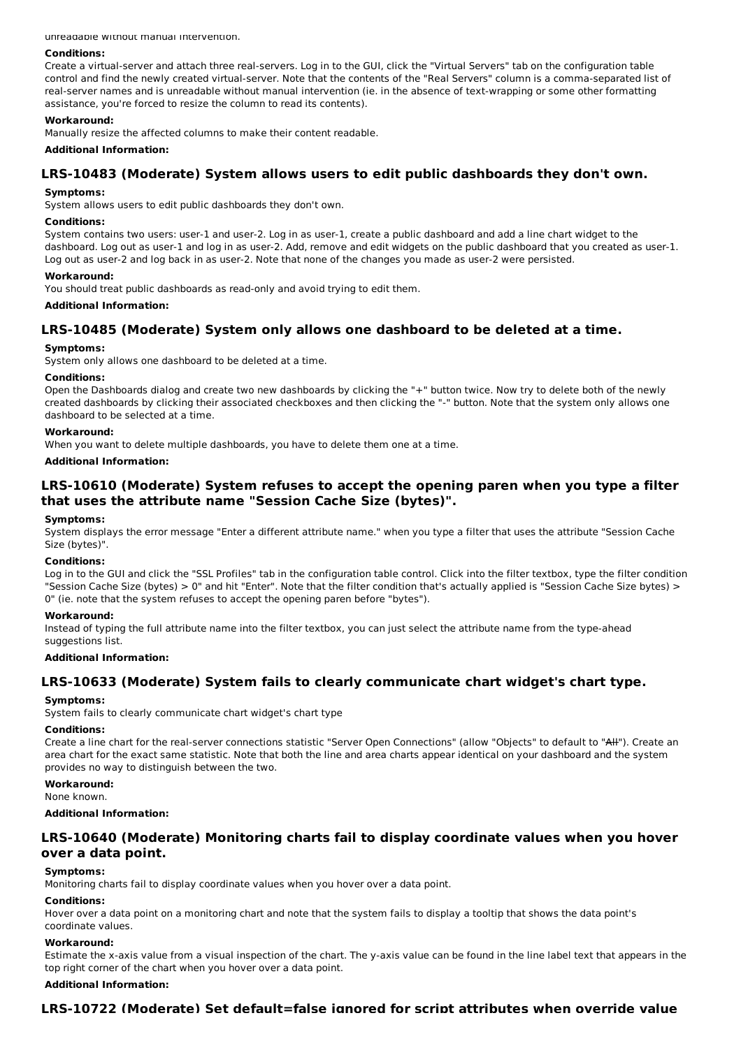unreadable without manual intervention.

**Conditions:**

Create a virtual-server and attach three real-servers. Log in to the GUI, click the "Virtual Servers" tab on the configuration table control and find the newly created virtual-server. Note that the contents of the "Real Servers" column is a comma-separated list of real-server names and is unreadable without manual intervention (ie. in the absence of text-wrapping or some other formatting assistance, you're forced to resize the column to read its contents).

**Workaround:**

Manually resize the affected columns to make their content readable.

**Additional Information:**

## LRS-10483 (Moderate) System allows users to edit public dashboards they don't own.

**Symptoms:**

System allows users to edit public dashboards they don't own.

**Conditions:**

System contains two users: user-1 and user-2. Log in as user-1, create a public dashboard and add a line chart widget to the dashboard. Log out as user-1 and log in as user-2. Add, remove and edit widgets on the public dashboard that you created as user-1. Log out as user-2 and log back in as user-2. Note that none of the changes you made as user-2 were persisted.

**Workaround:**

You should treat public dashboards as read-only and avoid trying to edit them.

**Additional Information:**

## LRS-10485 (Moderate) System only allows one dashboard to be deleted at a time.

**Symptoms:**

System only allows one dashboard to be deleted at a time.

**Conditions:**

Open the Dashboards dialog and create two new dashboards by clicking the "+" button twice. Now try to delete both of the newly created dashboards by clicking their associated checkboxes and then clicking the "-" button. Note that the system only allows one dashboard to be selected at a time.

**Workaround:**

When you want to delete multiple dashboards, you have to delete them one at a time.

**Additional Information:**

## LRS-10610 (Moderate) System refuses to accept the opening paren when you type a filter that uses the attribute name "Session Cache Size (bytes)".

**Symptoms:**

System displays the error message "Enter a different attribute name." when you type a filter that uses the attribute "Session Cache Size (bytes)".

**Conditions:**

Log in to the GUI and click the "SSL Profiles" tab in the configuration table control. Click into the filter textbox, type the filter condition "Session Cache Size (bytes) > 0" and hit "Enter". Note that the filter condition that's actually applied is "Session Cache Size bytes) > 0" (ie. note that the system refuses to accept the opening paren before "bytes").

**Workaround:**

Instead of typing the full attribute name into the filter textbox, you can just select the attribute name from the type-ahead suggestions list.

**Additional Information:**

## LRS-10633 (Moderate) System fails to clearly communicate chart widget's chart type.

**Symptoms:**

System fails to clearly communicate chart widget's chart type

**Conditions:**

Create a line chart for the real-server connections statistic "Server Open Connections" (allow "Objects" to default to "~~All~~"). Create an area chart for the exact same statistic. Note that both the line and area charts appear identical on your dashboard and the system provides no way to distinguish between the two.

**Workaround:**

None known.

**Additional Information:**

## LRS-10640 (Moderate) Monitoring charts fail to display coordinate values when you hover over a data point.

**Symptoms:**

Monitoring charts fail to display coordinate values when you hover over a data point.

**Conditions:**

Hover over a data point on a monitoring chart and note that the system fails to display a tooltip that shows the data point's coordinate values.

**Workaround:**

Estimate the x-axis value from a visual inspection of the chart. The y-axis value can be found in the line label text that appears in the top right corner of the chart when you hover over a data point.

**Additional Information:**

## LRS-10722 (Moderate) Set default=false ignored for script attributes when override value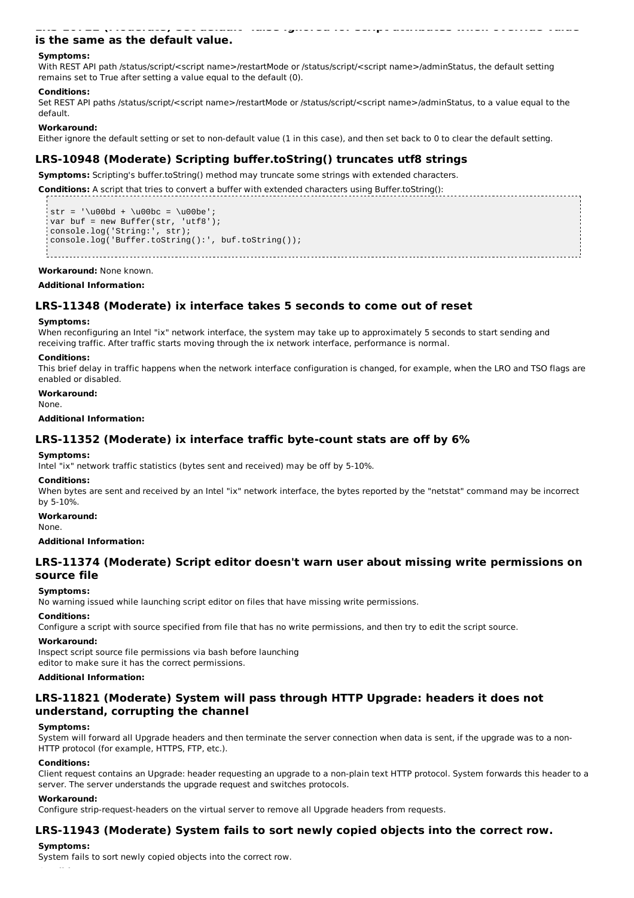**is the same as the default value.**

**Symptoms:**

With REST API path /status/script/<script name>/restartMode or /status/script/<script name>/adminStatus, the default setting remains set to True after setting a value equal to the default (0).

**Conditions:**

Set REST API paths /status/script/<script name>/restartMode or /status/script/<script name>/adminStatus, to a value equal to the default.

**Workaround:**

Either ignore the default setting or set to non-default value (1 in this case), and then set back to 0 to clear the default setting.

## LRS-10948 (Moderate) Scripting buffer.toString() truncates utf8 strings

**Symptoms:** Scripting's buffer.toString() method may truncate some strings with extended characters.

**Conditions:** A script that tries to convert a buffer with extended characters using Buffer.toString():

```
str = '\u00bd + \u00bc = \u00be';
var buf = new Buffer(str, 'utf8');
console.log('String:', str);
console.log('Buffer.toString():', buf.toString());
```

**Workaround:** None known.

**Additional Information:**

## LRS-11348 (Moderate) ix interface takes 5 seconds to come out of reset

**Symptoms:**

When reconfiguring an Intel "ix" network interface, the system may take up to approximately 5 seconds to start sending and receiving traffic. After traffic starts moving through the ix network interface, performance is normal.

**Conditions:**

This brief delay in traffic happens when the network interface configuration is changed, for example, when the LRO and TSO flags are enabled or disabled.

**Workaround:**

None.

**Additional Information:**

## LRS-11352 (Moderate) ix interface traffic byte-count stats are off by 6%

**Symptoms:**

Intel "ix" network traffic statistics (bytes sent and received) may be off by 5-10%.

**Conditions:**

When bytes are sent and received by an Intel "ix" network interface, the bytes reported by the "netstat" command may be incorrect by 5-10%.

**Workaround:**

None.

**Additional Information:**

## LRS-11374 (Moderate) Script editor doesn't warn user about missing write permissions on source file

**Symptoms:**

No warning issued while launching script editor on files that have missing write permissions.

**Conditions:**

Configure a script with source specified from file that has no write permissions, and then try to edit the script source.

**Workaround:**

Inspect script source file permissions via bash before launching editor to make sure it has the correct permissions.

**Additional Information:**

## LRS-11821 (Moderate) System will pass through HTTP Upgrade: headers it does not understand, corrupting the channel

**Symptoms:**

System will forward all Upgrade headers and then terminate the server connection when data is sent, if the upgrade was to a non-HTTP protocol (for example, HTTPS, FTP, etc.).

**Conditions:**

Client request contains an Upgrade: header requesting an upgrade to a non-plain text HTTP protocol. System forwards this header to a server. The server understands the upgrade request and switches protocols.

**Workaround:**

Configure strip-request-headers on the virtual server to remove all Upgrade headers from requests.

## LRS-11943 (Moderate) System fails to sort newly copied objects into the correct row.

**Symptoms:**

System fails to sort newly copied objects into the correct row.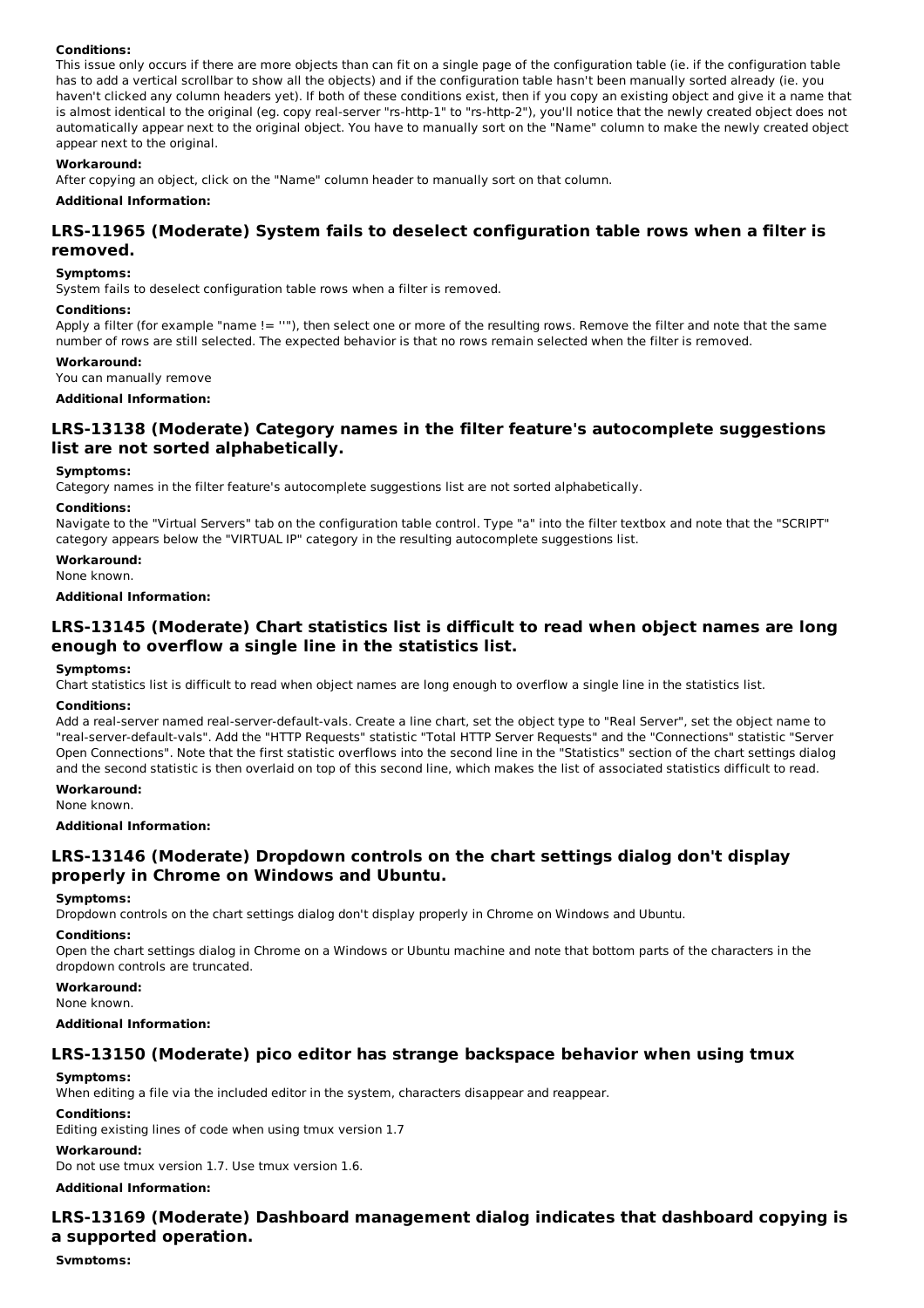**Conditions:**

This issue only occurs if there are more objects than can fit on a single page of the configuration table (ie. if the configuration table has to add a vertical scrollbar to show all the objects) and if the configuration table hasn't been manually sorted already (ie. you haven't clicked any column headers yet). If both of these conditions exist, then if you copy an existing object and give it a name that is almost identical to the original (eg. copy real-server "rs-http-1" to "rs-http-2"), you'll notice that the newly created object does not automatically appear next to the original object. You have to manually sort on the "Name" column to make the newly created object appear next to the original.

**Workaround:**

After copying an object, click on the "Name" column header to manually sort on that column.

**Additional Information:**

## LRS-11965 (Moderate) System fails to deselect configuration table rows when a filter is removed.

**Symptoms:**

System fails to deselect configuration table rows when a filter is removed.

**Conditions:**

Apply a filter (for example "name != ''"), then select one or more of the resulting rows. Remove the filter and note that the same number of rows are still selected. The expected behavior is that no rows remain selected when the filter is removed.

**Workaround:**

You can manually remove

**Additional Information:**

## LRS-13138 (Moderate) Category names in the filter feature's autocomplete suggestions list are not sorted alphabetically.

**Symptoms:**

Category names in the filter feature's autocomplete suggestions list are not sorted alphabetically.

**Conditions:**

Navigate to the "Virtual Servers" tab on the configuration table control. Type "a" into the filter textbox and note that the "SCRIPT" category appears below the "VIRTUAL IP" category in the resulting autocomplete suggestions list.

**Workaround:**

None known.

**Additional Information:**

## LRS-13145 (Moderate) Chart statistics list is difficult to read when object names are long enough to overflow a single line in the statistics list.

**Symptoms:**

Chart statistics list is difficult to read when object names are long enough to overflow a single line in the statistics list.

**Conditions:**

Add a real-server named real-server-default-vals. Create a line chart, set the object type to "Real Server", set the object name to "real-server-default-vals". Add the "HTTP Requests" statistic "Total HTTP Server Requests" and the "Connections" statistic "Server Open Connections". Note that the first statistic overflows into the second line in the "Statistics" section of the chart settings dialog and the second statistic is then overlaid on top of this second line, which makes the list of associated statistics difficult to read.

**Workaround:**

None known.

**Additional Information:**

## LRS-13146 (Moderate) Dropdown controls on the chart settings dialog don't display properly in Chrome on Windows and Ubuntu.

**Symptoms:**

Dropdown controls on the chart settings dialog don't display properly in Chrome on Windows and Ubuntu.

**Conditions:**

Open the chart settings dialog in Chrome on a Windows or Ubuntu machine and note that bottom parts of the characters in the dropdown controls are truncated.

**Workaround:**

None known.

**Additional Information:**

## LRS-13150 (Moderate) pico editor has strange backspace behavior when using tmux

**Symptoms:**

When editing a file via the included editor in the system, characters disappear and reappear.

**Conditions:**

Editing existing lines of code when using tmux version 1.7

**Workaround:**

Do not use tmux version 1.7. Use tmux version 1.6.

**Additional Information:**

## LRS-13169 (Moderate) Dashboard management dialog indicates that dashboard copying is a supported operation.

**Symptoms:**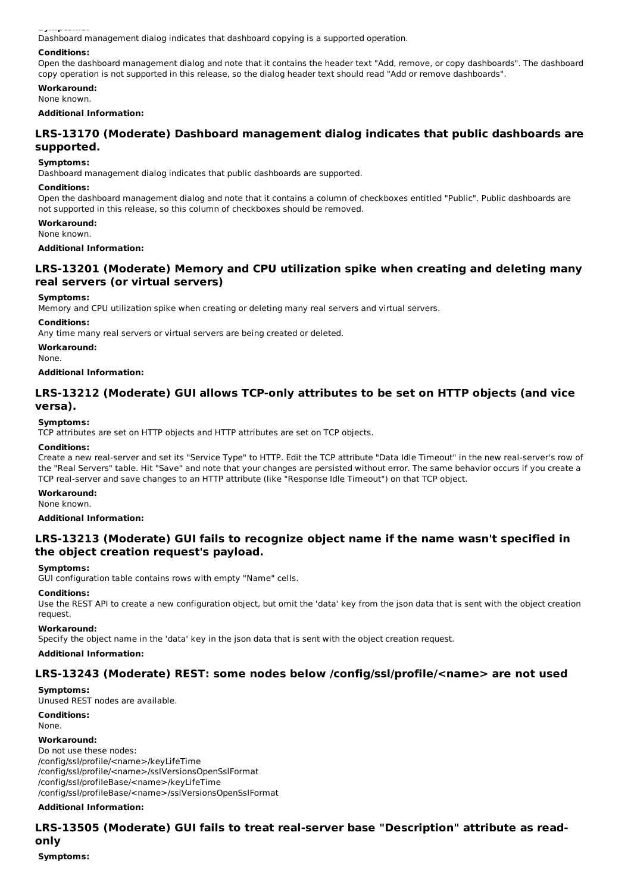**Symptoms:**

Dashboard management dialog indicates that dashboard copying is a supported operation.

**Conditions:**

Open the dashboard management dialog and note that it contains the header text "Add, remove, or copy dashboards". The dashboard copy operation is not supported in this release, so the dialog header text should read "Add or remove dashboards".

**Workaround:**

None known.

**Additional Information:**

## LRS-13170 (Moderate) Dashboard management dialog indicates that public dashboards are supported.

**Symptoms:**

Dashboard management dialog indicates that public dashboards are supported.

**Conditions:**

Open the dashboard management dialog and note that it contains a column of checkboxes entitled "Public". Public dashboards are not supported in this release, so this column of checkboxes should be removed.

**Workaround:**

None known.

**Additional Information:**

## LRS-13201 (Moderate) Memory and CPU utilization spike when creating and deleting many real servers (or virtual servers)

**Symptoms:**

Memory and CPU utilization spike when creating or deleting many real servers and virtual servers.

**Conditions:**

Any time many real servers or virtual servers are being created or deleted.

**Workaround:**

None.

**Additional Information:**

## LRS-13212 (Moderate) GUI allows TCP-only attributes to be set on HTTP objects (and vice versa).

**Symptoms:**

TCP attributes are set on HTTP objects and HTTP attributes are set on TCP objects.

**Conditions:**

Create a new real-server and set its "Service Type" to HTTP. Edit the TCP attribute "Data Idle Timeout" in the new real-server's row of the "Real Servers" table. Hit "Save" and note that your changes are persisted without error. The same behavior occurs if you create a TCP real-server and save changes to an HTTP attribute (like "Response Idle Timeout") on that TCP object.

**Workaround:**

None known.

**Additional Information:**

## LRS-13213 (Moderate) GUI fails to recognize object name if the name wasn't specified in the object creation request's payload.

**Symptoms:**

GUI configuration table contains rows with empty "Name" cells.

**Conditions:**

Use the REST API to create a new configuration object, but omit the 'data' key from the json data that is sent with the object creation request.

**Workaround:**

Specify the object name in the 'data' key in the json data that is sent with the object creation request.

**Additional Information:**

## LRS-13243 (Moderate) REST: some nodes below /config/ssl/profile/<name> are not used

**Symptoms:**

Unused REST nodes are available.

**Conditions:**

None.

**Workaround:**

Do not use these nodes:
/config/ssl/profile/<name>/keyLifeTime
/config/ssl/profile/<name>/sslVersionsOpenSslFormat
/config/ssl/profileBase/<name>/keyLifeTime
/config/ssl/profileBase/<name>/sslVersionsOpenSslFormat

**Additional Information:**

## LRS-13505 (Moderate) GUI fails to treat real-server base "Description" attribute as read-only

**Symptoms:**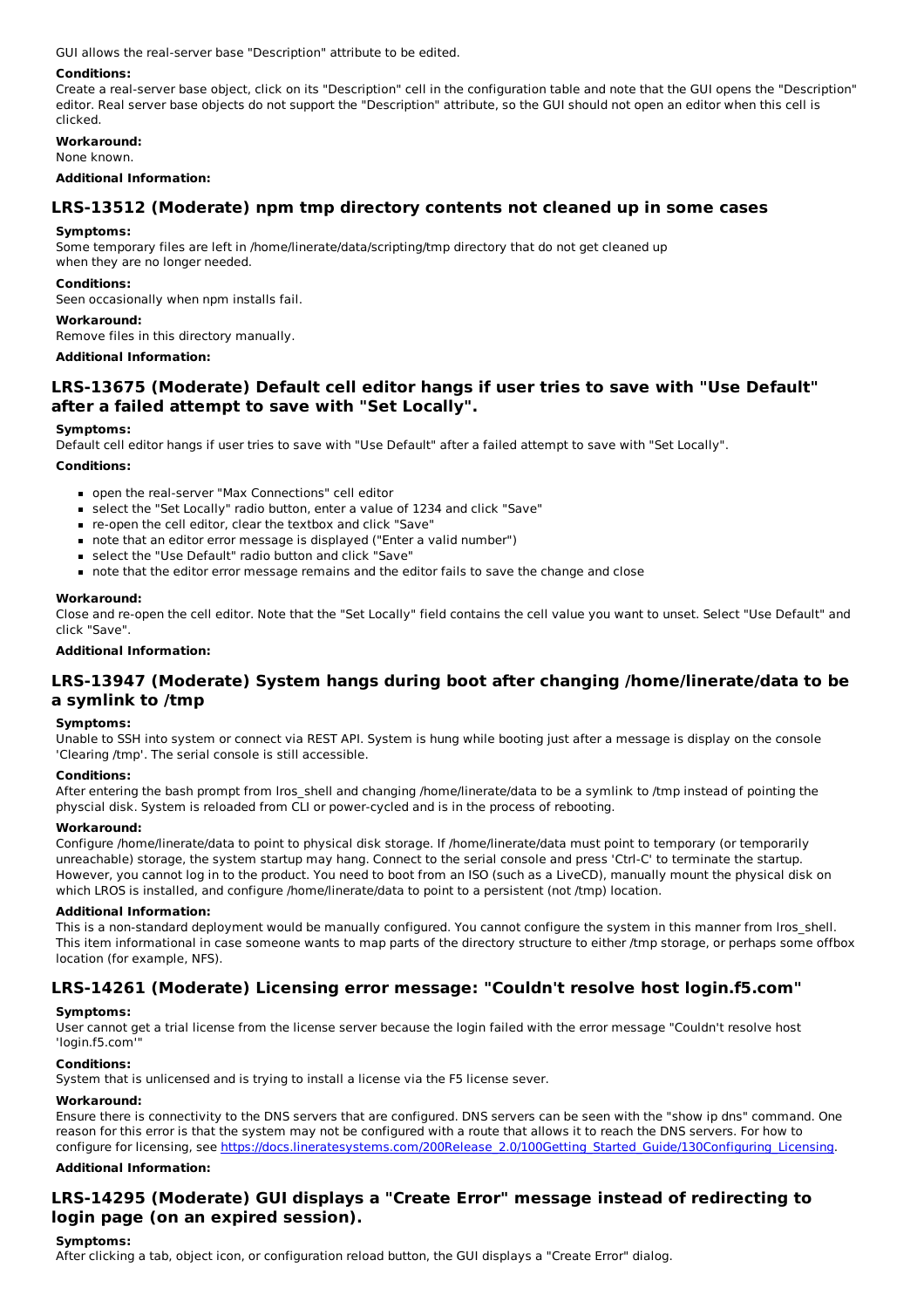GUI allows the real-server base "Description" attribute to be edited.

**Conditions:**

Create a real-server base object, click on its "Description" cell in the configuration table and note that the GUI opens the "Description" editor. Real server base objects do not support the "Description" attribute, so the GUI should not open an editor when this cell is clicked.

**Workaround:**

None known.

**Additional Information:**

## LRS-13512 (Moderate) npm tmp directory contents not cleaned up in some cases

**Symptoms:**

Some temporary files are left in /home/linerate/data/scripting/tmp directory that do not get cleaned up when they are no longer needed.

**Conditions:**

Seen occasionally when npm installs fail.

**Workaround:**

Remove files in this directory manually.

**Additional Information:**

## LRS-13675 (Moderate) Default cell editor hangs if user tries to save with "Use Default" after a failed attempt to save with "Set Locally".

**Symptoms:**

Default cell editor hangs if user tries to save with "Use Default" after a failed attempt to save with "Set Locally".

**Conditions:**

- open the real-server "Max Connections" cell editor
- select the "Set Locally" radio button, enter a value of 1234 and click "Save"
- re-open the cell editor, clear the textbox and click "Save"
- note that an editor error message is displayed ("Enter a valid number")
- select the "Use Default" radio button and click "Save"
- note that the editor error message remains and the editor fails to save the change and close

**Workaround:**

Close and re-open the cell editor. Note that the "Set Locally" field contains the cell value you want to unset. Select "Use Default" and click "Save".

**Additional Information:**

## LRS-13947 (Moderate) System hangs during boot after changing /home/linerate/data to be a symlink to /tmp

**Symptoms:**

Unable to SSH into system or connect via REST API. System is hung while booting just after a message is display on the console 'Clearing /tmp'. The serial console is still accessible.

**Conditions:**

After entering the bash prompt from lros_shell and changing /home/linerate/data to be a symlink to /tmp instead of pointing the physcial disk. System is reloaded from CLI or power-cycled and is in the process of rebooting.

**Workaround:**

Configure /home/linerate/data to point to physical disk storage. If /home/linerate/data must point to temporary (or temporarily unreachable) storage, the system startup may hang. Connect to the serial console and press 'Ctrl-C' to terminate the startup. However, you cannot log in to the product. You need to boot from an ISO (such as a LiveCD), manually mount the physical disk on which LROS is installed, and configure /home/linerate/data to point to a persistent (not /tmp) location.

**Additional Information:**

This is a non-standard deployment would be manually configured. You cannot configure the system in this manner from lros_shell. This item informational in case someone wants to map parts of the directory structure to either /tmp storage, or perhaps some offbox location (for example, NFS).

## LRS-14261 (Moderate) Licensing error message: "Couldn't resolve host login.f5.com"

**Symptoms:**

User cannot get a trial license from the license server because the login failed with the error message "Couldn't resolve host 'login.f5.com'"

**Conditions:**

System that is unlicensed and is trying to install a license via the F5 license sever.

**Workaround:**

Ensure there is connectivity to the DNS servers that are configured. DNS servers can be seen with the "show ip dns" command. One reason for this error is that the system may not be configured with a route that allows it to reach the DNS servers. For how to configure for licensing, see [https://docs.lineratesystems.com/200Release_2.0/100Getting_Started_Guide/130Configuring_Licensing](https://docs.lineratesystems.com/200Release_2.0/100Getting_Started_Guide/130Configuring_Licensing).

**Additional Information:**

## LRS-14295 (Moderate) GUI displays a "Create Error" message instead of redirecting to login page (on an expired session).

**Symptoms:**

After clicking a tab, object icon, or configuration reload button, the GUI displays a "Create Error" dialog.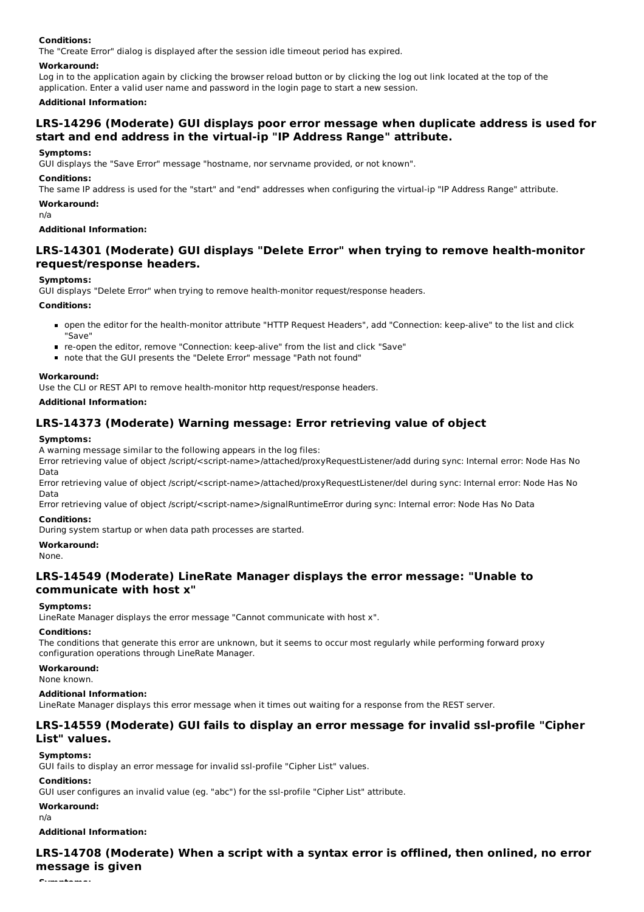**Conditions:**

The "Create Error" dialog is displayed after the session idle timeout period has expired.

**Workaround:**

Log in to the application again by clicking the browser reload button or by clicking the log out link located at the top of the application. Enter a valid user name and password in the login page to start a new session.

**Additional Information:**

## LRS-14296 (Moderate) GUI displays poor error message when duplicate address is used for start and end address in the virtual-ip "IP Address Range" attribute.

**Symptoms:**

GUI displays the "Save Error" message "hostname, nor servname provided, or not known".

**Conditions:**

The same IP address is used for the "start" and "end" addresses when configuring the virtual-ip "IP Address Range" attribute.

**Workaround:**

n/a

**Additional Information:**

## LRS-14301 (Moderate) GUI displays "Delete Error" when trying to remove health-monitor request/response headers.

**Symptoms:**

GUI displays "Delete Error" when trying to remove health-monitor request/response headers.

**Conditions:**

- open the editor for the health-monitor attribute "HTTP Request Headers", add "Connection: keep-alive" to the list and click "Save"
- re-open the editor, remove "Connection: keep-alive" from the list and click "Save"
- note that the GUI presents the "Delete Error" message "Path not found"

**Workaround:**

Use the CLI or REST API to remove health-monitor http request/response headers.

**Additional Information:**

## LRS-14373 (Moderate) Warning message: Error retrieving value of object

**Symptoms:**

A warning message similar to the following appears in the log files:

Error retrieving value of object /script/<script-name>/attached/proxyRequestListener/add during sync: Internal error: Node Has No Data

Error retrieving value of object /script/<script-name>/attached/proxyRequestListener/del during sync: Internal error: Node Has No Data

Error retrieving value of object /script/<script-name>/signalRuntimeError during sync: Internal error: Node Has No Data

**Conditions:**

During system startup or when data path processes are started.

**Workaround:**

None.

## LRS-14549 (Moderate) LineRate Manager displays the error message: "Unable to communicate with host x"

**Symptoms:**

LineRate Manager displays the error message "Cannot communicate with host x".

**Conditions:**

The conditions that generate this error are unknown, but it seems to occur most regularly while performing forward proxy configuration operations through LineRate Manager.

**Workaround:**

None known.

**Additional Information:**

LineRate Manager displays this error message when it times out waiting for a response from the REST server.

## LRS-14559 (Moderate) GUI fails to display an error message for invalid ssl-profile "Cipher List" values.

**Symptoms:**

GUI fails to display an error message for invalid ssl-profile "Cipher List" values.

**Conditions:**

GUI user configures an invalid value (eg. "abc") for the ssl-profile "Cipher List" attribute.

**Workaround:**

n/a

**Additional Information:**

## LRS-14708 (Moderate) When a script with a syntax error is offlined, then onlined, no error message is given

**Symptoms:**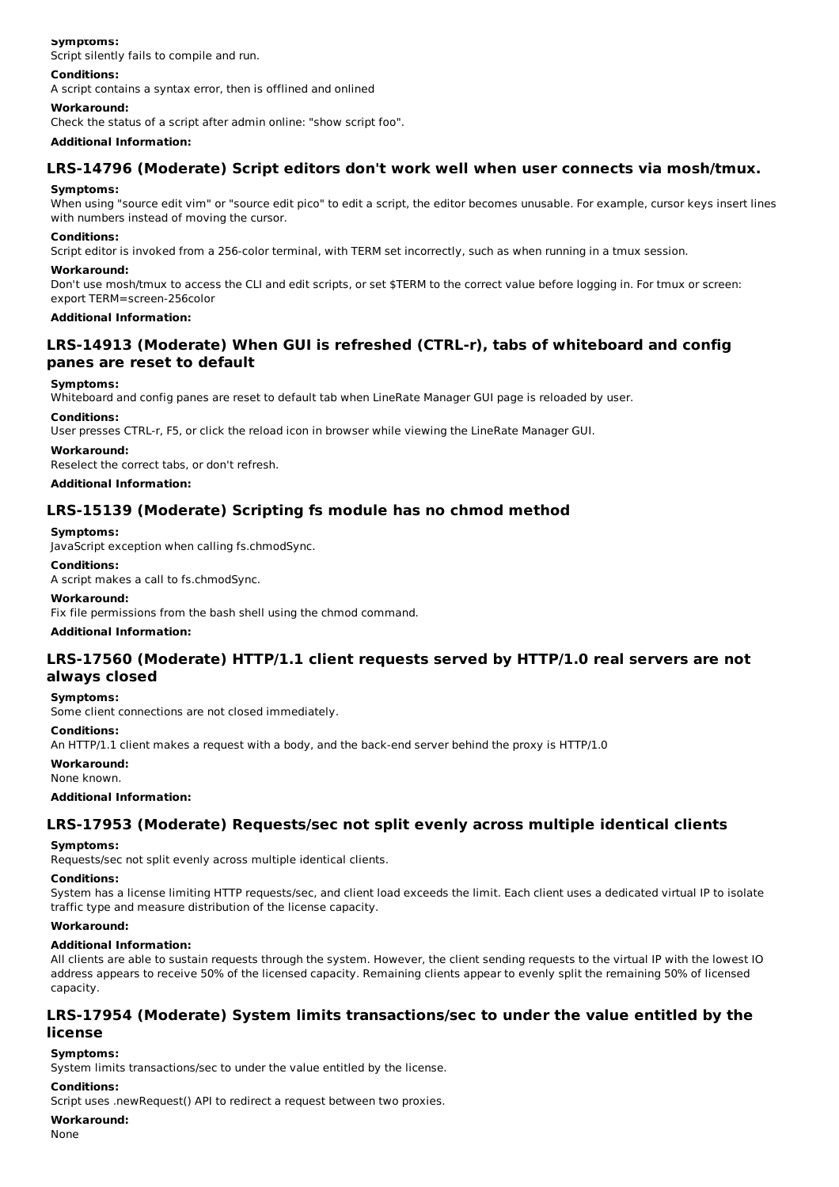**Symptoms:**

Script silently fails to compile and run.

**Conditions:**

A script contains a syntax error, then is offlined and onlined

**Workaround:**

Check the status of a script after admin online: "show script foo".

**Additional Information:**

## LRS-14796 (Moderate) Script editors don't work well when user connects via mosh/tmux.

**Symptoms:**

When using "source edit vim" or "source edit pico" to edit a script, the editor becomes unusable. For example, cursor keys insert lines with numbers instead of moving the cursor.

**Conditions:**

Script editor is invoked from a 256-color terminal, with TERM set incorrectly, such as when running in a tmux session.

**Workaround:**

Don't use mosh/tmux to access the CLI and edit scripts, or set $TERM to the correct value before logging in. For tmux or screen: export TERM=screen-256color

**Additional Information:**

## LRS-14913 (Moderate) When GUI is refreshed (CTRL-r), tabs of whiteboard and config panes are reset to default

**Symptoms:**

Whiteboard and config panes are reset to default tab when LineRate Manager GUI page is reloaded by user.

**Conditions:**

User presses CTRL-r, F5, or click the reload icon in browser while viewing the LineRate Manager GUI.

**Workaround:**

Reselect the correct tabs, or don't refresh.

**Additional Information:**

## LRS-15139 (Moderate) Scripting fs module has no chmod method

**Symptoms:**

JavaScript exception when calling fs.chmodSync.

**Conditions:**

A script makes a call to fs.chmodSync.

**Workaround:**

Fix file permissions from the bash shell using the chmod command.

**Additional Information:**

## LRS-17560 (Moderate) HTTP/1.1 client requests served by HTTP/1.0 real servers are not always closed

**Symptoms:**

Some client connections are not closed immediately.

**Conditions:**

An HTTP/1.1 client makes a request with a body, and the back-end server behind the proxy is HTTP/1.0

**Workaround:**

None known.

**Additional Information:**

## LRS-17953 (Moderate) Requests/sec not split evenly across multiple identical clients

**Symptoms:**

Requests/sec not split evenly across multiple identical clients.

**Conditions:**

System has a license limiting HTTP requests/sec, and client load exceeds the limit. Each client uses a dedicated virtual IP to isolate traffic type and measure distribution of the license capacity.

**Workaround:**

**Additional Information:**

All clients are able to sustain requests through the system. However, the client sending requests to the virtual IP with the lowest IO address appears to receive 50% of the licensed capacity. Remaining clients appear to evenly split the remaining 50% of licensed capacity.

## LRS-17954 (Moderate) System limits transactions/sec to under the value entitled by the license

**Symptoms:**

System limits transactions/sec to under the value entitled by the license.

**Conditions:**

Script uses .newRequest() API to redirect a request between two proxies.

**Workaround:**

None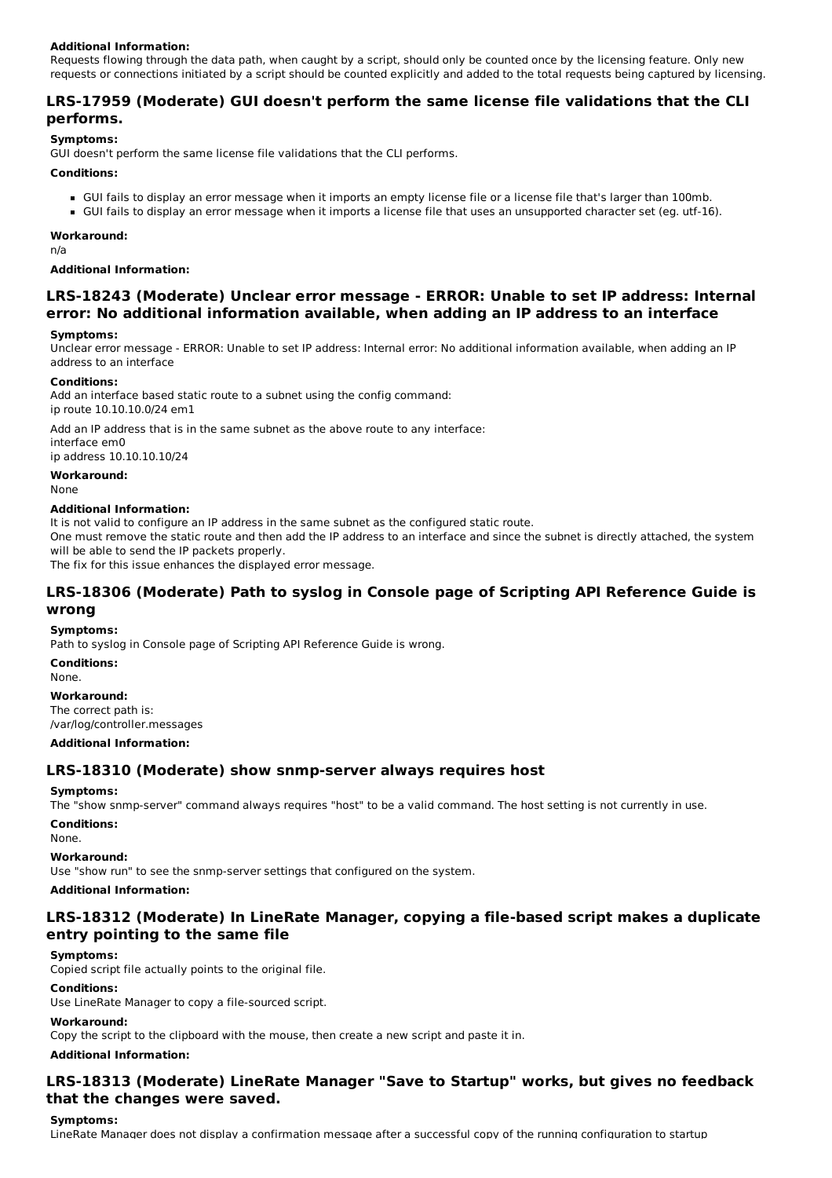**Additional Information:**

Requests flowing through the data path, when caught by a script, should only be counted once by the licensing feature. Only new requests or connections initiated by a script should be counted explicitly and added to the total requests being captured by licensing.

## LRS-17959 (Moderate) GUI doesn't perform the same license file validations that the CLI performs.

**Symptoms:**

GUI doesn't perform the same license file validations that the CLI performs.

**Conditions:**

- GUI fails to display an error message when it imports an empty license file or a license file that's larger than 100mb.
- GUI fails to display an error message when it imports a license file that uses an unsupported character set (eg. utf-16).

**Workaround:**

n/a

**Additional Information:**

## LRS-18243 (Moderate) Unclear error message - ERROR: Unable to set IP address: Internal error: No additional information available, when adding an IP address to an interface

**Symptoms:**

Unclear error message - ERROR: Unable to set IP address: Internal error: No additional information available, when adding an IP address to an interface

**Conditions:**

Add an interface based static route to a subnet using the config command:
ip route 10.10.10.0/24 em1

Add an IP address that is in the same subnet as the above route to any interface:
interface em0
ip address 10.10.10.10/24

**Workaround:**

None

**Additional Information:**

It is not valid to configure an IP address in the same subnet as the configured static route.
One must remove the static route and then add the IP address to an interface and since the subnet is directly attached, the system will be able to send the IP packets properly.
The fix for this issue enhances the displayed error message.

## LRS-18306 (Moderate) Path to syslog in Console page of Scripting API Reference Guide is wrong

**Symptoms:**

Path to syslog in Console page of Scripting API Reference Guide is wrong.

**Conditions:**

None.

**Workaround:**

The correct path is:
/var/log/controller.messages

**Additional Information:**

## LRS-18310 (Moderate) show snmp-server always requires host

**Symptoms:**

The "show snmp-server" command always requires "host" to be a valid command. The host setting is not currently in use.

**Conditions:**

None.

**Workaround:**

Use "show run" to see the snmp-server settings that configured on the system.

**Additional Information:**

## LRS-18312 (Moderate) In LineRate Manager, copying a file-based script makes a duplicate entry pointing to the same file

**Symptoms:**

Copied script file actually points to the original file.

**Conditions:**

Use LineRate Manager to copy a file-sourced script.

**Workaround:**

Copy the script to the clipboard with the mouse, then create a new script and paste it in.

**Additional Information:**

## LRS-18313 (Moderate) LineRate Manager "Save to Startup" works, but gives no feedback that the changes were saved.

**Symptoms:**

LineRate Manager does not display a confirmation message after a successful copy of the running configuration to startup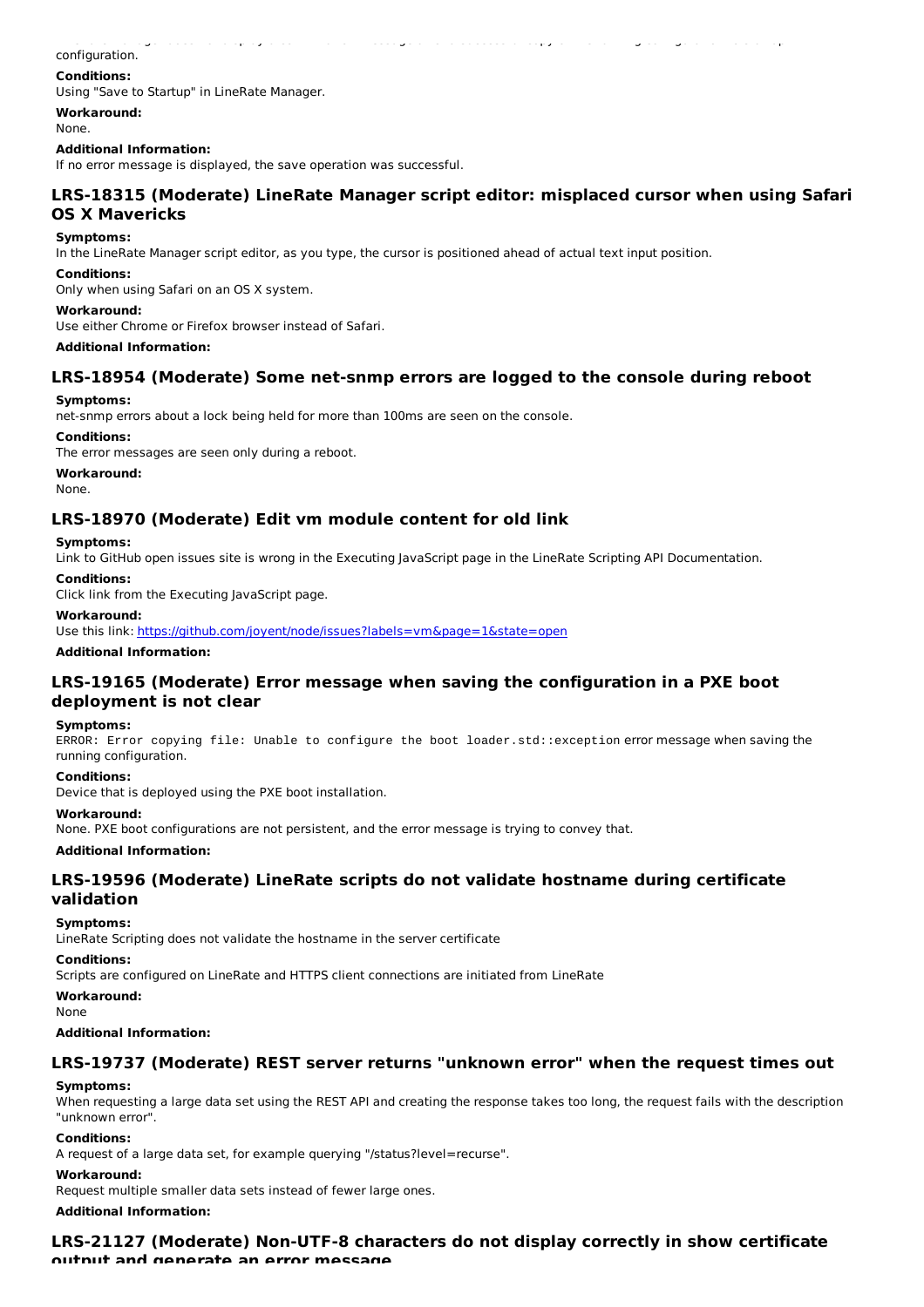configuration.

**Conditions:**

Using "Save to Startup" in LineRate Manager.

**Workaround:**

None.

**Additional Information:**

If no error message is displayed, the save operation was successful.

## LRS-18315 (Moderate) LineRate Manager script editor: misplaced cursor when using Safari OS X Mavericks

**Symptoms:**

In the LineRate Manager script editor, as you type, the cursor is positioned ahead of actual text input position.

**Conditions:**

Only when using Safari on an OS X system.

**Workaround:**

Use either Chrome or Firefox browser instead of Safari.

**Additional Information:**

## LRS-18954 (Moderate) Some net-snmp errors are logged to the console during reboot

**Symptoms:**

net-snmp errors about a lock being held for more than 100ms are seen on the console.

**Conditions:**

The error messages are seen only during a reboot.

**Workaround:**

None.

## LRS-18970 (Moderate) Edit vm module content for old link

**Symptoms:**

Link to GitHub open issues site is wrong in the Executing JavaScript page in the LineRate Scripting API Documentation.

**Conditions:**

Click link from the Executing JavaScript page.

**Workaround:**

Use this link: https://github.com/joyent/node/issues?labels=vm&page=1&state=open

**Additional Information:**

## LRS-19165 (Moderate) Error message when saving the configuration in a PXE boot deployment is not clear

**Symptoms:**

`ERROR: Error copying file: Unable to configure the boot loader.std::exception` error message when saving the running configuration.

**Conditions:**

Device that is deployed using the PXE boot installation.

**Workaround:**

None. PXE boot configurations are not persistent, and the error message is trying to convey that.

**Additional Information:**

## LRS-19596 (Moderate) LineRate scripts do not validate hostname during certificate validation

**Symptoms:**

LineRate Scripting does not validate the hostname in the server certificate

**Conditions:**

Scripts are configured on LineRate and HTTPS client connections are initiated from LineRate

**Workaround:**

None

**Additional Information:**

## LRS-19737 (Moderate) REST server returns "unknown error" when the request times out

**Symptoms:**

When requesting a large data set using the REST API and creating the response takes too long, the request fails with the description "unknown error".

**Conditions:**

A request of a large data set, for example querying "/status?level=recurse".

**Workaround:**

Request multiple smaller data sets instead of fewer large ones.

**Additional Information:**

## LRS-21127 (Moderate) Non-UTF-8 characters do not display correctly in show certificate output and generate an error message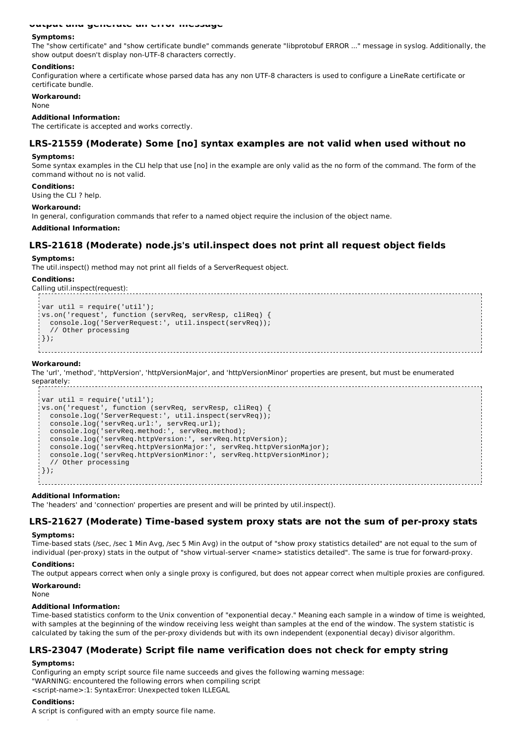output and generate an error message

**Symptoms:**

The "show certificate" and "show certificate bundle" commands generate "libprotobuf ERROR ..." message in syslog. Additionally, the show output doesn't display non-UTF-8 characters correctly.

**Conditions:**

Configuration where a certificate whose parsed data has any non UTF-8 characters is used to configure a LineRate certificate or certificate bundle.

**Workaround:**

None

**Additional Information:**

The certificate is accepted and works correctly.

## LRS-21559 (Moderate) Some [no] syntax examples are not valid when used without no

**Symptoms:**

Some syntax examples in the CLI help that use [no] in the example are only valid as the no form of the command. The form of the command without no is not valid.

**Conditions:**

Using the CLI ? help.

**Workaround:**

In general, configuration commands that refer to a named object require the inclusion of the object name.

**Additional Information:**

## LRS-21618 (Moderate) node.js's util.inspect does not print all request object fields

**Symptoms:**

The util.inspect() method may not print all fields of a ServerRequest object.

**Conditions:**

Calling util.inspect(request):

```
var util = require('util');
vs.on('request', function (servReq, servResp, cliReq) {
  console.log('ServerRequest:', util.inspect(servReq));
  // Other processing
});
```

**Workaround:**

The 'url', 'method', 'httpVersion', 'httpVersionMajor', and 'httpVersionMinor' properties are present, but must be enumerated separately:

```
var util = require('util');
vs.on('request', function (servReq, servResp, cliReq) {
  console.log('ServerRequest:', util.inspect(servReq));
  console.log('servReq.url:', servReq.url);
  console.log('servReq.method:', servReq.method);
  console.log('servReq.httpVersion:', servReq.httpVersion);
  console.log('servReq.httpVersionMajor:', servReq.httpVersionMajor);
  console.log('servReq.httpVersionMinor:', servReq.httpVersionMinor);
  // Other processing
});
```

**Additional Information:**

The 'headers' and 'connection' properties are present and will be printed by util.inspect().

## LRS-21627 (Moderate) Time-based system proxy stats are not the sum of per-proxy stats

**Symptoms:**

Time-based stats (/sec, /sec 1 Min Avg, /sec 5 Min Avg) in the output of "show proxy statistics detailed" are not equal to the sum of individual (per-proxy) stats in the output of "show virtual-server <name> statistics detailed". The same is true for forward-proxy.

**Conditions:**

The output appears correct when only a single proxy is configured, but does not appear correct when multiple proxies are configured.

**Workaround:**

None

**Additional Information:**

Time-based statistics conform to the Unix convention of "exponential decay." Meaning each sample in a window of time is weighted, with samples at the beginning of the window receiving less weight than samples at the end of the window. The system statistic is calculated by taking the sum of the per-proxy dividends but with its own independent (exponential decay) divisor algorithm.

## LRS-23047 (Moderate) Script file name verification does not check for empty string

**Symptoms:**

Configuring an empty script source file name succeeds and gives the following warning message:
"WARNING: encountered the following errors when compiling script
<script-name>:1: SyntaxError: Unexpected token ILLEGAL

**Conditions:**

A script is configured with an empty source file name.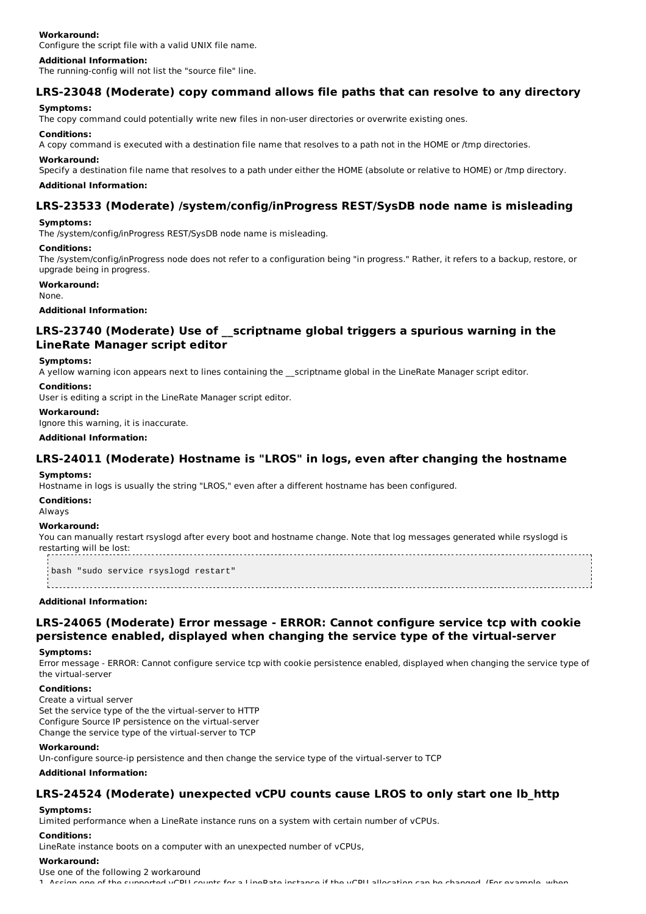**Workaround:**
Configure the script file with a valid UNIX file name.

**Additional Information:**
The running-config will not list the "source file" line.

## LRS-23048 (Moderate) copy command allows file paths that can resolve to any directory

**Symptoms:**
The copy command could potentially write new files in non-user directories or overwrite existing ones.

**Conditions:**
A copy command is executed with a destination file name that resolves to a path not in the HOME or /tmp directories.

**Workaround:**
Specify a destination file name that resolves to a path under either the HOME (absolute or relative to HOME) or /tmp directory.

**Additional Information:**

## LRS-23533 (Moderate) /system/config/inProgress REST/SysDB node name is misleading

**Symptoms:**
The /system/config/inProgress REST/SysDB node name is misleading.

**Conditions:**
The /system/config/inProgress node does not refer to a configuration being "in progress." Rather, it refers to a backup, restore, or upgrade being in progress.

**Workaround:**
None.

**Additional Information:**

## LRS-23740 (Moderate) Use of __scriptname global triggers a spurious warning in the LineRate Manager script editor

**Symptoms:**
A yellow warning icon appears next to lines containing the __scriptname global in the LineRate Manager script editor.

**Conditions:**
User is editing a script in the LineRate Manager script editor.

**Workaround:**
Ignore this warning, it is inaccurate.

**Additional Information:**

## LRS-24011 (Moderate) Hostname is "LROS" in logs, even after changing the hostname

**Symptoms:**
Hostname in logs is usually the string "LROS," even after a different hostname has been configured.

**Conditions:**
Always

**Workaround:**
You can manually restart rsyslogd after every boot and hostname change. Note that log messages generated while rsyslogd is restarting will be lost:

```
bash "sudo service rsyslogd restart"
```

**Additional Information:**

## LRS-24065 (Moderate) Error message - ERROR: Cannot configure service tcp with cookie persistence enabled, displayed when changing the service type of the virtual-server

**Symptoms:**
Error message - ERROR: Cannot configure service tcp with cookie persistence enabled, displayed when changing the service type of the virtual-server

**Conditions:**
Create a virtual server
Set the service type of the the virtual-server to HTTP
Configure Source IP persistence on the virtual-server
Change the service type of the virtual-server to TCP

**Workaround:**
Un-configure source-ip persistence and then change the service type of the virtual-server to TCP

**Additional Information:**

## LRS-24524 (Moderate) unexpected vCPU counts cause LROS to only start one lb_http

**Symptoms:**
Limited performance when a LineRate instance runs on a system with certain number of vCPUs.

**Conditions:**
LineRate instance boots on a computer with an unexpected number of vCPUs,

**Workaround:**
Use one of the following 2 workaround
1. Assign one of the supported vCPU counts for a LineRate instance if the vCPU allocation can be changed. (For example, when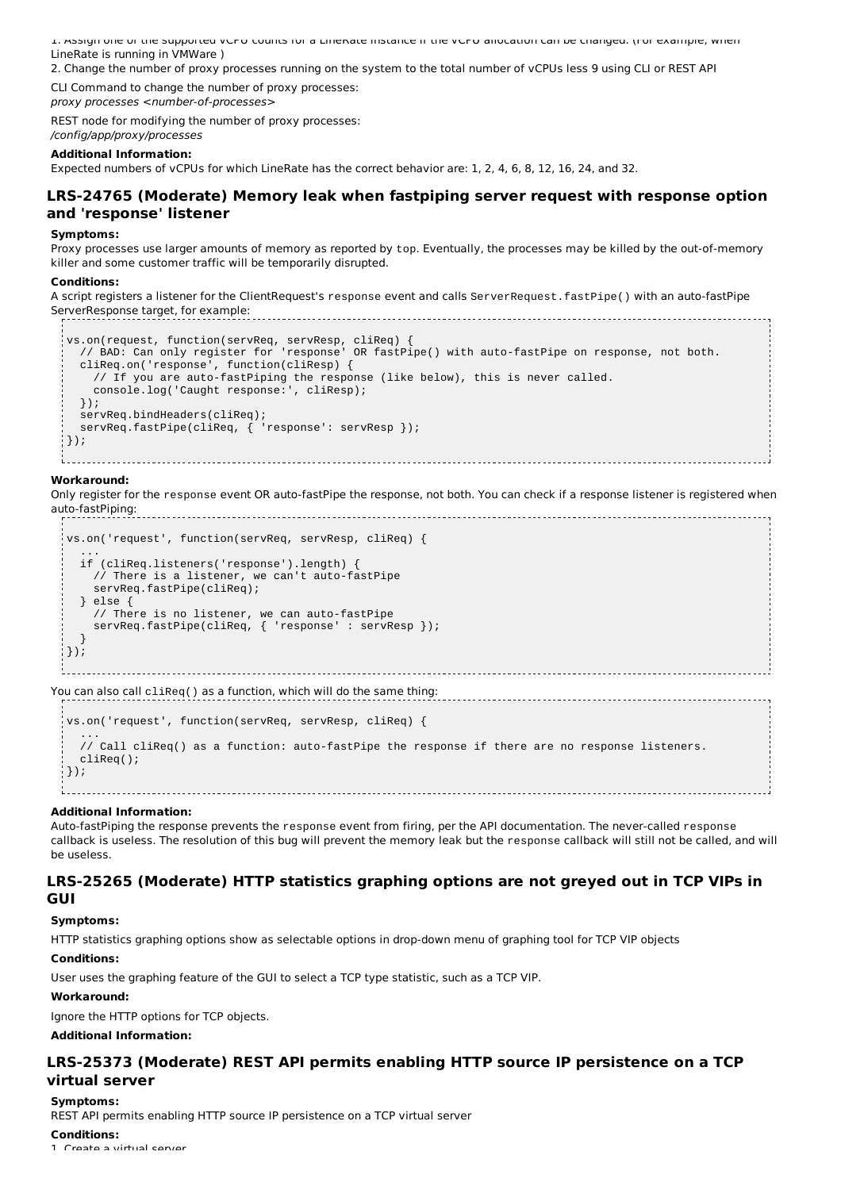1. Assign one of the supported vCPU counts for a LineRate instance if the vCPU allocation can be changed. (For example, when LineRate is running in VMWare )

2. Change the number of proxy processes running on the system to the total number of vCPUs less 9 using CLI or REST API

CLI Command to change the number of proxy processes:
*proxy processes <number-of-processes>*

REST node for modifying the number of proxy processes:
*/config/app/proxy/processes*

**Additional Information:**

Expected numbers of vCPUs for which LineRate has the correct behavior are: 1, 2, 4, 6, 8, 12, 16, 24, and 32.

## LRS-24765 (Moderate) Memory leak when fastpiping server request with response option and 'response' listener

**Symptoms:**

Proxy processes use larger amounts of memory as reported by `top`. Eventually, the processes may be killed by the out-of-memory killer and some customer traffic will be temporarily disrupted.

**Conditions:**

A script registers a listener for the ClientRequest's `response` event and calls `ServerRequest.fastPipe()` with an auto-fastPipe ServerResponse target, for example:

```
vs.on(request, function(servReq, servResp, cliReq) {
  // BAD: Can only register for 'response' OR fastPipe() with auto-fastPipe on response, not both.
  cliReq.on('response', function(cliResp) {
    // If you are auto-fastPiping the response (like below), this is never called.
    console.log('Caught response:', cliResp);
  });
  servReq.bindHeaders(cliReq);
  servReq.fastPipe(cliReq, { 'response': servResp });
});
```

**Workaround:**

Only register for the `response` event OR auto-fastPipe the response, not both. You can check if a response listener is registered when auto-fastPiping:

```
vs.on('request', function(servReq, servResp, cliReq) {
  ...
  if (cliReq.listeners('response').length) {
    // There is a listener, we can't auto-fastPipe
    servReq.fastPipe(cliReq);
  } else {
    // There is no listener, we can auto-fastPipe
    servReq.fastPipe(cliReq, { 'response' : servResp });
  }
});
```

You can also call `cliReq()` as a function, which will do the same thing:

```
vs.on('request', function(servReq, servResp, cliReq) {
  ...
  // Call cliReq() as a function: auto-fastPipe the response if there are no response listeners.
  cliReq();
});
```

**Additional Information:**

Auto-fastPiping the response prevents the `response` event from firing, per the API documentation. The never-called `response` callback is useless. The resolution of this bug will prevent the memory leak but the `response` callback will still not be called, and will be useless.

## LRS-25265 (Moderate) HTTP statistics graphing options are not greyed out in TCP VIPs in GUI

**Symptoms:**

HTTP statistics graphing options show as selectable options in drop-down menu of graphing tool for TCP VIP objects

**Conditions:**

User uses the graphing feature of the GUI to select a TCP type statistic, such as a TCP VIP.

**Workaround:**

Ignore the HTTP options for TCP objects.

**Additional Information:**

## LRS-25373 (Moderate) REST API permits enabling HTTP source IP persistence on a TCP virtual server

**Symptoms:**

REST API permits enabling HTTP source IP persistence on a TCP virtual server

**Conditions:**

1. Create a virtual server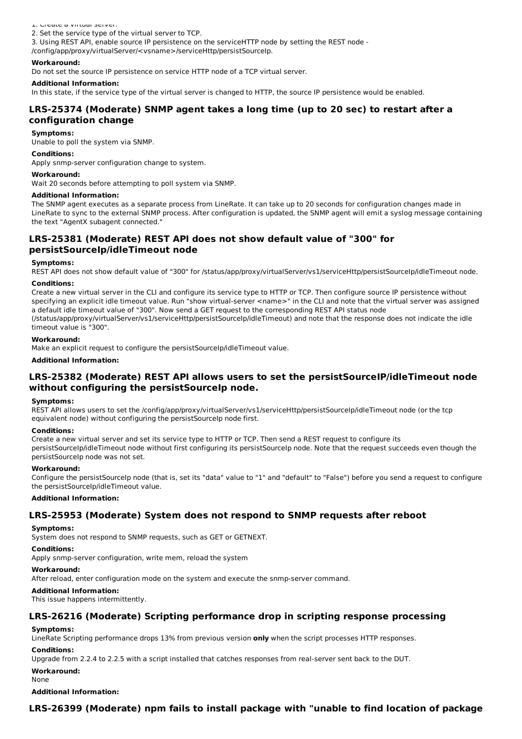1. Create a virtual server.
2. Set the service type of the virtual server to TCP.
3. Using REST API, enable source IP persistence on the serviceHTTP node by setting the REST node - /config/app/proxy/virtualServer/<vsname>/serviceHttp/persistSourceIp.

**Workaround:**

Do not set the source IP persistence on service HTTP node of a TCP virtual server.

**Additional Information:**

In this state, if the service type of the virtual server is changed to HTTP, the source IP persistence would be enabled.

## LRS-25374 (Moderate) SNMP agent takes a long time (up to 20 sec) to restart after a configuration change

**Symptoms:**

Unable to poll the system via SNMP.

**Conditions:**

Apply snmp-server configuration change to system.

**Workaround:**

Wait 20 seconds before attempting to poll system via SNMP.

**Additional Information:**

The SNMP agent executes as a separate process from LineRate. It can take up to 20 seconds for configuration changes made in LineRate to sync to the external SNMP process. After configuration is updated, the SNMP agent will emit a syslog message containing the text "AgentX subagent connected."

## LRS-25381 (Moderate) REST API does not show default value of "300" for persistSourceIp/idleTimeout node

**Symptoms:**

REST API does not show default value of "300" for /status/app/proxy/virtualServer/vs1/serviceHttp/persistSourceIp/idleTimeout node.

**Conditions:**

Create a new virtual server in the CLI and configure its service type to HTTP or TCP. Then configure source IP persistence without specifying an explicit idle timeout value. Run "show virtual-server <name>" in the CLI and note that the virtual server was assigned a default idle timeout value of "300". Now send a GET request to the corresponding REST API status node (/status/app/proxy/virtualServer/vs1/serviceHttp/persistSourceIp/idleTimeout) and note that the response does not indicate the idle timeout value is "300".

**Workaround:**

Make an explicit request to configure the persistSourceIp/idleTimeout value.

**Additional Information:**

## LRS-25382 (Moderate) REST API allows users to set the persistSourceIP/idleTimeout node without configuring the persistSourceIp node.

**Symptoms:**

REST API allows users to set the /config/app/proxy/virtualServer/vs1/serviceHttp/persistSourceIp/idleTimeout node (or the tcp equivalent node) without configuring the persistSourceIp node first.

**Conditions:**

Create a new virtual server and set its service type to HTTP or TCP. Then send a REST request to configure its persistSourceIp/idleTimeout node without first configuring its persistSourceIp node. Note that the request succeeds even though the persistSourceIp node was not set.

**Workaround:**

Configure the persistSourceIp node (that is, set its "data" value to "1" and "default" to "False") before you send a request to configure the persistSourceIp/idleTimeout value.

**Additional Information:**

## LRS-25953 (Moderate) System does not respond to SNMP requests after reboot

**Symptoms:**

System does not respond to SNMP requests, such as GET or GETNEXT.

**Conditions:**

Apply snmp-server configuration, write mem, reload the system

**Workaround:**

After reload, enter configuration mode on the system and execute the snmp-server command.

**Additional Information:**

This issue happens intermittently.

## LRS-26216 (Moderate) Scripting performance drop in scripting response processing

**Symptoms:**

LineRate Scripting performance drops 13% from previous version **only** when the script processes HTTP responses.

**Conditions:**

Upgrade from 2.2.4 to 2.2.5 with a script installed that catches responses from real-server sent back to the DUT.

**Workaround:**

None

**Additional Information:**

## LRS-26399 (Moderate) npm fails to install package with "unable to find location of package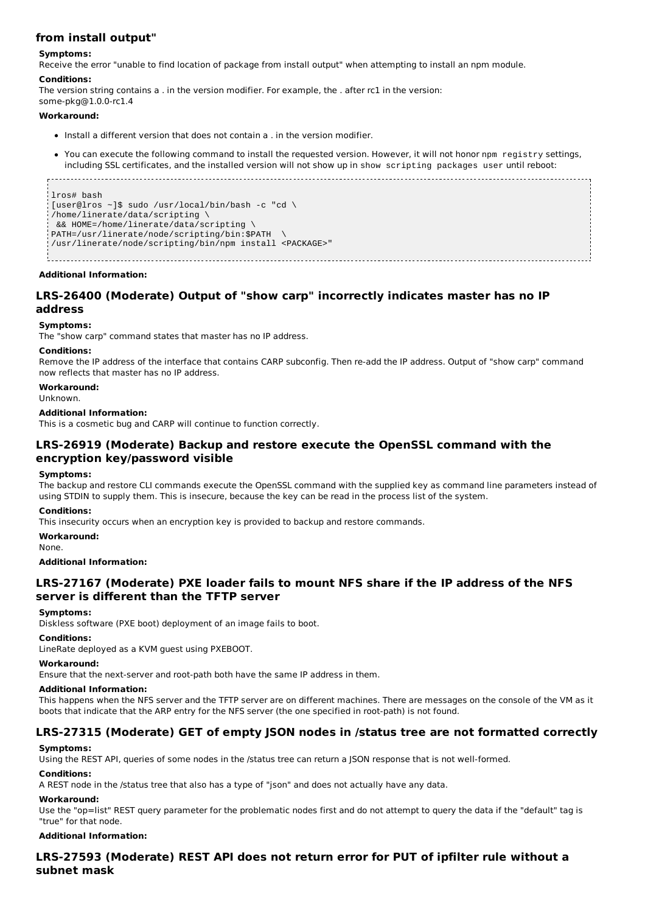### from install output"

**Symptoms:**

Receive the error "unable to find location of package from install output" when attempting to install an npm module.

**Conditions:**

The version string contains a . in the version modifier. For example, the . after rc1 in the version:
some-pkg@1.0.0-rc1.4

**Workaround:**

- Install a different version that does not contain a . in the version modifier.
- You can execute the following command to install the requested version. However, it will not honor `npm registry` settings, including SSL certificates, and the installed version will not show up in `show scripting packages user` until reboot:

```
lros# bash
[user@lros ~]$ sudo /usr/local/bin/bash -c "cd \
/home/linerate/data/scripting \
 && HOME=/home/linerate/data/scripting \
PATH=/usr/linerate/node/scripting/bin:$PATH  \
/usr/linerate/node/scripting/bin/npm install <PACKAGE>"
```

**Additional Information:**

### LRS-26400 (Moderate) Output of "show carp" incorrectly indicates master has no IP address

**Symptoms:**

The "show carp" command states that master has no IP address.

**Conditions:**

Remove the IP address of the interface that contains CARP subconfig. Then re-add the IP address. Output of "show carp" command now reflects that master has no IP address.

**Workaround:**

Unknown.

**Additional Information:**

This is a cosmetic bug and CARP will continue to function correctly.

### LRS-26919 (Moderate) Backup and restore execute the OpenSSL command with the encryption key/password visible

**Symptoms:**

The backup and restore CLI commands execute the OpenSSL command with the supplied key as command line parameters instead of using STDIN to supply them. This is insecure, because the key can be read in the process list of the system.

**Conditions:**

This insecurity occurs when an encryption key is provided to backup and restore commands.

**Workaround:**

None.

**Additional Information:**

### LRS-27167 (Moderate) PXE loader fails to mount NFS share if the IP address of the NFS server is different than the TFTP server

**Symptoms:**

Diskless software (PXE boot) deployment of an image fails to boot.

**Conditions:**

LineRate deployed as a KVM guest using PXEBOOT.

**Workaround:**

Ensure that the next-server and root-path both have the same IP address in them.

**Additional Information:**

This happens when the NFS server and the TFTP server are on different machines. There are messages on the console of the VM as it boots that indicate that the ARP entry for the NFS server (the one specified in root-path) is not found.

### LRS-27315 (Moderate) GET of empty JSON nodes in /status tree are not formatted correctly

**Symptoms:**

Using the REST API, queries of some nodes in the /status tree can return a JSON response that is not well-formed.

**Conditions:**

A REST node in the /status tree that also has a type of "json" and does not actually have any data.

**Workaround:**

Use the "op=list" REST query parameter for the problematic nodes first and do not attempt to query the data if the "default" tag is "true" for that node.

**Additional Information:**

### LRS-27593 (Moderate) REST API does not return error for PUT of ipfilter rule without a subnet mask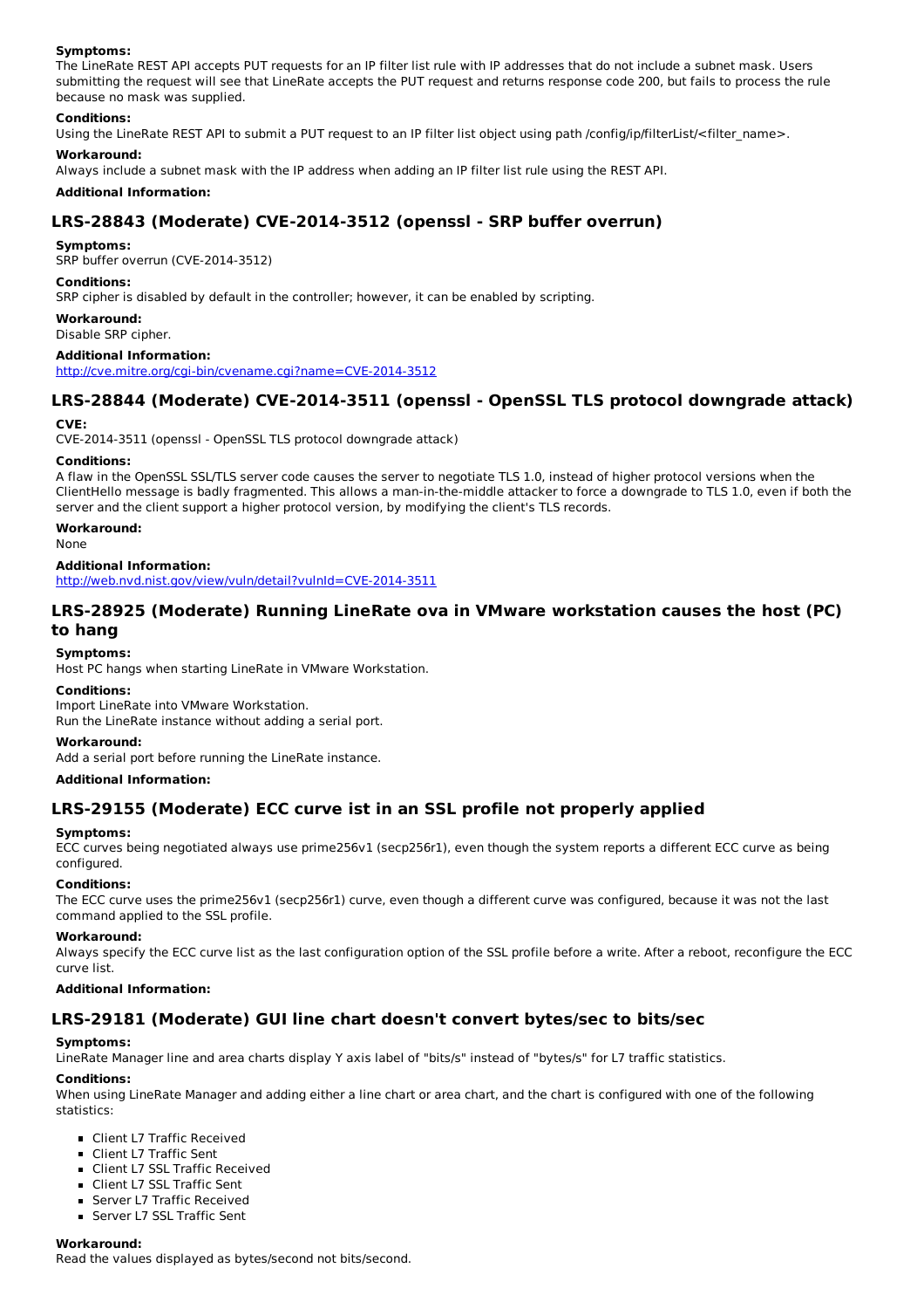**Symptoms:**

The LineRate REST API accepts PUT requests for an IP filter list rule with IP addresses that do not include a subnet mask. Users submitting the request will see that LineRate accepts the PUT request and returns response code 200, but fails to process the rule because no mask was supplied.

**Conditions:**

Using the LineRate REST API to submit a PUT request to an IP filter list object using path /config/ip/filterList/<filter_name>.

**Workaround:**

Always include a subnet mask with the IP address when adding an IP filter list rule using the REST API.

**Additional Information:**

## LRS-28843 (Moderate) CVE-2014-3512 (openssl - SRP buffer overrun)

**Symptoms:**

SRP buffer overrun (CVE-2014-3512)

**Conditions:**

SRP cipher is disabled by default in the controller; however, it can be enabled by scripting.

**Workaround:**

Disable SRP cipher.

**Additional Information:**

http://cve.mitre.org/cgi-bin/cvename.cgi?name=CVE-2014-3512

## LRS-28844 (Moderate) CVE-2014-3511 (openssl - OpenSSL TLS protocol downgrade attack)

**CVE:**

CVE-2014-3511 (openssl - OpenSSL TLS protocol downgrade attack)

**Conditions:**

A flaw in the OpenSSL SSL/TLS server code causes the server to negotiate TLS 1.0, instead of higher protocol versions when the ClientHello message is badly fragmented. This allows a man-in-the-middle attacker to force a downgrade to TLS 1.0, even if both the server and the client support a higher protocol version, by modifying the client's TLS records.

**Workaround:**

None

**Additional Information:**

http://web.nvd.nist.gov/view/vuln/detail?vulnId=CVE-2014-3511

## LRS-28925 (Moderate) Running LineRate ova in VMware workstation causes the host (PC) to hang

**Symptoms:**

Host PC hangs when starting LineRate in VMware Workstation.

**Conditions:**

Import LineRate into VMware Workstation.
Run the LineRate instance without adding a serial port.

**Workaround:**

Add a serial port before running the LineRate instance.

**Additional Information:**

## LRS-29155 (Moderate) ECC curve ist in an SSL profile not properly applied

**Symptoms:**

ECC curves being negotiated always use prime256v1 (secp256r1), even though the system reports a different ECC curve as being configured.

**Conditions:**

The ECC curve uses the prime256v1 (secp256r1) curve, even though a different curve was configured, because it was not the last command applied to the SSL profile.

**Workaround:**

Always specify the ECC curve list as the last configuration option of the SSL profile before a write. After a reboot, reconfigure the ECC curve list.

**Additional Information:**

## LRS-29181 (Moderate) GUI line chart doesn't convert bytes/sec to bits/sec

**Symptoms:**

LineRate Manager line and area charts display Y axis label of "bits/s" instead of "bytes/s" for L7 traffic statistics.

**Conditions:**

When using LineRate Manager and adding either a line chart or area chart, and the chart is configured with one of the following statistics:

- Client L7 Traffic Received
- Client L7 Traffic Sent
- Client L7 SSL Traffic Received
- Client L7 SSL Traffic Sent
- Server L7 Traffic Received
- Server L7 SSL Traffic Sent

**Workaround:**

Read the values displayed as bytes/second not bits/second.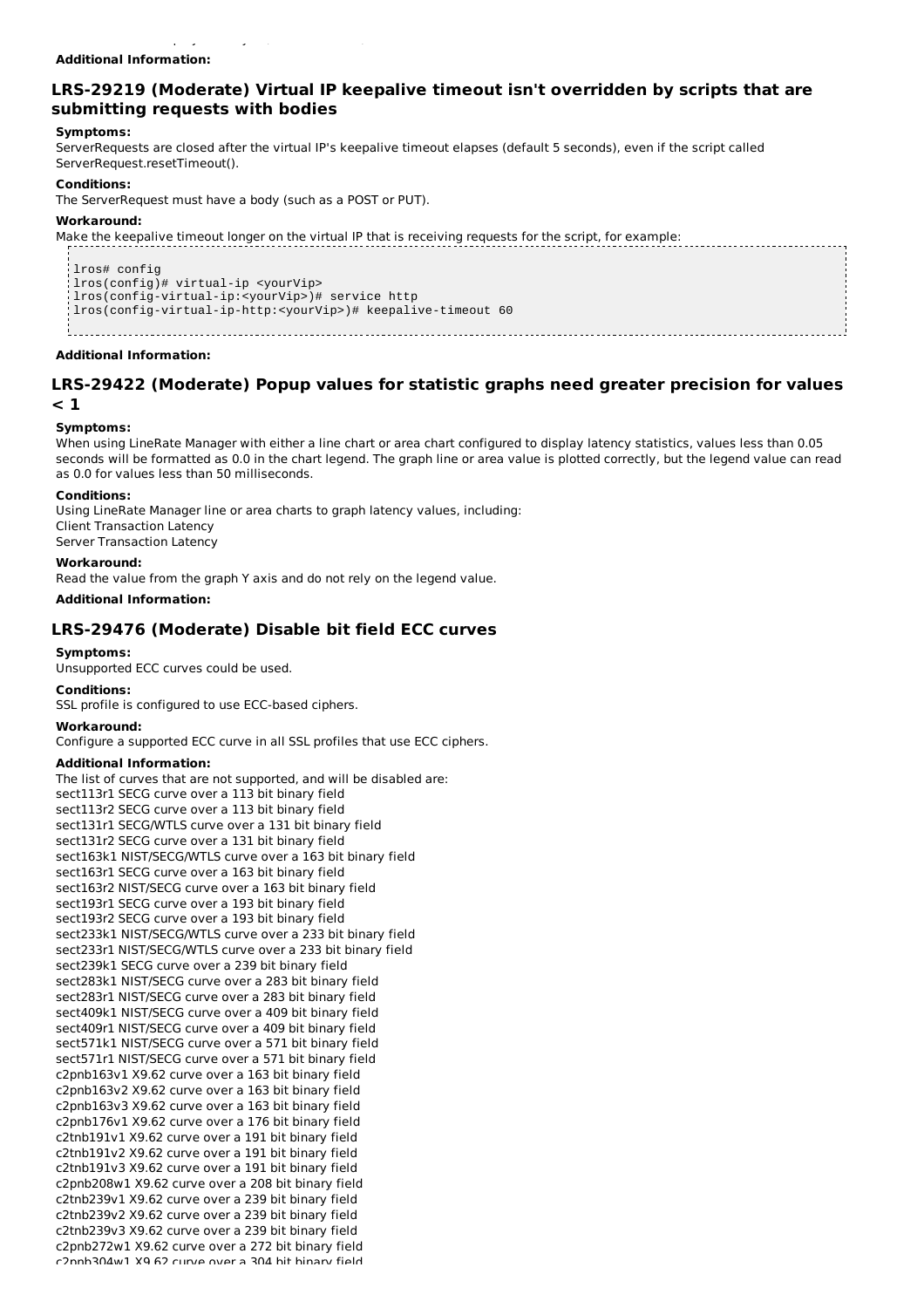**Additional Information:**

## LRS-29219 (Moderate) Virtual IP keepalive timeout isn't overridden by scripts that are submitting requests with bodies

**Symptoms:**

ServerRequests are closed after the virtual IP's keepalive timeout elapses (default 5 seconds), even if the script called ServerRequest.resetTimeout().

**Conditions:**

The ServerRequest must have a body (such as a POST or PUT).

**Workaround:**

Make the keepalive timeout longer on the virtual IP that is receiving requests for the script, for example:

```
lros# config
lros(config)# virtual-ip <yourVip>
lros(config-virtual-ip:<yourVip>)# service http
lros(config-virtual-ip-http:<yourVip>)# keepalive-timeout 60
```

**Additional Information:**

## LRS-29422 (Moderate) Popup values for statistic graphs need greater precision for values < 1

**Symptoms:**

When using LineRate Manager with either a line chart or area chart configured to display latency statistics, values less than 0.05 seconds will be formatted as 0.0 in the chart legend. The graph line or area value is plotted correctly, but the legend value can read as 0.0 for values less than 50 milliseconds.

**Conditions:**

Using LineRate Manager line or area charts to graph latency values, including:
Client Transaction Latency
Server Transaction Latency

**Workaround:**

Read the value from the graph Y axis and do not rely on the legend value.

**Additional Information:**

## LRS-29476 (Moderate) Disable bit field ECC curves

**Symptoms:**

Unsupported ECC curves could be used.

**Conditions:**

SSL profile is configured to use ECC-based ciphers.

**Workaround:**

Configure a supported ECC curve in all SSL profiles that use ECC ciphers.

**Additional Information:**

The list of curves that are not supported, and will be disabled are:
sect113r1 SECG curve over a 113 bit binary field
sect113r2 SECG curve over a 113 bit binary field
sect131r1 SECG/WTLS curve over a 131 bit binary field
sect131r2 SECG curve over a 131 bit binary field
sect163k1 NIST/SECG/WTLS curve over a 163 bit binary field
sect163r1 SECG curve over a 163 bit binary field
sect163r2 NIST/SECG curve over a 163 bit binary field
sect193r1 SECG curve over a 193 bit binary field
sect193r2 SECG curve over a 193 bit binary field
sect233k1 NIST/SECG/WTLS curve over a 233 bit binary field
sect233r1 NIST/SECG/WTLS curve over a 233 bit binary field
sect239k1 SECG curve over a 239 bit binary field
sect283k1 NIST/SECG curve over a 283 bit binary field
sect283r1 NIST/SECG curve over a 283 bit binary field
sect409k1 NIST/SECG curve over a 409 bit binary field
sect409r1 NIST/SECG curve over a 409 bit binary field
sect571k1 NIST/SECG curve over a 571 bit binary field
sect571r1 NIST/SECG curve over a 571 bit binary field
c2pnb163v1 X9.62 curve over a 163 bit binary field
c2pnb163v2 X9.62 curve over a 163 bit binary field
c2pnb163v3 X9.62 curve over a 163 bit binary field
c2pnb176v1 X9.62 curve over a 176 bit binary field
c2tnb191v1 X9.62 curve over a 191 bit binary field
c2tnb191v2 X9.62 curve over a 191 bit binary field
c2tnb191v3 X9.62 curve over a 191 bit binary field
c2pnb208w1 X9.62 curve over a 208 bit binary field
c2tnb239v1 X9.62 curve over a 239 bit binary field
c2tnb239v2 X9.62 curve over a 239 bit binary field
c2tnb239v3 X9.62 curve over a 239 bit binary field
c2pnb272w1 X9.62 curve over a 272 bit binary field
c2pnb304w1 X9.62 curve over a 304 bit binary field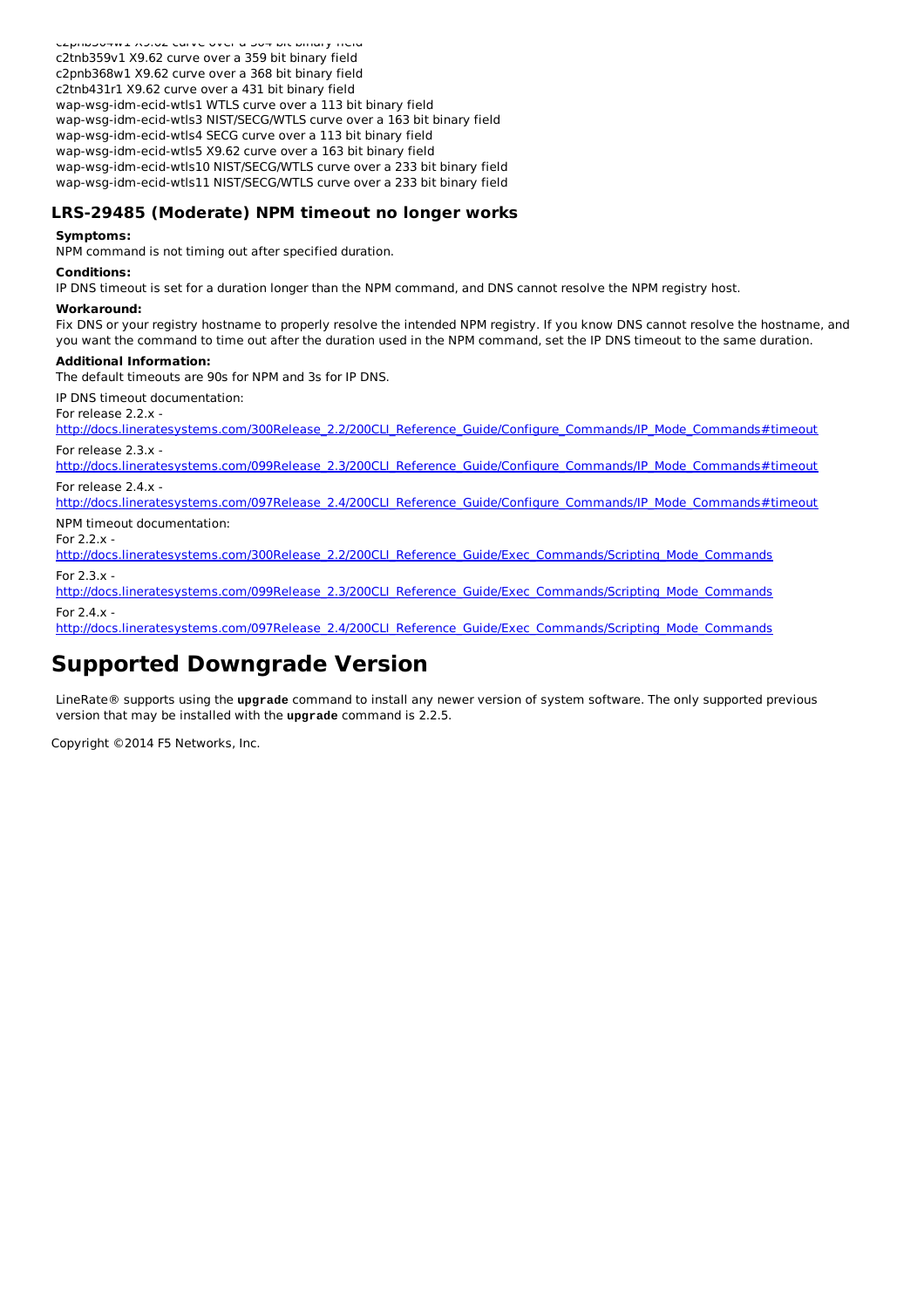c2pnb304w1 X9.62 curve over a 304 bit binary field
c2tnb359v1 X9.62 curve over a 359 bit binary field
c2pnb368w1 X9.62 curve over a 368 bit binary field
c2tnb431r1 X9.62 curve over a 431 bit binary field
wap-wsg-idm-ecid-wtls1 WTLS curve over a 113 bit binary field
wap-wsg-idm-ecid-wtls3 NIST/SECG/WTLS curve over a 163 bit binary field
wap-wsg-idm-ecid-wtls4 SECG curve over a 113 bit binary field
wap-wsg-idm-ecid-wtls5 X9.62 curve over a 163 bit binary field
wap-wsg-idm-ecid-wtls10 NIST/SECG/WTLS curve over a 233 bit binary field
wap-wsg-idm-ecid-wtls11 NIST/SECG/WTLS curve over a 233 bit binary field

### LRS-29485 (Moderate) NPM timeout no longer works

**Symptoms:**

NPM command is not timing out after specified duration.

**Conditions:**

IP DNS timeout is set for a duration longer than the NPM command, and DNS cannot resolve the NPM registry host.

**Workaround:**

Fix DNS or your registry hostname to properly resolve the intended NPM registry. If you know DNS cannot resolve the hostname, and you want the command to time out after the duration used in the NPM command, set the IP DNS timeout to the same duration.

**Additional Information:**

The default timeouts are 90s for NPM and 3s for IP DNS.

IP DNS timeout documentation:

For release 2.2.x -
http://docs.lineratesystems.com/300Release_2.2/200CLI_Reference_Guide/Configure_Commands/IP_Mode_Commands#timeout

For release 2.3.x -
http://docs.lineratesystems.com/099Release_2.3/200CLI_Reference_Guide/Configure_Commands/IP_Mode_Commands#timeout

For release 2.4.x -
http://docs.lineratesystems.com/097Release_2.4/200CLI_Reference_Guide/Configure_Commands/IP_Mode_Commands#timeout

NPM timeout documentation:

For 2.2.x -
http://docs.lineratesystems.com/300Release_2.2/200CLI_Reference_Guide/Exec_Commands/Scripting_Mode_Commands

For 2.3.x -
http://docs.lineratesystems.com/099Release_2.3/200CLI_Reference_Guide/Exec_Commands/Scripting_Mode_Commands

For 2.4.x -
http://docs.lineratesystems.com/097Release_2.4/200CLI_Reference_Guide/Exec_Commands/Scripting_Mode_Commands

# Supported Downgrade Version

LineRate® supports using the `upgrade` command to install any newer version of system software. The only supported previous version that may be installed with the `upgrade` command is 2.2.5.

Copyright ©2014 F5 Networks, Inc.